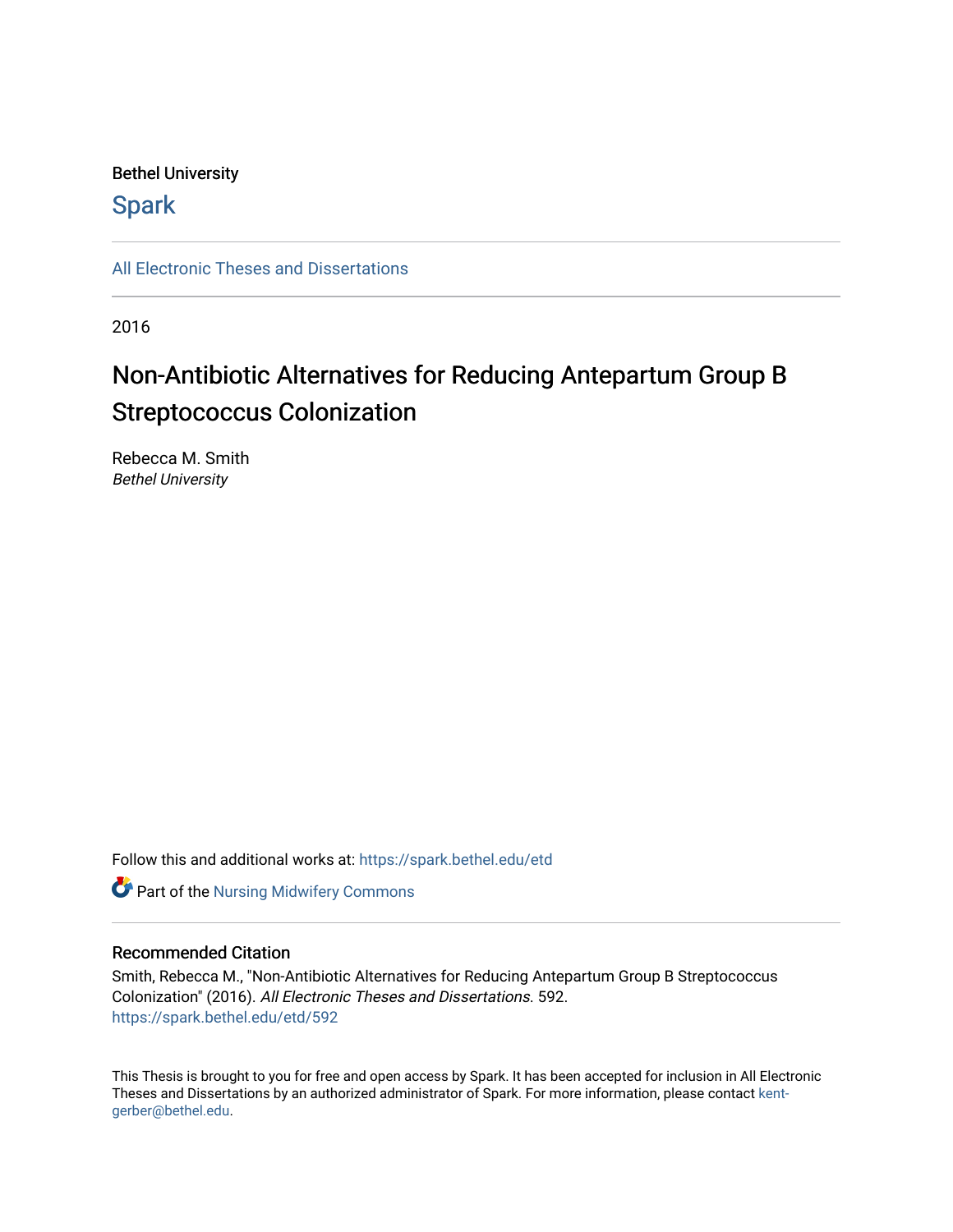Bethel University

# Spark

All Electronic Theses and Dissertations

2016

# Non-Antibiotic Alternatives for Reducing Antepartum Group B Streptococcus Colonization

Rebecca M. Smith
*Bethel University*

Follow this and additional works at: https://spark.bethel.edu/etd

Part of the Nursing Midwifery Commons

## Recommended Citation

Smith, Rebecca M., "Non-Antibiotic Alternatives for Reducing Antepartum Group B Streptococcus Colonization" (2016). *All Electronic Theses and Dissertations.* 592.
https://spark.bethel.edu/etd/592

This Thesis is brought to you for free and open access by Spark. It has been accepted for inclusion in All Electronic Theses and Dissertations by an authorized administrator of Spark. For more information, please contact kent-gerber@bethel.edu.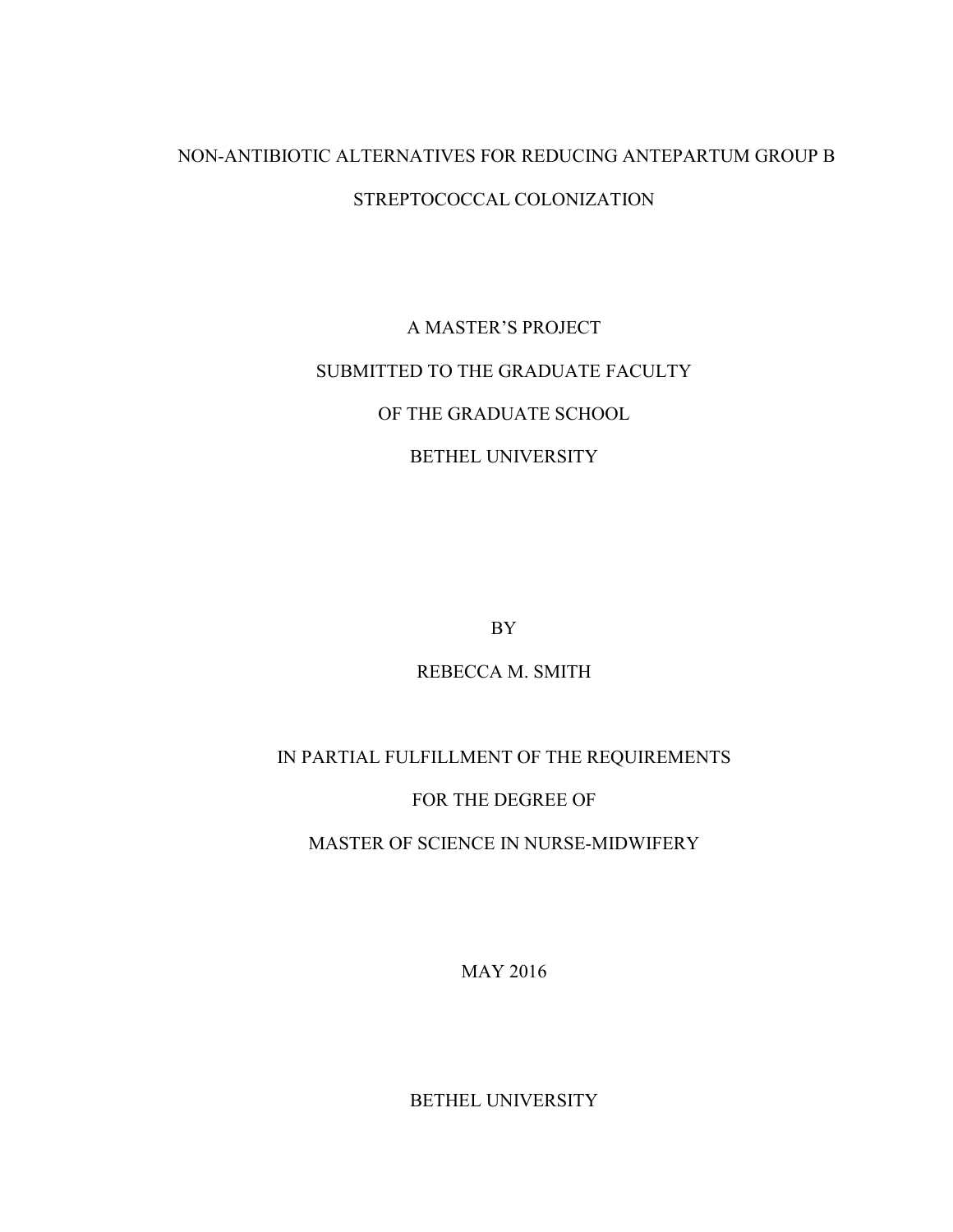# NON-ANTIBIOTIC ALTERNATIVES FOR REDUCING ANTEPARTUM GROUP B STREPTOCOCCAL COLONIZATION

A MASTER'S PROJECT

SUBMITTED TO THE GRADUATE FACULTY

OF THE GRADUATE SCHOOL

BETHEL UNIVERSITY

BY

REBECCA M. SMITH

IN PARTIAL FULFILLMENT OF THE REQUIREMENTS

FOR THE DEGREE OF

MASTER OF SCIENCE IN NURSE-MIDWIFERY

MAY 2016

BETHEL UNIVERSITY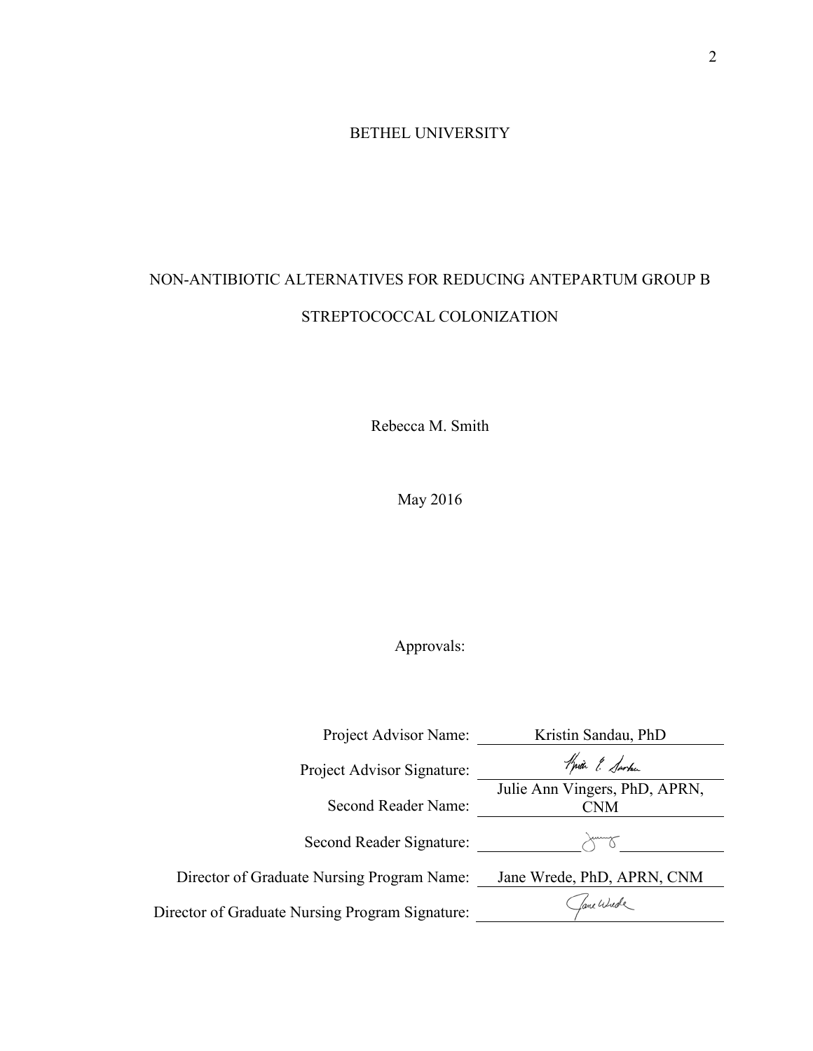BETHEL UNIVERSITY

NON-ANTIBIOTIC ALTERNATIVES FOR REDUCING ANTEPARTUM GROUP B STREPTOCOCCAL COLONIZATION

Rebecca M. Smith

May 2016

Approvals:

| | |
|---|---|
| Project Advisor Name: | Kristin Sandau, PhD |
| Project Advisor Signature: | Kristin E. Sandau |
| Second Reader Name: | Julie Ann Vingers, PhD, APRN, CNM |
| Second Reader Signature: | Jenny |
| Director of Graduate Nursing Program Name: | Jane Wrede, PhD, APRN, CNM |
| Director of Graduate Nursing Program Signature: | Jane Wrede |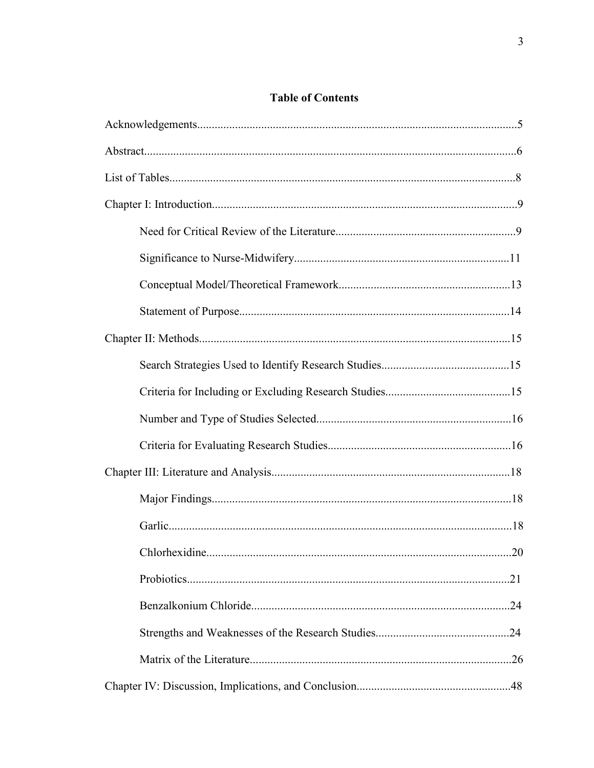# Table of Contents

Acknowledgements............................................................................................................5

Abstract...............................................................................................................................6

List of Tables......................................................................................................................8

Chapter I: Introduction........................................................................................................9

- Need for Critical Review of the Literature.............................................................9
- Significance to Nurse-Midwifery.........................................................................11
- Conceptual Model/Theoretical Framework..........................................................13
- Statement of Purpose............................................................................................14

Chapter II: Methods..........................................................................................................15

- Search Strategies Used to Identify Research Studies............................................15
- Criteria for Including or Excluding Research Studies...........................................15
- Number and Type of Studies Selected..................................................................16
- Criteria for Evaluating Research Studies..............................................................16

Chapter III: Literature and Analysis..................................................................................18

- Major Findings......................................................................................................18
- Garlic.....................................................................................................................18
- Chlorhexidine........................................................................................................20
- Probiotics..............................................................................................................21
- Benzalkonium Chloride........................................................................................24
- Strengths and Weaknesses of the Research Studies..............................................24
- Matrix of the Literature.........................................................................................26

Chapter IV: Discussion, Implications, and Conclusion....................................................48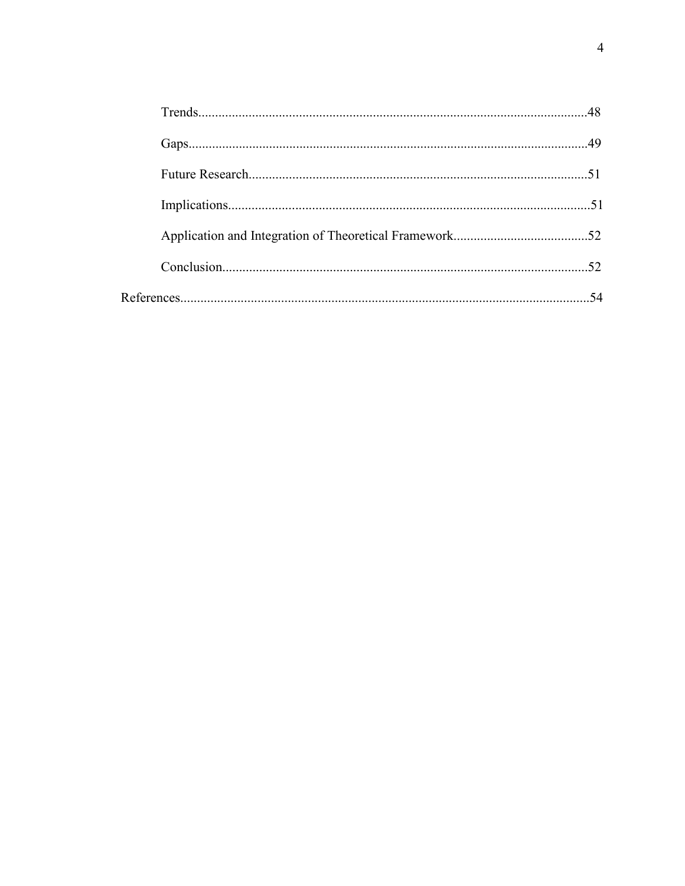Trends....................................................................................................................48

Gaps.......................................................................................................................49

Future Research....................................................................................................51

Implications...........................................................................................................51

Application and Integration of Theoretical Framework........................................52

Conclusion.............................................................................................................52

References..................................................................................................................54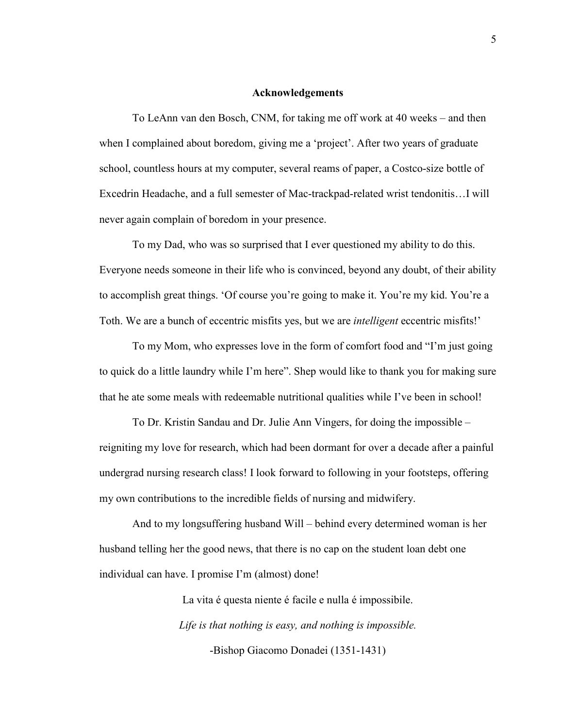## Acknowledgements

To LeAnn van den Bosch, CNM, for taking me off work at 40 weeks – and then when I complained about boredom, giving me a 'project'. After two years of graduate school, countless hours at my computer, several reams of paper, a Costco-size bottle of Excedrin Headache, and a full semester of Mac-trackpad-related wrist tendonitis…I will never again complain of boredom in your presence.

To my Dad, who was so surprised that I ever questioned my ability to do this. Everyone needs someone in their life who is convinced, beyond any doubt, of their ability to accomplish great things. 'Of course you're going to make it. You're my kid. You're a Toth. We are a bunch of eccentric misfits yes, but we are *intelligent* eccentric misfits!'

To my Mom, who expresses love in the form of comfort food and "I'm just going to quick do a little laundry while I'm here". Shep would like to thank you for making sure that he ate some meals with redeemable nutritional qualities while I've been in school!

To Dr. Kristin Sandau and Dr. Julie Ann Vingers, for doing the impossible – reigniting my love for research, which had been dormant for over a decade after a painful undergrad nursing research class! I look forward to following in your footsteps, offering my own contributions to the incredible fields of nursing and midwifery.

And to my longsuffering husband Will – behind every determined woman is her husband telling her the good news, that there is no cap on the student loan debt one individual can have. I promise I'm (almost) done!

La vita é questa niente é facile e nulla é impossibile.

*Life is that nothing is easy, and nothing is impossible.*

-Bishop Giacomo Donadei (1351-1431)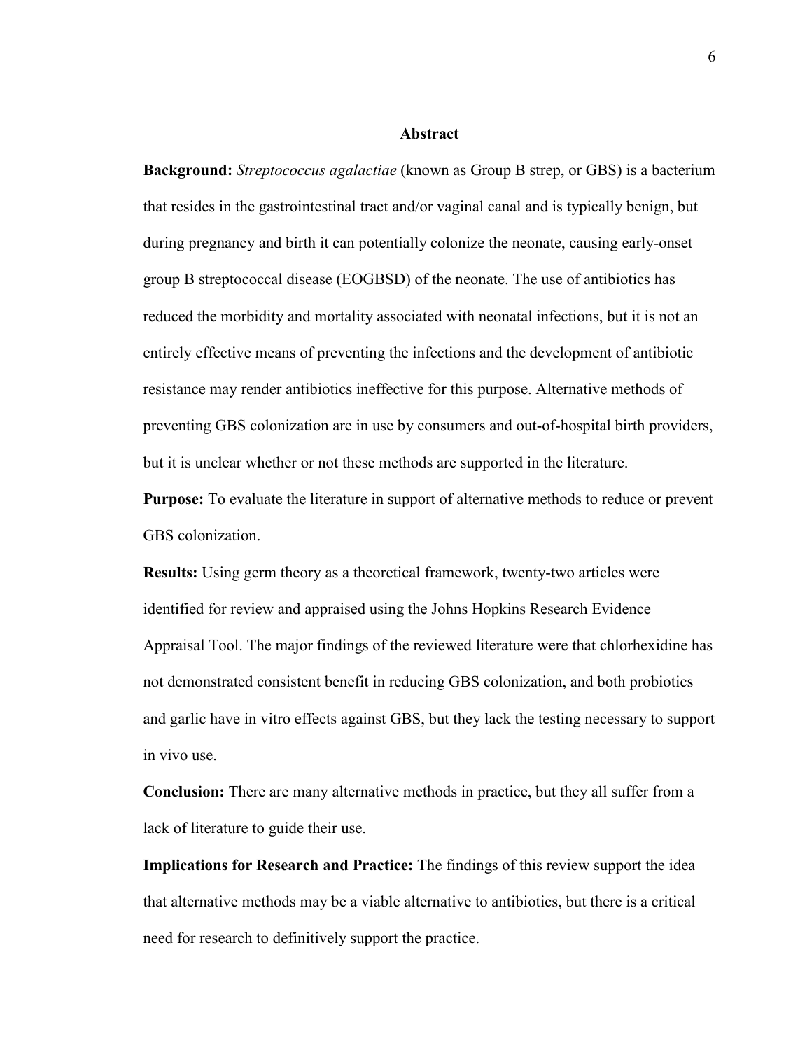# Abstract

**Background:** *Streptococcus agalactiae* (known as Group B strep, or GBS) is a bacterium that resides in the gastrointestinal tract and/or vaginal canal and is typically benign, but during pregnancy and birth it can potentially colonize the neonate, causing early-onset group B streptococcal disease (EOGBSD) of the neonate. The use of antibiotics has reduced the morbidity and mortality associated with neonatal infections, but it is not an entirely effective means of preventing the infections and the development of antibiotic resistance may render antibiotics ineffective for this purpose. Alternative methods of preventing GBS colonization are in use by consumers and out-of-hospital birth providers, but it is unclear whether or not these methods are supported in the literature.

**Purpose:** To evaluate the literature in support of alternative methods to reduce or prevent GBS colonization.

**Results:** Using germ theory as a theoretical framework, twenty-two articles were identified for review and appraised using the Johns Hopkins Research Evidence Appraisal Tool. The major findings of the reviewed literature were that chlorhexidine has not demonstrated consistent benefit in reducing GBS colonization, and both probiotics and garlic have in vitro effects against GBS, but they lack the testing necessary to support in vivo use.

**Conclusion:** There are many alternative methods in practice, but they all suffer from a lack of literature to guide their use.

**Implications for Research and Practice:** The findings of this review support the idea that alternative methods may be a viable alternative to antibiotics, but there is a critical need for research to definitively support the practice.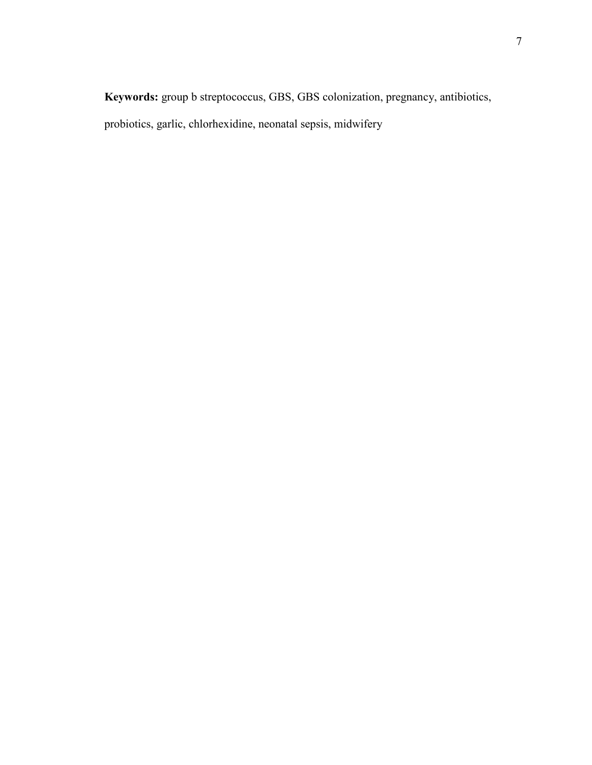**Keywords:** group b streptococcus, GBS, GBS colonization, pregnancy, antibiotics, probiotics, garlic, chlorhexidine, neonatal sepsis, midwifery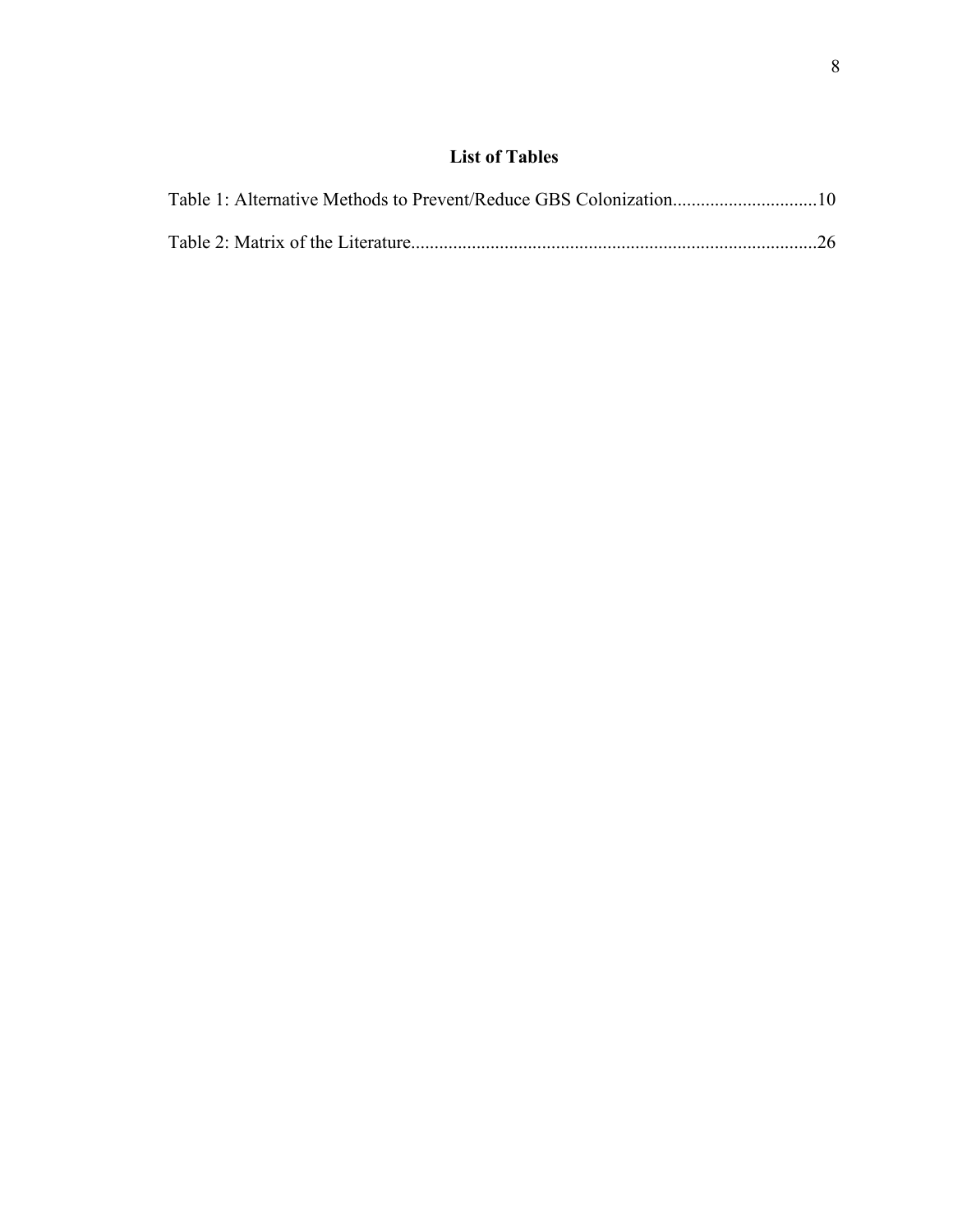## List of Tables

Table 1: Alternative Methods to Prevent/Reduce GBS Colonization...............................10

Table 2: Matrix of the Literature.......................................................................................26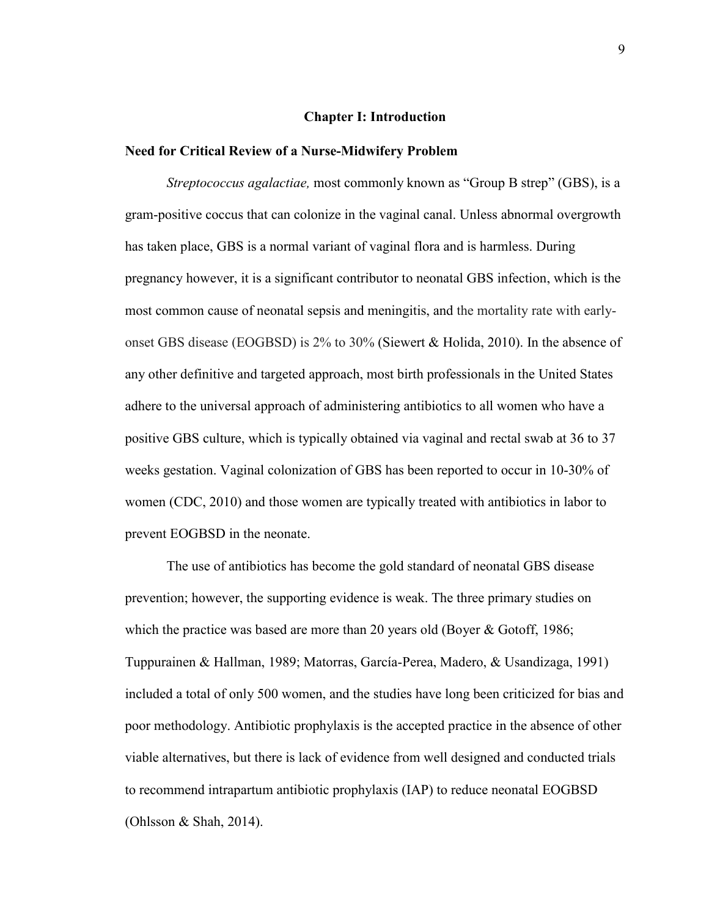# Chapter I: Introduction

## Need for Critical Review of a Nurse-Midwifery Problem

*Streptococcus agalactiae,* most commonly known as "Group B strep" (GBS), is a gram-positive coccus that can colonize in the vaginal canal. Unless abnormal overgrowth has taken place, GBS is a normal variant of vaginal flora and is harmless. During pregnancy however, it is a significant contributor to neonatal GBS infection, which is the most common cause of neonatal sepsis and meningitis, and the mortality rate with early-onset GBS disease (EOGBSD) is 2% to 30% (Siewert & Holida, 2010). In the absence of any other definitive and targeted approach, most birth professionals in the United States adhere to the universal approach of administering antibiotics to all women who have a positive GBS culture, which is typically obtained via vaginal and rectal swab at 36 to 37 weeks gestation. Vaginal colonization of GBS has been reported to occur in 10-30% of women (CDC, 2010) and those women are typically treated with antibiotics in labor to prevent EOGBSD in the neonate.

The use of antibiotics has become the gold standard of neonatal GBS disease prevention; however, the supporting evidence is weak. The three primary studies on which the practice was based are more than 20 years old (Boyer & Gotoff, 1986; Tuppurainen & Hallman, 1989; Matorras, García-Perea, Madero, & Usandizaga, 1991) included a total of only 500 women, and the studies have long been criticized for bias and poor methodology. Antibiotic prophylaxis is the accepted practice in the absence of other viable alternatives, but there is lack of evidence from well designed and conducted trials to recommend intrapartum antibiotic prophylaxis (IAP) to reduce neonatal EOGBSD (Ohlsson & Shah, 2014).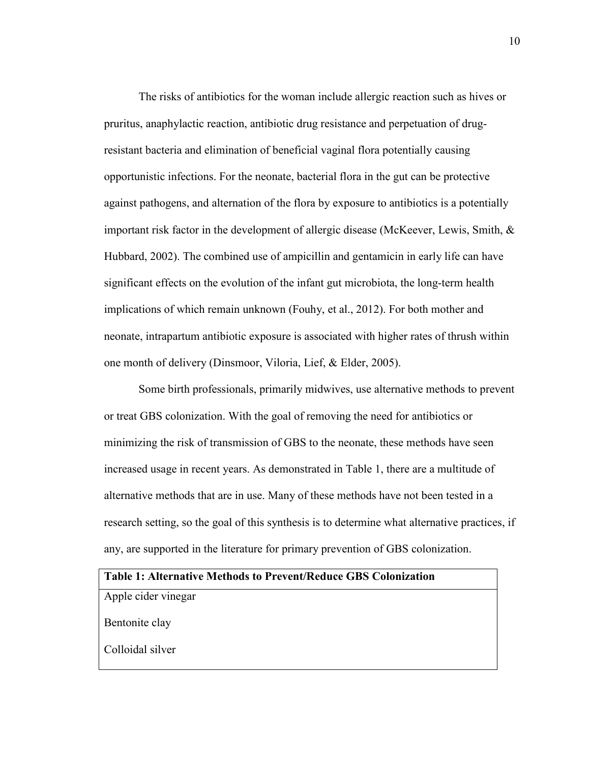The risks of antibiotics for the woman include allergic reaction such as hives or pruritus, anaphylactic reaction, antibiotic drug resistance and perpetuation of drug-resistant bacteria and elimination of beneficial vaginal flora potentially causing opportunistic infections. For the neonate, bacterial flora in the gut can be protective against pathogens, and alternation of the flora by exposure to antibiotics is a potentially important risk factor in the development of allergic disease (McKeever, Lewis, Smith, & Hubbard, 2002). The combined use of ampicillin and gentamicin in early life can have significant effects on the evolution of the infant gut microbiota, the long-term health implications of which remain unknown (Fouhy, et al., 2012). For both mother and neonate, intrapartum antibiotic exposure is associated with higher rates of thrush within one month of delivery (Dinsmoor, Viloria, Lief, & Elder, 2005).

Some birth professionals, primarily midwives, use alternative methods to prevent or treat GBS colonization. With the goal of removing the need for antibiotics or minimizing the risk of transmission of GBS to the neonate, these methods have seen increased usage in recent years. As demonstrated in Table 1, there are a multitude of alternative methods that are in use. Many of these methods have not been tested in a research setting, so the goal of this synthesis is to determine what alternative practices, if any, are supported in the literature for primary prevention of GBS colonization.

| **Table 1: Alternative Methods to Prevent/Reduce GBS Colonization** |
|---|
| Apple cider vinegar |
| Bentonite clay |
| Colloidal silver |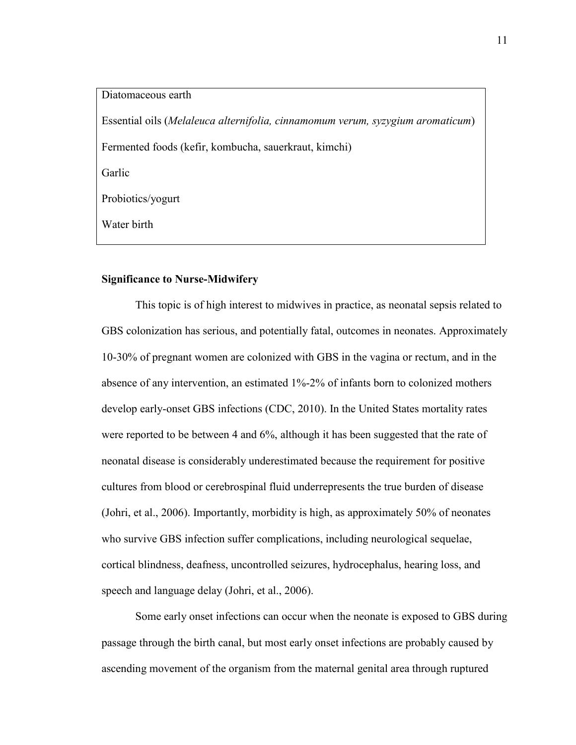Diatomaceous earth

Essential oils (*Melaleuca alternifolia, cinnamomum verum, syzygium aromaticum*)

Fermented foods (kefir, kombucha, sauerkraut, kimchi)

Garlic

Probiotics/yogurt

Water birth

**Significance to Nurse-Midwifery**

This topic is of high interest to midwives in practice, as neonatal sepsis related to GBS colonization has serious, and potentially fatal, outcomes in neonates. Approximately 10-30% of pregnant women are colonized with GBS in the vagina or rectum, and in the absence of any intervention, an estimated 1%-2% of infants born to colonized mothers develop early-onset GBS infections (CDC, 2010). In the United States mortality rates were reported to be between 4 and 6%, although it has been suggested that the rate of neonatal disease is considerably underestimated because the requirement for positive cultures from blood or cerebrospinal fluid underrepresents the true burden of disease (Johri, et al., 2006). Importantly, morbidity is high, as approximately 50% of neonates who survive GBS infection suffer complications, including neurological sequelae, cortical blindness, deafness, uncontrolled seizures, hydrocephalus, hearing loss, and speech and language delay (Johri, et al., 2006).

Some early onset infections can occur when the neonate is exposed to GBS during passage through the birth canal, but most early onset infections are probably caused by ascending movement of the organism from the maternal genital area through ruptured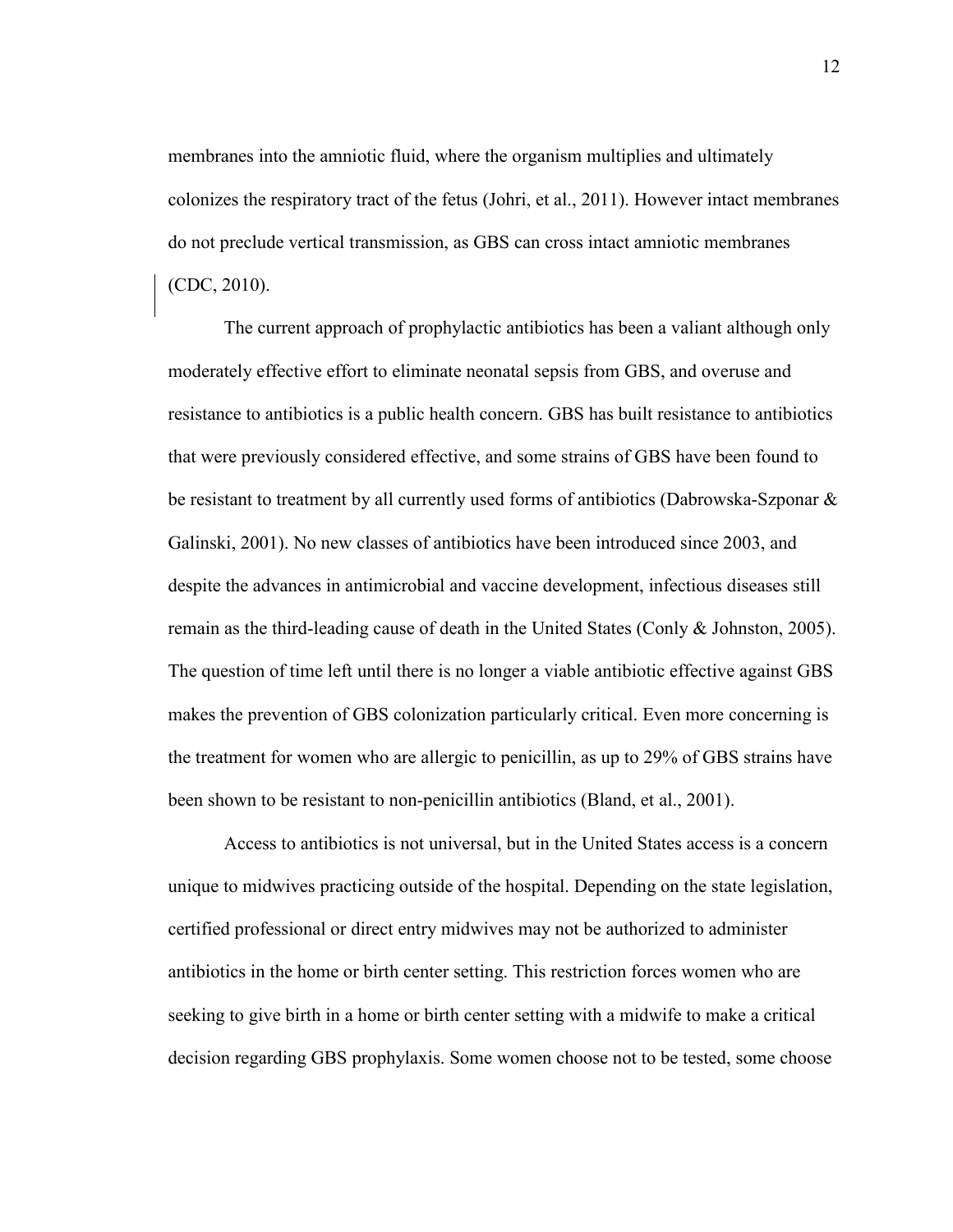membranes into the amniotic fluid, where the organism multiplies and ultimately colonizes the respiratory tract of the fetus (Johri, et al., 2011). However intact membranes do not preclude vertical transmission, as GBS can cross intact amniotic membranes (CDC, 2010).

The current approach of prophylactic antibiotics has been a valiant although only moderately effective effort to eliminate neonatal sepsis from GBS, and overuse and resistance to antibiotics is a public health concern. GBS has built resistance to antibiotics that were previously considered effective, and some strains of GBS have been found to be resistant to treatment by all currently used forms of antibiotics (Dabrowska-Szponar & Galinski, 2001). No new classes of antibiotics have been introduced since 2003, and despite the advances in antimicrobial and vaccine development, infectious diseases still remain as the third-leading cause of death in the United States (Conly & Johnston, 2005). The question of time left until there is no longer a viable antibiotic effective against GBS makes the prevention of GBS colonization particularly critical. Even more concerning is the treatment for women who are allergic to penicillin, as up to 29% of GBS strains have been shown to be resistant to non-penicillin antibiotics (Bland, et al., 2001).

Access to antibiotics is not universal, but in the United States access is a concern unique to midwives practicing outside of the hospital. Depending on the state legislation, certified professional or direct entry midwives may not be authorized to administer antibiotics in the home or birth center setting. This restriction forces women who are seeking to give birth in a home or birth center setting with a midwife to make a critical decision regarding GBS prophylaxis. Some women choose not to be tested, some choose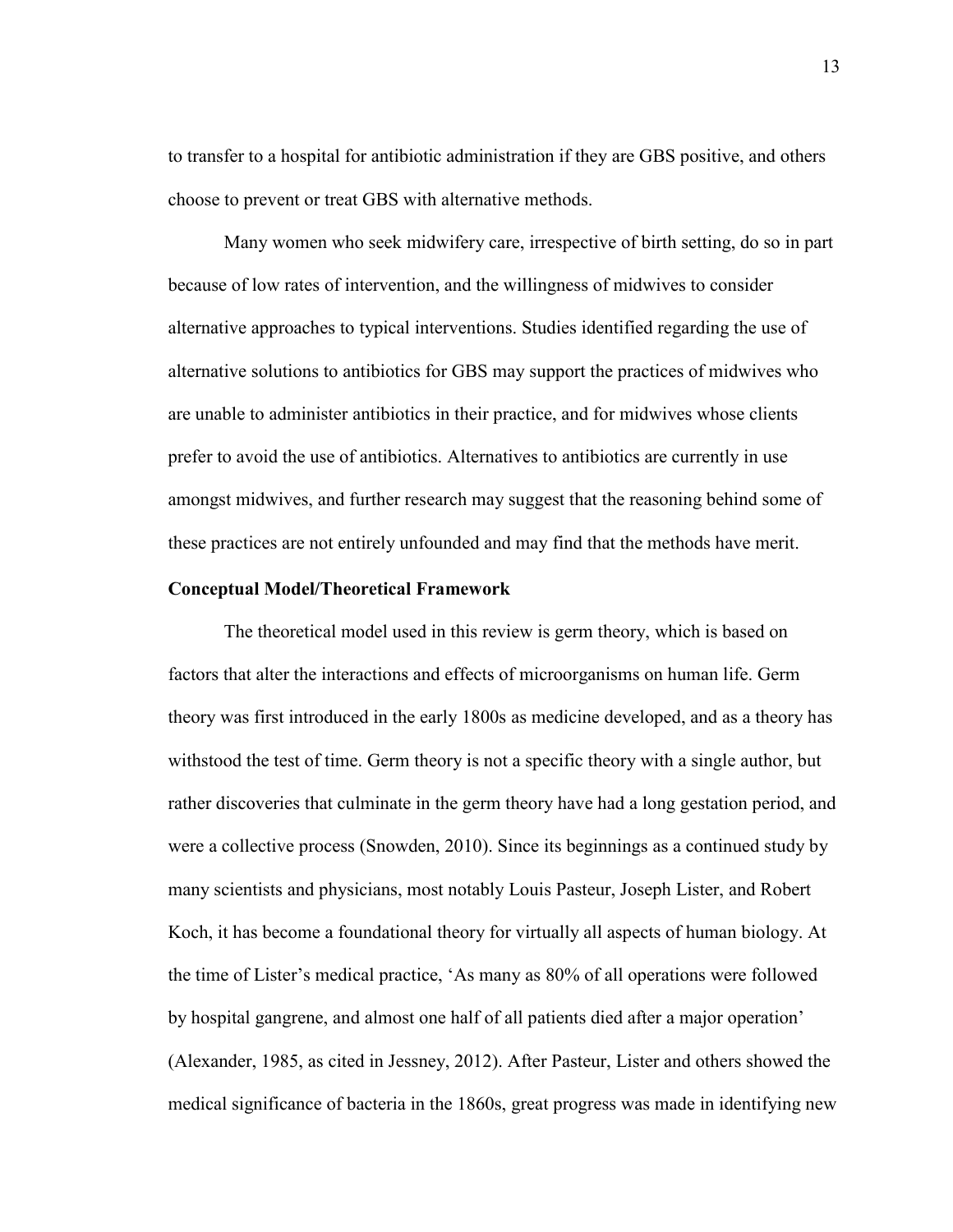to transfer to a hospital for antibiotic administration if they are GBS positive, and others choose to prevent or treat GBS with alternative methods.

Many women who seek midwifery care, irrespective of birth setting, do so in part because of low rates of intervention, and the willingness of midwives to consider alternative approaches to typical interventions. Studies identified regarding the use of alternative solutions to antibiotics for GBS may support the practices of midwives who are unable to administer antibiotics in their practice, and for midwives whose clients prefer to avoid the use of antibiotics. Alternatives to antibiotics are currently in use amongst midwives, and further research may suggest that the reasoning behind some of these practices are not entirely unfounded and may find that the methods have merit.

**Conceptual Model/Theoretical Framework**

The theoretical model used in this review is germ theory, which is based on factors that alter the interactions and effects of microorganisms on human life. Germ theory was first introduced in the early 1800s as medicine developed, and as a theory has withstood the test of time. Germ theory is not a specific theory with a single author, but rather discoveries that culminate in the germ theory have had a long gestation period, and were a collective process (Snowden, 2010). Since its beginnings as a continued study by many scientists and physicians, most notably Louis Pasteur, Joseph Lister, and Robert Koch, it has become a foundational theory for virtually all aspects of human biology. At the time of Lister's medical practice, 'As many as 80% of all operations were followed by hospital gangrene, and almost one half of all patients died after a major operation' (Alexander, 1985, as cited in Jessney, 2012). After Pasteur, Lister and others showed the medical significance of bacteria in the 1860s, great progress was made in identifying new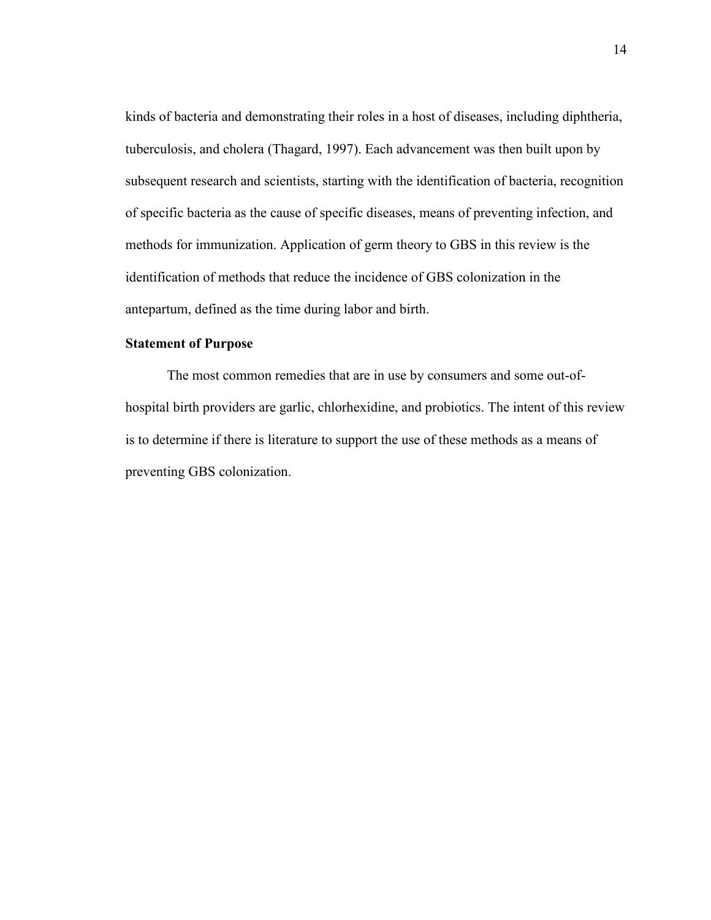kinds of bacteria and demonstrating their roles in a host of diseases, including diphtheria, tuberculosis, and cholera (Thagard, 1997). Each advancement was then built upon by subsequent research and scientists, starting with the identification of bacteria, recognition of specific bacteria as the cause of specific diseases, means of preventing infection, and methods for immunization. Application of germ theory to GBS in this review is the identification of methods that reduce the incidence of GBS colonization in the antepartum, defined as the time during labor and birth.

**Statement of Purpose**

The most common remedies that are in use by consumers and some out-of-hospital birth providers are garlic, chlorhexidine, and probiotics. The intent of this review is to determine if there is literature to support the use of these methods as a means of preventing GBS colonization.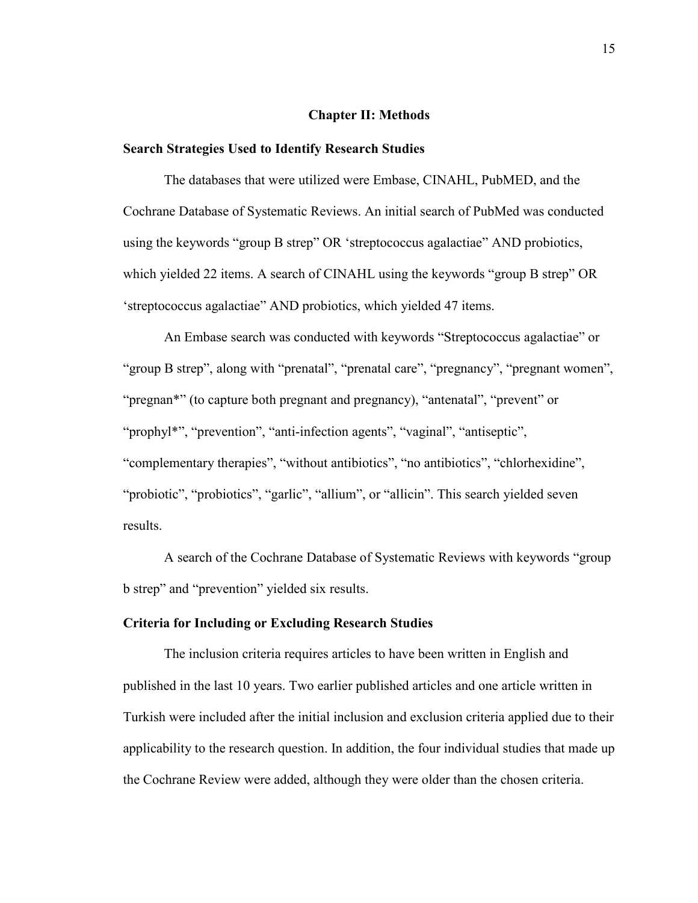# Chapter II: Methods

## Search Strategies Used to Identify Research Studies

The databases that were utilized were Embase, CINAHL, PubMED, and the Cochrane Database of Systematic Reviews. An initial search of PubMed was conducted using the keywords "group B strep" OR 'streptococcus agalactiae" AND probiotics, which yielded 22 items. A search of CINAHL using the keywords "group B strep" OR 'streptococcus agalactiae" AND probiotics, which yielded 47 items.

An Embase search was conducted with keywords "Streptococcus agalactiae" or "group B strep", along with "prenatal", "prenatal care", "pregnancy", "pregnant women", "pregnan*" (to capture both pregnant and pregnancy), "antenatal", "prevent" or "prophyl*", "prevention", "anti-infection agents", "vaginal", "antiseptic", "complementary therapies", "without antibiotics", "no antibiotics", "chlorhexidine", "probiotic", "probiotics", "garlic", "allium", or "allicin". This search yielded seven results.

A search of the Cochrane Database of Systematic Reviews with keywords "group b strep" and "prevention" yielded six results.

## Criteria for Including or Excluding Research Studies

The inclusion criteria requires articles to have been written in English and published in the last 10 years. Two earlier published articles and one article written in Turkish were included after the initial inclusion and exclusion criteria applied due to their applicability to the research question. In addition, the four individual studies that made up the Cochrane Review were added, although they were older than the chosen criteria.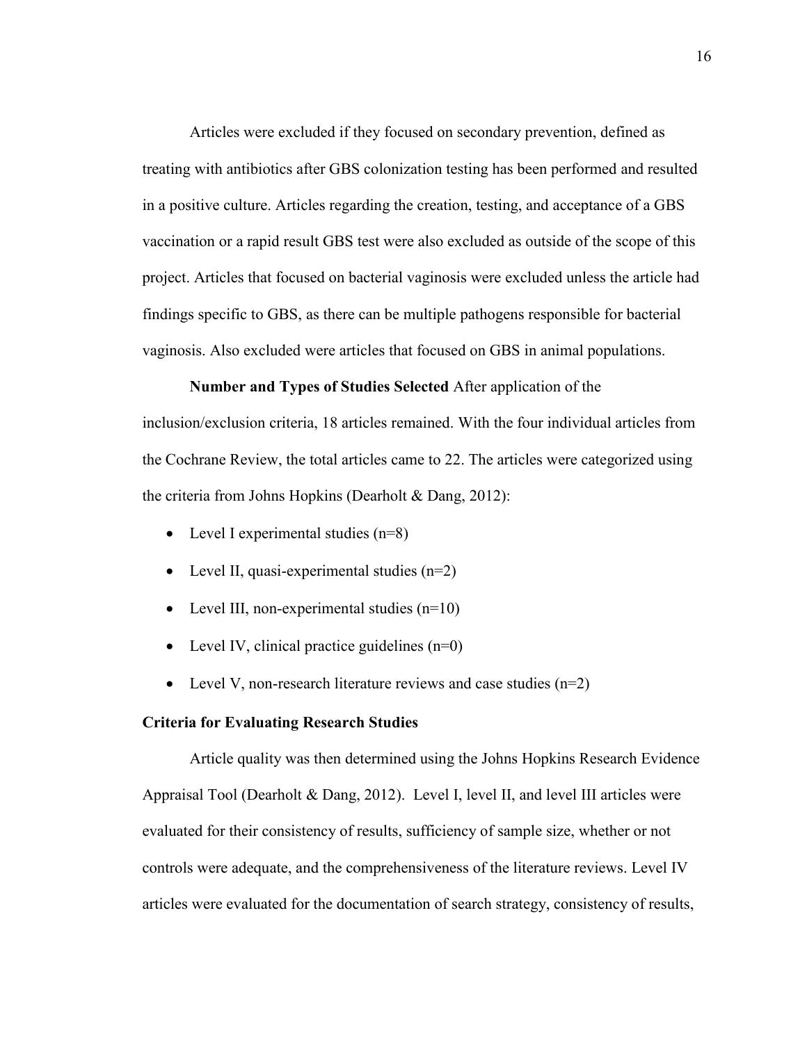Articles were excluded if they focused on secondary prevention, defined as treating with antibiotics after GBS colonization testing has been performed and resulted in a positive culture. Articles regarding the creation, testing, and acceptance of a GBS vaccination or a rapid result GBS test were also excluded as outside of the scope of this project. Articles that focused on bacterial vaginosis were excluded unless the article had findings specific to GBS, as there can be multiple pathogens responsible for bacterial vaginosis. Also excluded were articles that focused on GBS in animal populations.

**Number and Types of Studies Selected** After application of the inclusion/exclusion criteria, 18 articles remained. With the four individual articles from the Cochrane Review, the total articles came to 22. The articles were categorized using the criteria from Johns Hopkins (Dearholt & Dang, 2012):

- Level I experimental studies (n=8)
- Level II, quasi-experimental studies (n=2)
- Level III, non-experimental studies (n=10)
- Level IV, clinical practice guidelines (n=0)
- Level V, non-research literature reviews and case studies (n=2)

## Criteria for Evaluating Research Studies

Article quality was then determined using the Johns Hopkins Research Evidence Appraisal Tool (Dearholt & Dang, 2012). Level I, level II, and level III articles were evaluated for their consistency of results, sufficiency of sample size, whether or not controls were adequate, and the comprehensiveness of the literature reviews. Level IV articles were evaluated for the documentation of search strategy, consistency of results,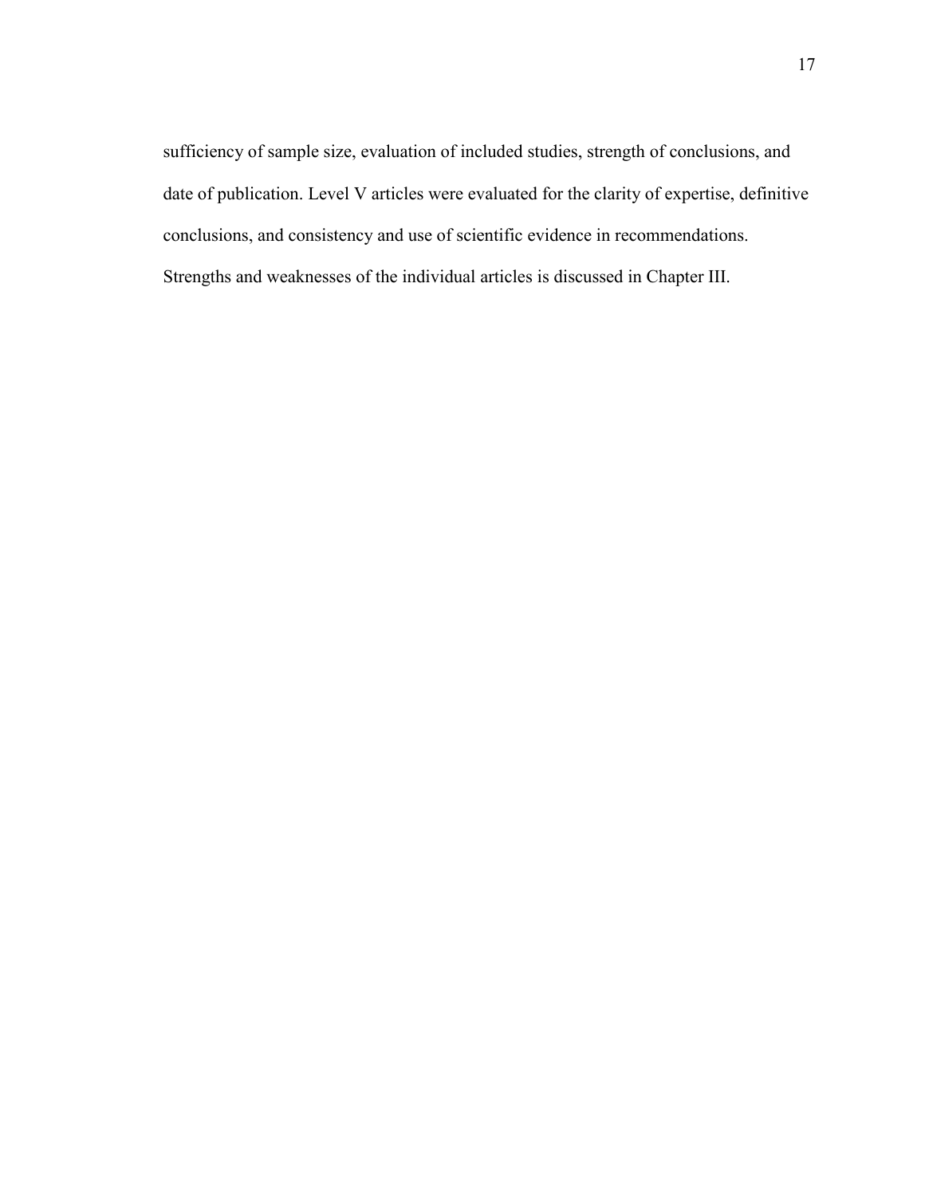sufficiency of sample size, evaluation of included studies, strength of conclusions, and date of publication. Level V articles were evaluated for the clarity of expertise, definitive conclusions, and consistency and use of scientific evidence in recommendations. Strengths and weaknesses of the individual articles is discussed in Chapter III.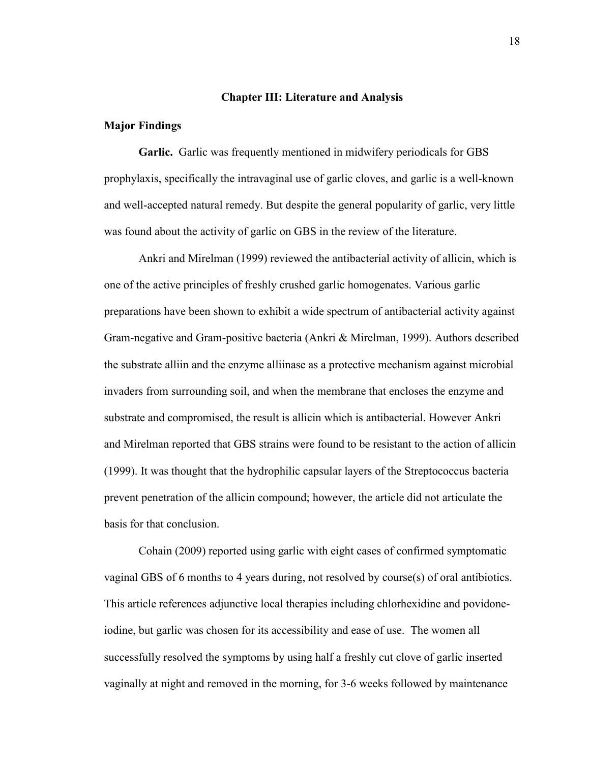## Chapter III: Literature and Analysis

### Major Findings

**Garlic.** Garlic was frequently mentioned in midwifery periodicals for GBS prophylaxis, specifically the intravaginal use of garlic cloves, and garlic is a well-known and well-accepted natural remedy. But despite the general popularity of garlic, very little was found about the activity of garlic on GBS in the review of the literature.

Ankri and Mirelman (1999) reviewed the antibacterial activity of allicin, which is one of the active principles of freshly crushed garlic homogenates. Various garlic preparations have been shown to exhibit a wide spectrum of antibacterial activity against Gram-negative and Gram-positive bacteria (Ankri & Mirelman, 1999). Authors described the substrate alliin and the enzyme alliinase as a protective mechanism against microbial invaders from surrounding soil, and when the membrane that encloses the enzyme and substrate and compromised, the result is allicin which is antibacterial. However Ankri and Mirelman reported that GBS strains were found to be resistant to the action of allicin (1999). It was thought that the hydrophilic capsular layers of the Streptococcus bacteria prevent penetration of the allicin compound; however, the article did not articulate the basis for that conclusion.

Cohain (2009) reported using garlic with eight cases of confirmed symptomatic vaginal GBS of 6 months to 4 years during, not resolved by course(s) of oral antibiotics. This article references adjunctive local therapies including chlorhexidine and povidone-iodine, but garlic was chosen for its accessibility and ease of use. The women all successfully resolved the symptoms by using half a freshly cut clove of garlic inserted vaginally at night and removed in the morning, for 3-6 weeks followed by maintenance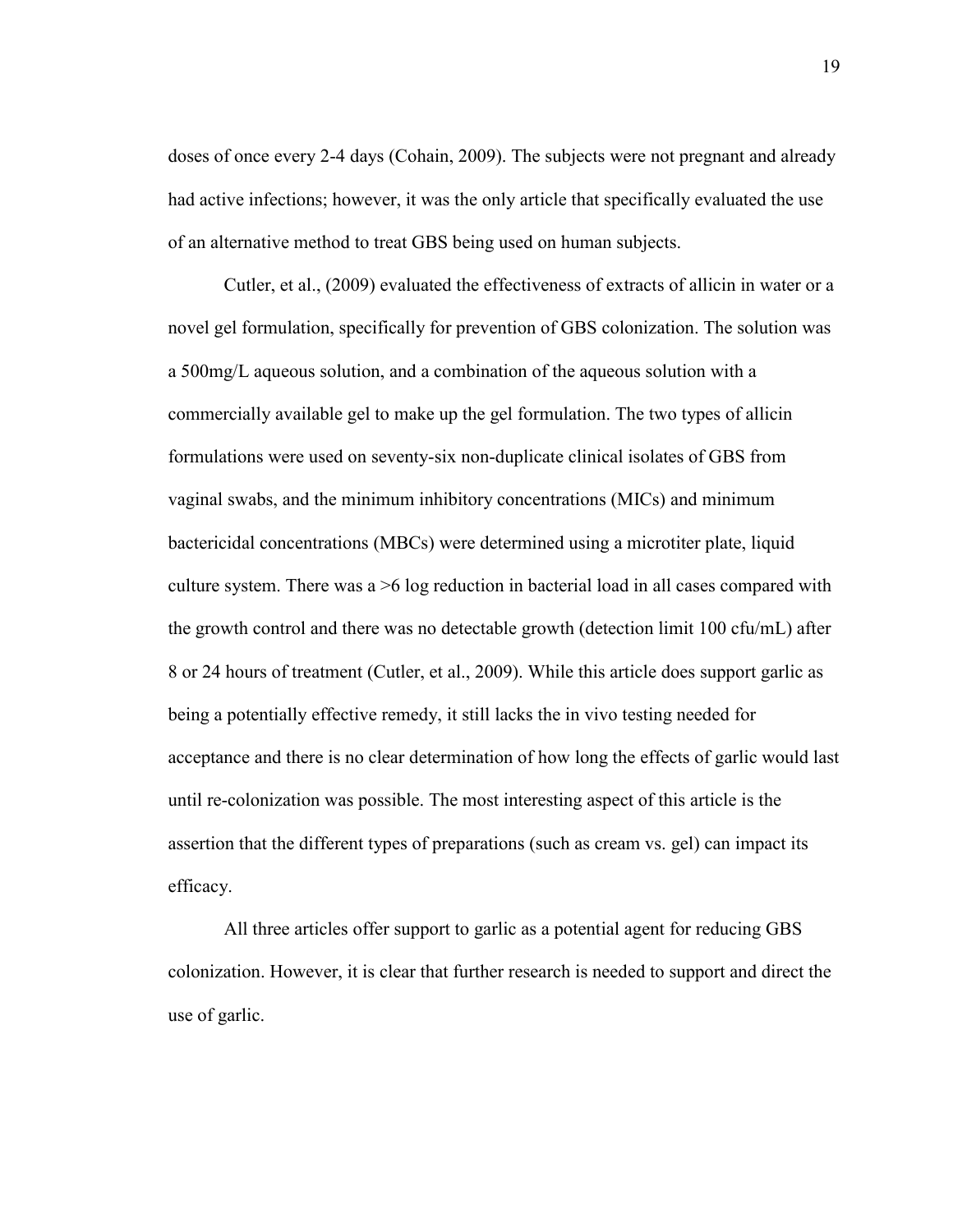doses of once every 2-4 days (Cohain, 2009). The subjects were not pregnant and already had active infections; however, it was the only article that specifically evaluated the use of an alternative method to treat GBS being used on human subjects.

Cutler, et al., (2009) evaluated the effectiveness of extracts of allicin in water or a novel gel formulation, specifically for prevention of GBS colonization. The solution was a 500mg/L aqueous solution, and a combination of the aqueous solution with a commercially available gel to make up the gel formulation. The two types of allicin formulations were used on seventy-six non-duplicate clinical isolates of GBS from vaginal swabs, and the minimum inhibitory concentrations (MICs) and minimum bactericidal concentrations (MBCs) were determined using a microtiter plate, liquid culture system. There was a >6 log reduction in bacterial load in all cases compared with the growth control and there was no detectable growth (detection limit 100 cfu/mL) after 8 or 24 hours of treatment (Cutler, et al., 2009). While this article does support garlic as being a potentially effective remedy, it still lacks the in vivo testing needed for acceptance and there is no clear determination of how long the effects of garlic would last until re-colonization was possible. The most interesting aspect of this article is the assertion that the different types of preparations (such as cream vs. gel) can impact its efficacy.

All three articles offer support to garlic as a potential agent for reducing GBS colonization. However, it is clear that further research is needed to support and direct the use of garlic.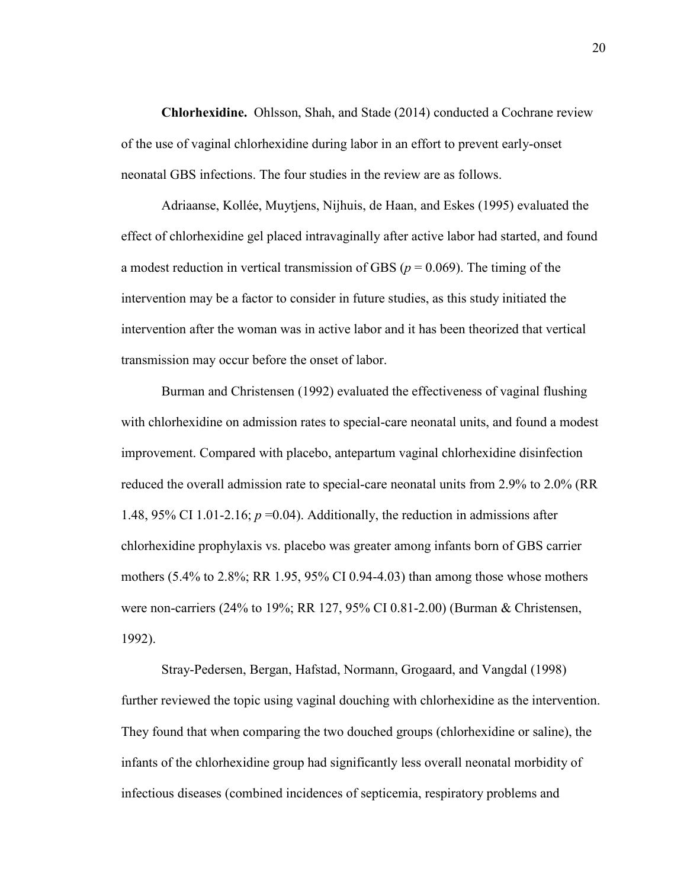**Chlorhexidine.** Ohlsson, Shah, and Stade (2014) conducted a Cochrane review of the use of vaginal chlorhexidine during labor in an effort to prevent early-onset neonatal GBS infections. The four studies in the review are as follows.

Adriaanse, Kollée, Muytjens, Nijhuis, de Haan, and Eskes (1995) evaluated the effect of chlorhexidine gel placed intravaginally after active labor had started, and found a modest reduction in vertical transmission of GBS ($p = 0.069$). The timing of the intervention may be a factor to consider in future studies, as this study initiated the intervention after the woman was in active labor and it has been theorized that vertical transmission may occur before the onset of labor.

Burman and Christensen (1992) evaluated the effectiveness of vaginal flushing with chlorhexidine on admission rates to special-care neonatal units, and found a modest improvement. Compared with placebo, antepartum vaginal chlorhexidine disinfection reduced the overall admission rate to special-care neonatal units from 2.9% to 2.0% (RR 1.48, 95% CI 1.01-2.16; $p$ =0.04). Additionally, the reduction in admissions after chlorhexidine prophylaxis vs. placebo was greater among infants born of GBS carrier mothers (5.4% to 2.8%; RR 1.95, 95% CI 0.94-4.03) than among those whose mothers were non-carriers (24% to 19%; RR 127, 95% CI 0.81-2.00) (Burman & Christensen, 1992).

Stray-Pedersen, Bergan, Hafstad, Normann, Grogaard, and Vangdal (1998) further reviewed the topic using vaginal douching with chlorhexidine as the intervention. They found that when comparing the two douched groups (chlorhexidine or saline), the infants of the chlorhexidine group had significantly less overall neonatal morbidity of infectious diseases (combined incidences of septicemia, respiratory problems and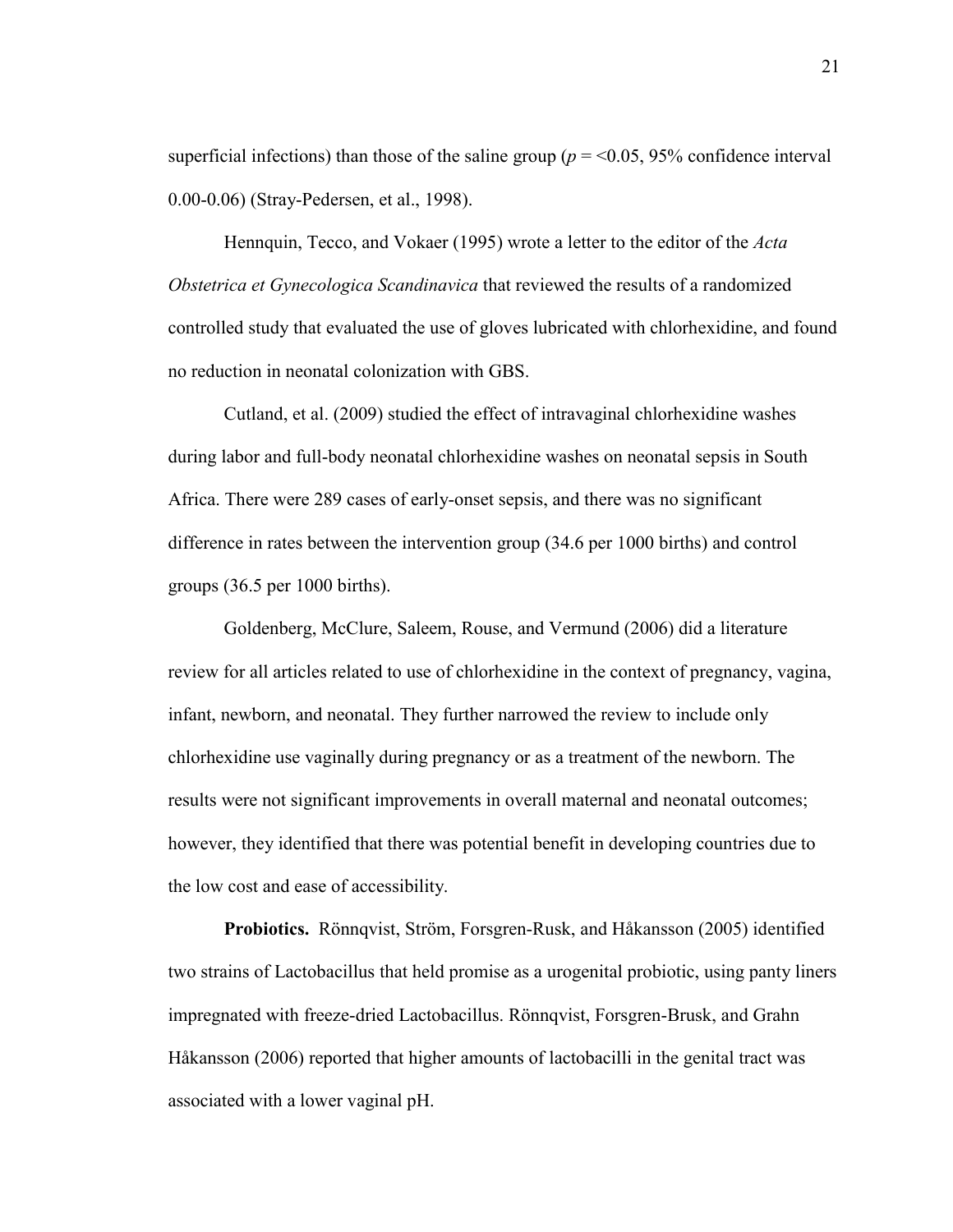superficial infections) than those of the saline group ($p$ = <0.05, 95% confidence interval 0.00-0.06) (Stray-Pedersen, et al., 1998).

Hennquin, Tecco, and Vokaer (1995) wrote a letter to the editor of the *Acta Obstetrica et Gynecologica Scandinavica* that reviewed the results of a randomized controlled study that evaluated the use of gloves lubricated with chlorhexidine, and found no reduction in neonatal colonization with GBS.

Cutland, et al. (2009) studied the effect of intravaginal chlorhexidine washes during labor and full-body neonatal chlorhexidine washes on neonatal sepsis in South Africa. There were 289 cases of early-onset sepsis, and there was no significant difference in rates between the intervention group (34.6 per 1000 births) and control groups (36.5 per 1000 births).

Goldenberg, McClure, Saleem, Rouse, and Vermund (2006) did a literature review for all articles related to use of chlorhexidine in the context of pregnancy, vagina, infant, newborn, and neonatal. They further narrowed the review to include only chlorhexidine use vaginally during pregnancy or as a treatment of the newborn. The results were not significant improvements in overall maternal and neonatal outcomes; however, they identified that there was potential benefit in developing countries due to the low cost and ease of accessibility.

**Probiotics.** Rönnqvist, Ström, Forsgren-Rusk, and Håkansson (2005) identified two strains of Lactobacillus that held promise as a urogenital probiotic, using panty liners impregnated with freeze-dried Lactobacillus. Rönnqvist, Forsgren-Brusk, and Grahn Håkansson (2006) reported that higher amounts of lactobacilli in the genital tract was associated with a lower vaginal pH.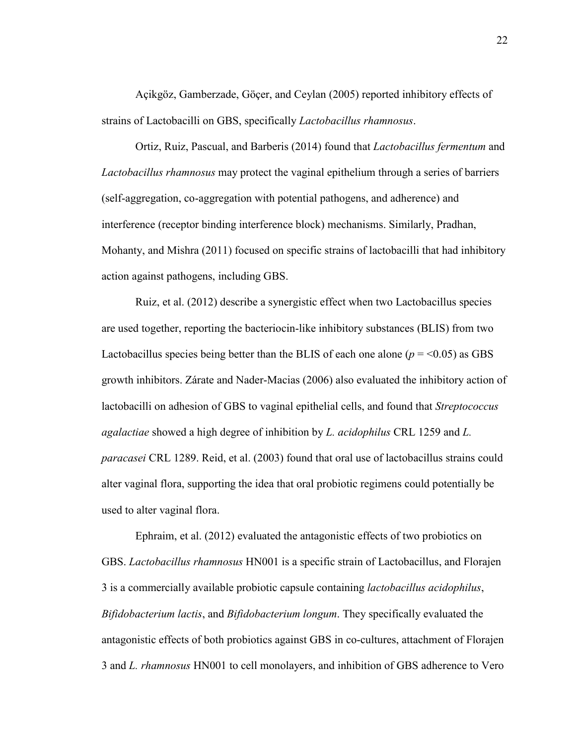Açikgöz, Gamberzade, Göçer, and Ceylan (2005) reported inhibitory effects of strains of Lactobacilli on GBS, specifically *Lactobacillus rhamnosus*.

Ortiz, Ruiz, Pascual, and Barberis (2014) found that *Lactobacillus fermentum* and *Lactobacillus rhamnosus* may protect the vaginal epithelium through a series of barriers (self-aggregation, co-aggregation with potential pathogens, and adherence) and interference (receptor binding interference block) mechanisms. Similarly, Pradhan, Mohanty, and Mishra (2011) focused on specific strains of lactobacilli that had inhibitory action against pathogens, including GBS.

Ruiz, et al. (2012) describe a synergistic effect when two Lactobacillus species are used together, reporting the bacteriocin-like inhibitory substances (BLIS) from two Lactobacillus species being better than the BLIS of each one alone ($p = <0.05$) as GBS growth inhibitors. Zárate and Nader-Macias (2006) also evaluated the inhibitory action of lactobacilli on adhesion of GBS to vaginal epithelial cells, and found that *Streptococcus agalactiae* showed a high degree of inhibition by *L. acidophilus* CRL 1259 and *L. paracasei* CRL 1289. Reid, et al. (2003) found that oral use of lactobacillus strains could alter vaginal flora, supporting the idea that oral probiotic regimens could potentially be used to alter vaginal flora.

Ephraim, et al. (2012) evaluated the antagonistic effects of two probiotics on GBS. *Lactobacillus rhamnosus* HN001 is a specific strain of Lactobacillus, and Florajen 3 is a commercially available probiotic capsule containing *lactobacillus acidophilus*, *Bifidobacterium lactis*, and *Bifidobacterium longum*. They specifically evaluated the antagonistic effects of both probiotics against GBS in co-cultures, attachment of Florajen 3 and *L. rhamnosus* HN001 to cell monolayers, and inhibition of GBS adherence to Vero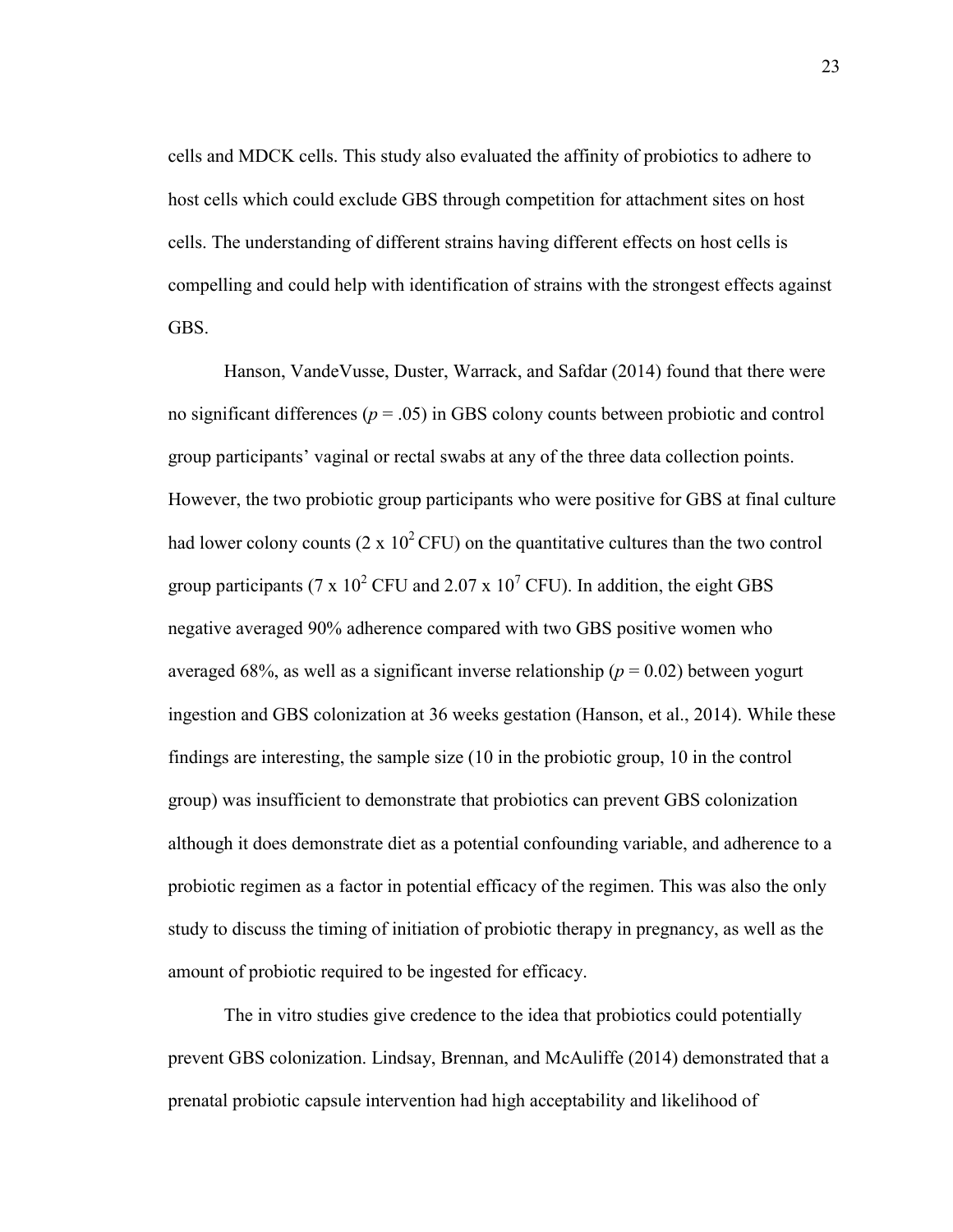cells and MDCK cells. This study also evaluated the affinity of probiotics to adhere to host cells which could exclude GBS through competition for attachment sites on host cells. The understanding of different strains having different effects on host cells is compelling and could help with identification of strains with the strongest effects against GBS.

Hanson, VandeVusse, Duster, Warrack, and Safdar (2014) found that there were no significant differences ($p = .05$) in GBS colony counts between probiotic and control group participants' vaginal or rectal swabs at any of the three data collection points. However, the two probiotic group participants who were positive for GBS at final culture had lower colony counts ($2 \times 10^2$ CFU) on the quantitative cultures than the two control group participants ($7 \times 10^2$ CFU and $2.07 \times 10^7$ CFU). In addition, the eight GBS negative averaged 90% adherence compared with two GBS positive women who averaged 68%, as well as a significant inverse relationship ($p = 0.02$) between yogurt ingestion and GBS colonization at 36 weeks gestation (Hanson, et al., 2014). While these findings are interesting, the sample size (10 in the probiotic group, 10 in the control group) was insufficient to demonstrate that probiotics can prevent GBS colonization although it does demonstrate diet as a potential confounding variable, and adherence to a probiotic regimen as a factor in potential efficacy of the regimen. This was also the only study to discuss the timing of initiation of probiotic therapy in pregnancy, as well as the amount of probiotic required to be ingested for efficacy.

The in vitro studies give credence to the idea that probiotics could potentially prevent GBS colonization. Lindsay, Brennan, and McAuliffe (2014) demonstrated that a prenatal probiotic capsule intervention had high acceptability and likelihood of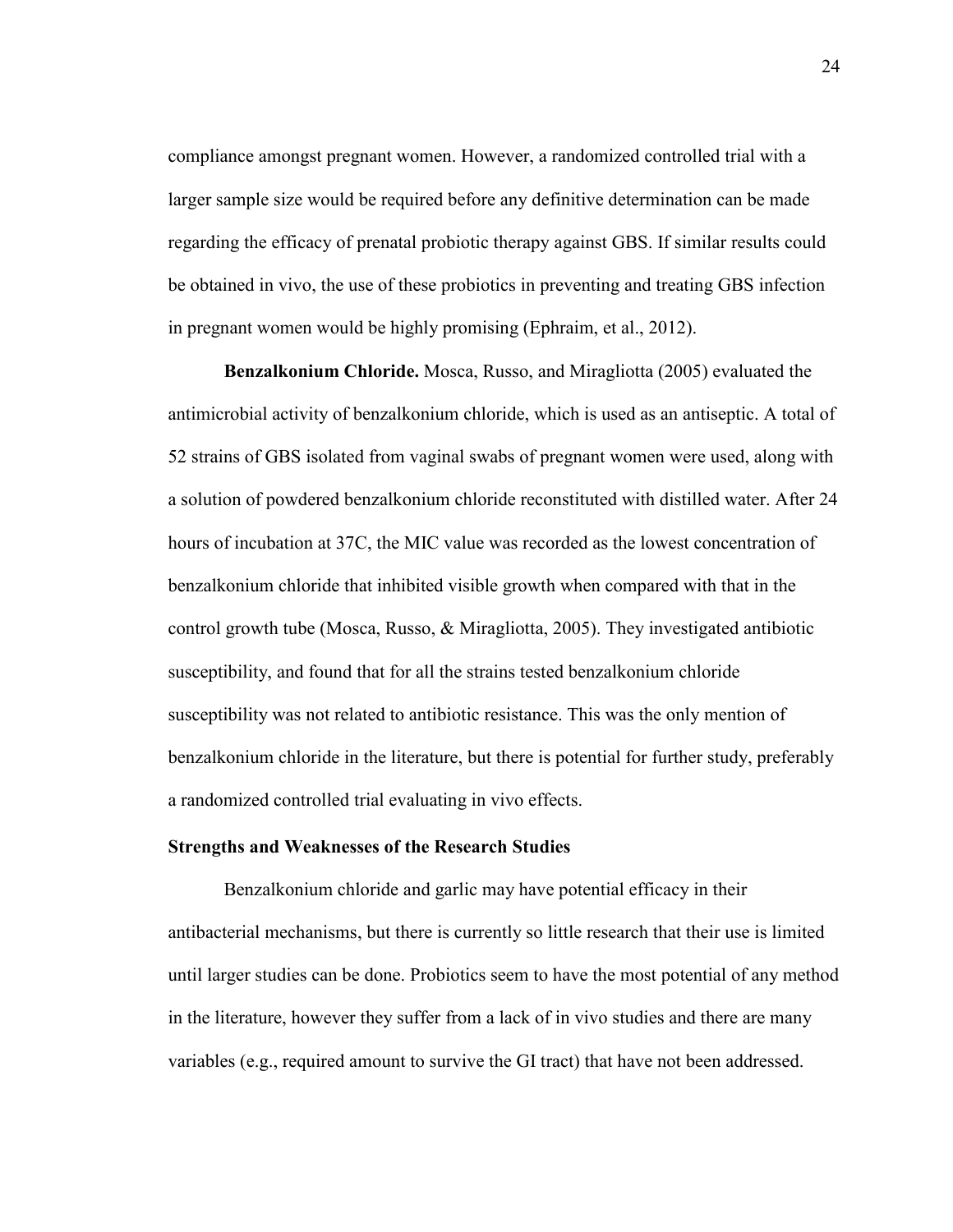compliance amongst pregnant women. However, a randomized controlled trial with a larger sample size would be required before any definitive determination can be made regarding the efficacy of prenatal probiotic therapy against GBS. If similar results could be obtained in vivo, the use of these probiotics in preventing and treating GBS infection in pregnant women would be highly promising (Ephraim, et al., 2012).

**Benzalkonium Chloride.** Mosca, Russo, and Miragliotta (2005) evaluated the antimicrobial activity of benzalkonium chloride, which is used as an antiseptic. A total of 52 strains of GBS isolated from vaginal swabs of pregnant women were used, along with a solution of powdered benzalkonium chloride reconstituted with distilled water. After 24 hours of incubation at 37C, the MIC value was recorded as the lowest concentration of benzalkonium chloride that inhibited visible growth when compared with that in the control growth tube (Mosca, Russo, & Miragliotta, 2005). They investigated antibiotic susceptibility, and found that for all the strains tested benzalkonium chloride susceptibility was not related to antibiotic resistance. This was the only mention of benzalkonium chloride in the literature, but there is potential for further study, preferably a randomized controlled trial evaluating in vivo effects.

### Strengths and Weaknesses of the Research Studies

Benzalkonium chloride and garlic may have potential efficacy in their antibacterial mechanisms, but there is currently so little research that their use is limited until larger studies can be done. Probiotics seem to have the most potential of any method in the literature, however they suffer from a lack of in vivo studies and there are many variables (e.g., required amount to survive the GI tract) that have not been addressed.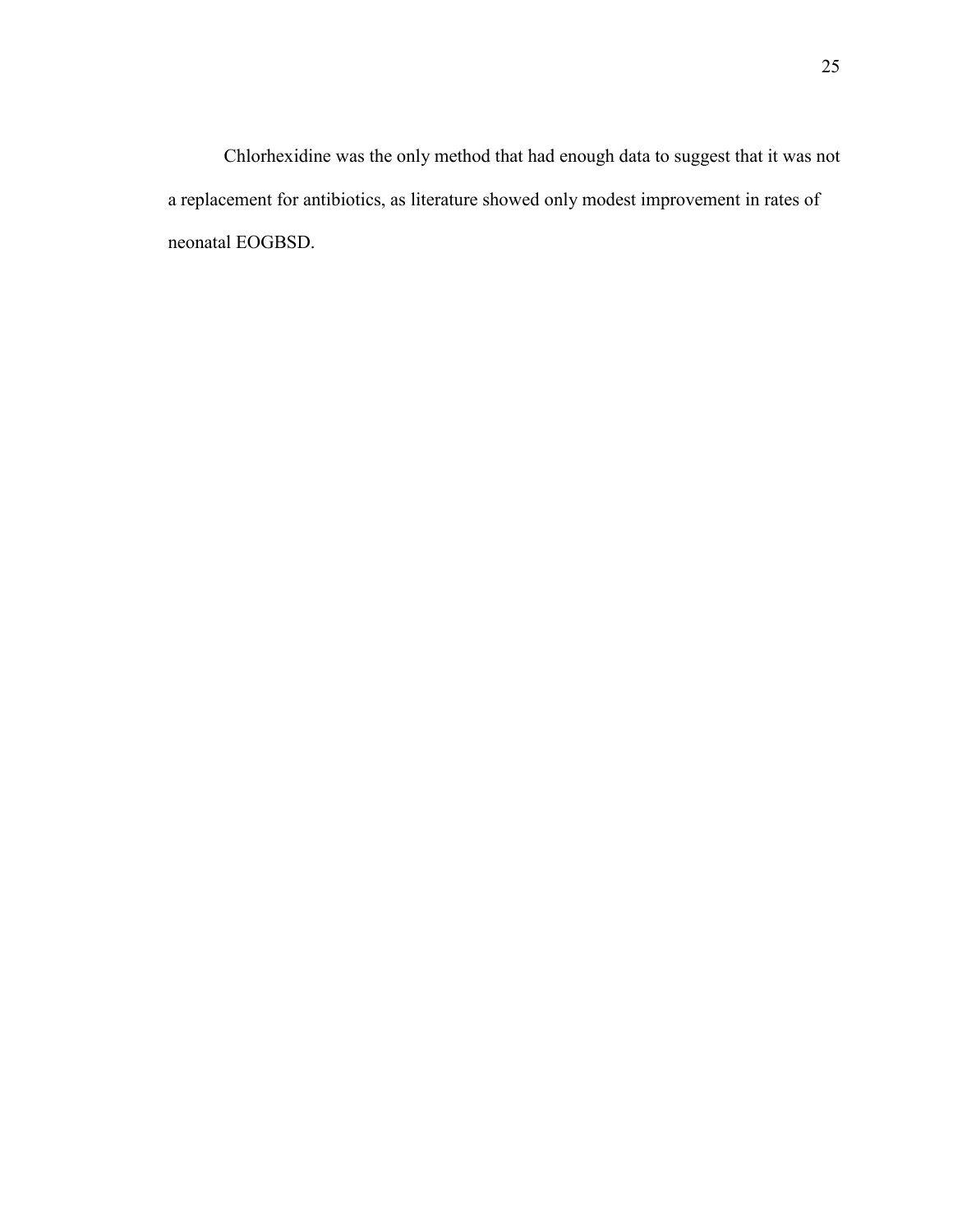Chlorhexidine was the only method that had enough data to suggest that it was not a replacement for antibiotics, as literature showed only modest improvement in rates of neonatal EOGBSD.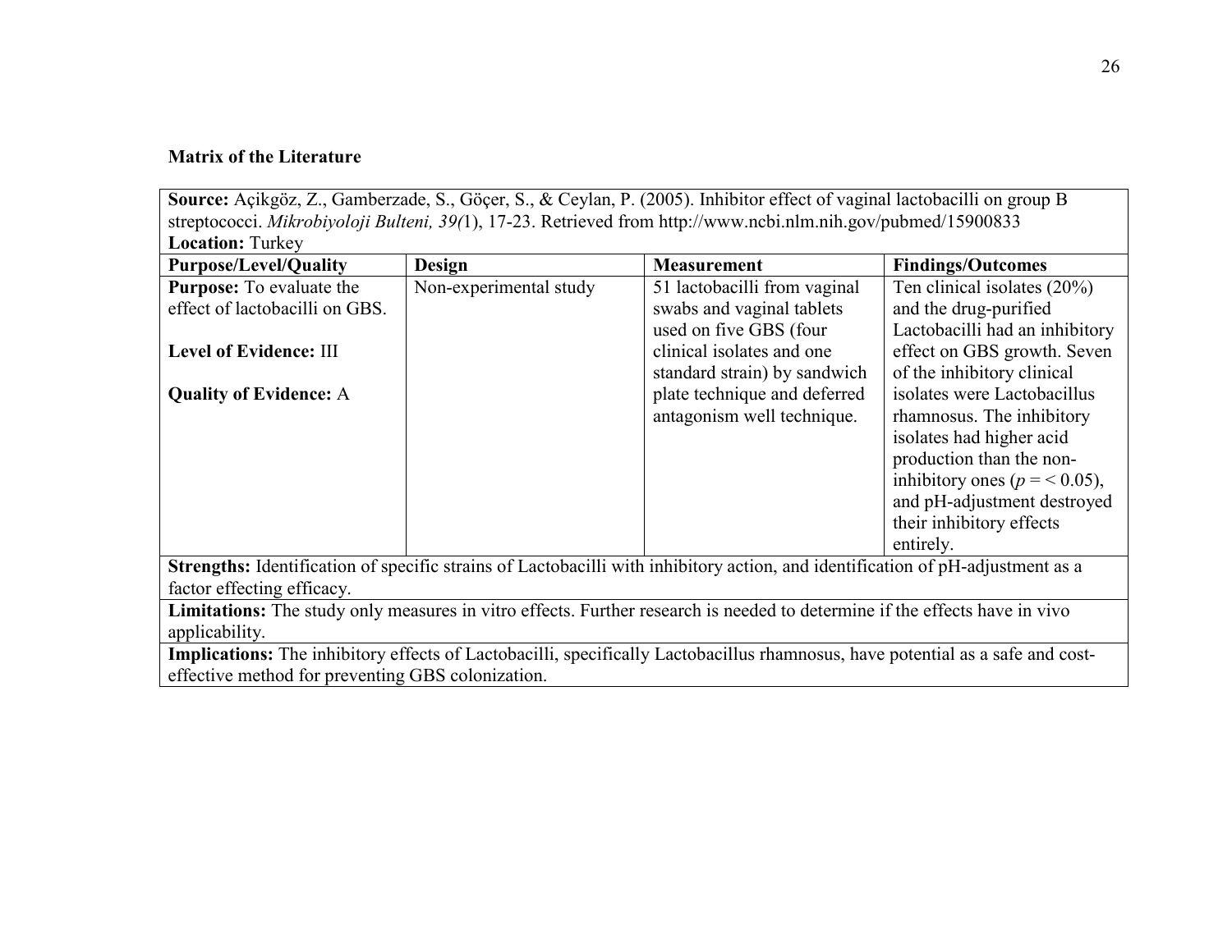**Matrix of the Literature**

| **Source:** Açikgöz, Z., Gamberzade, S., Göçer, S., & Ceylan, P. (2005). Inhibitor effect of vaginal lactobacilli on group B streptococci. *Mikrobiyoloji Bulteni, 39(*1), 17-23. Retrieved from http://www.ncbi.nlm.nih.gov/pubmed/15900833 **Location:** Turkey | | | |
|---|---|---|---|
| **Purpose/Level/Quality** | **Design** | **Measurement** | **Findings/Outcomes** |
| **Purpose:** To evaluate the effect of lactobacilli on GBS.<br><br>**Level of Evidence:** III<br><br>**Quality of Evidence:** A | Non-experimental study | 51 lactobacilli from vaginal swabs and vaginal tablets used on five GBS (four clinical isolates and one standard strain) by sandwich plate technique and deferred antagonism well technique. | Ten clinical isolates (20%) and the drug-purified Lactobacilli had an inhibitory effect on GBS growth. Seven of the inhibitory clinical isolates were Lactobacillus rhamnosus. The inhibitory isolates had higher acid production than the non-inhibitory ones ($p = < 0.05$), and pH-adjustment destroyed their inhibitory effects entirely. |
| **Strengths:** Identification of specific strains of Lactobacilli with inhibitory action, and identification of pH-adjustment as a factor effecting efficacy. | | | |
| **Limitations:** The study only measures in vitro effects. Further research is needed to determine if the effects have in vivo applicability. | | | |
| **Implications:** The inhibitory effects of Lactobacilli, specifically Lactobacillus rhamnosus, have potential as a safe and cost-effective method for preventing GBS colonization. | | | |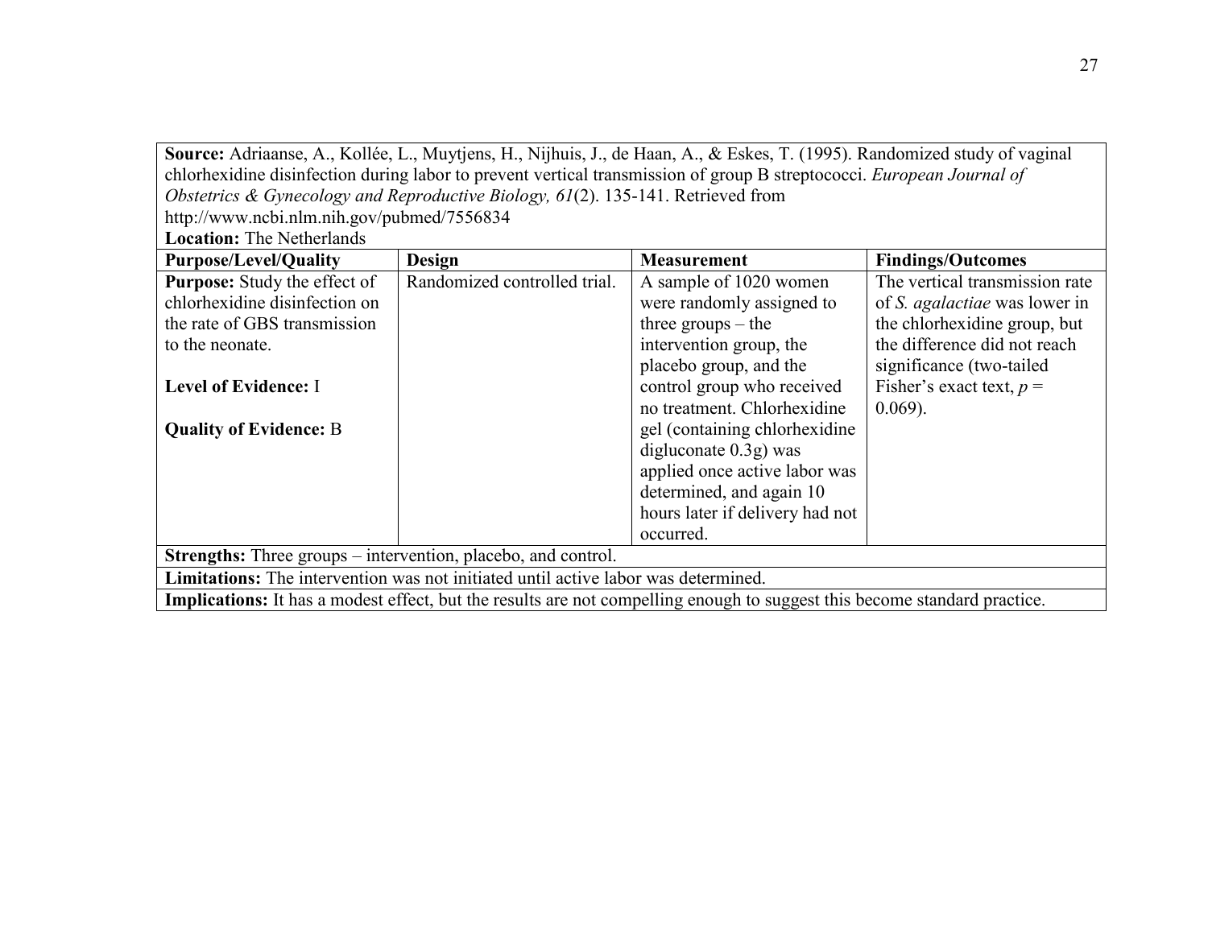**Source:** Adriaanse, A., Kollée, L., Muytjens, H., Nijhuis, J., de Haan, A., & Eskes, T. (1995). Randomized study of vaginal chlorhexidine disinfection during labor to prevent vertical transmission of group B streptococci. *European Journal of Obstetrics & Gynecology and Reproductive Biology, 61*(2). 135-141. Retrieved from http://www.ncbi.nlm.nih.gov/pubmed/7556834

**Location:** The Netherlands

| **Purpose/Level/Quality** | **Design** | **Measurement** | **Findings/Outcomes** |
|---|---|---|---|
| **Purpose:** Study the effect of chlorhexidine disinfection on the rate of GBS transmission to the neonate.<br><br>**Level of Evidence:** I<br><br>**Quality of Evidence:** B | Randomized controlled trial. | A sample of 1020 women were randomly assigned to three groups – the intervention group, the placebo group, and the control group who received no treatment. Chlorhexidine gel (containing chlorhexidine digluconate 0.3g) was applied once active labor was determined, and again 10 hours later if delivery had not occurred. | The vertical transmission rate of *S. agalactiae* was lower in the chlorhexidine group, but the difference did not reach significance (two-tailed Fisher's exact text, $p = 0.069$). |

**Strengths:** Three groups – intervention, placebo, and control.

**Limitations:** The intervention was not initiated until active labor was determined.

**Implications:** It has a modest effect, but the results are not compelling enough to suggest this become standard practice.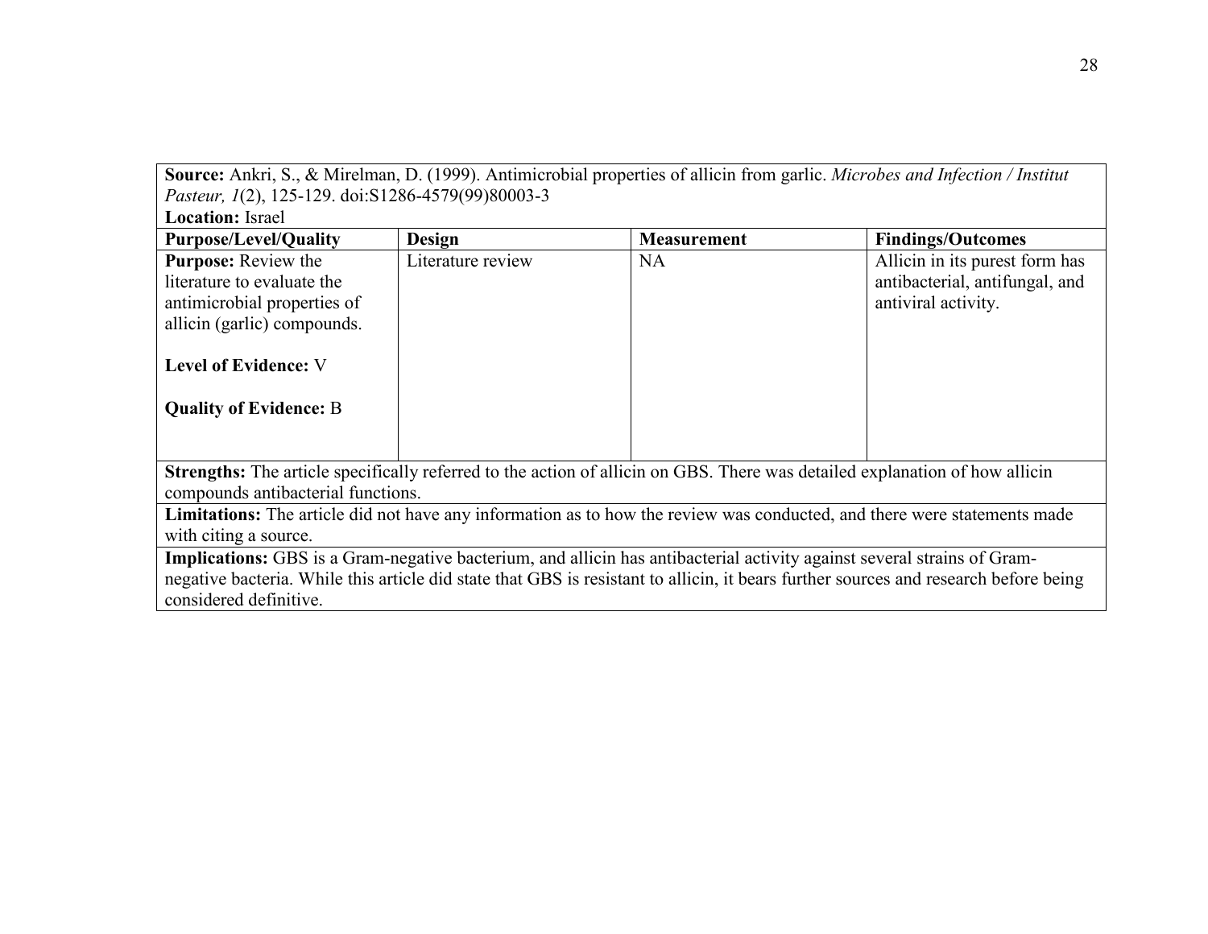| **Source:** Ankri, S., & Mirelman, D. (1999). Antimicrobial properties of allicin from garlic. *Microbes and Infection / Institut Pasteur, 1*(2), 125-129. doi:S1286-4579(99)80003-3<br>**Location:** Israel | | | |
|---|---|---|---|
| **Purpose/Level/Quality** | **Design** | **Measurement** | **Findings/Outcomes** |
| **Purpose:** Review the literature to evaluate the antimicrobial properties of allicin (garlic) compounds.<br><br>**Level of Evidence:** V<br><br>**Quality of Evidence:** B | Literature review | NA | Allicin in its purest form has antibacterial, antifungal, and antiviral activity. |
| **Strengths:** The article specifically referred to the action of allicin on GBS. There was detailed explanation of how allicin compounds antibacterial functions. | | | |
| **Limitations:** The article did not have any information as to how the review was conducted, and there were statements made with citing a source. | | | |
| **Implications:** GBS is a Gram-negative bacterium, and allicin has antibacterial activity against several strains of Gram-negative bacteria. While this article did state that GBS is resistant to allicin, it bears further sources and research before being considered definitive. | | | |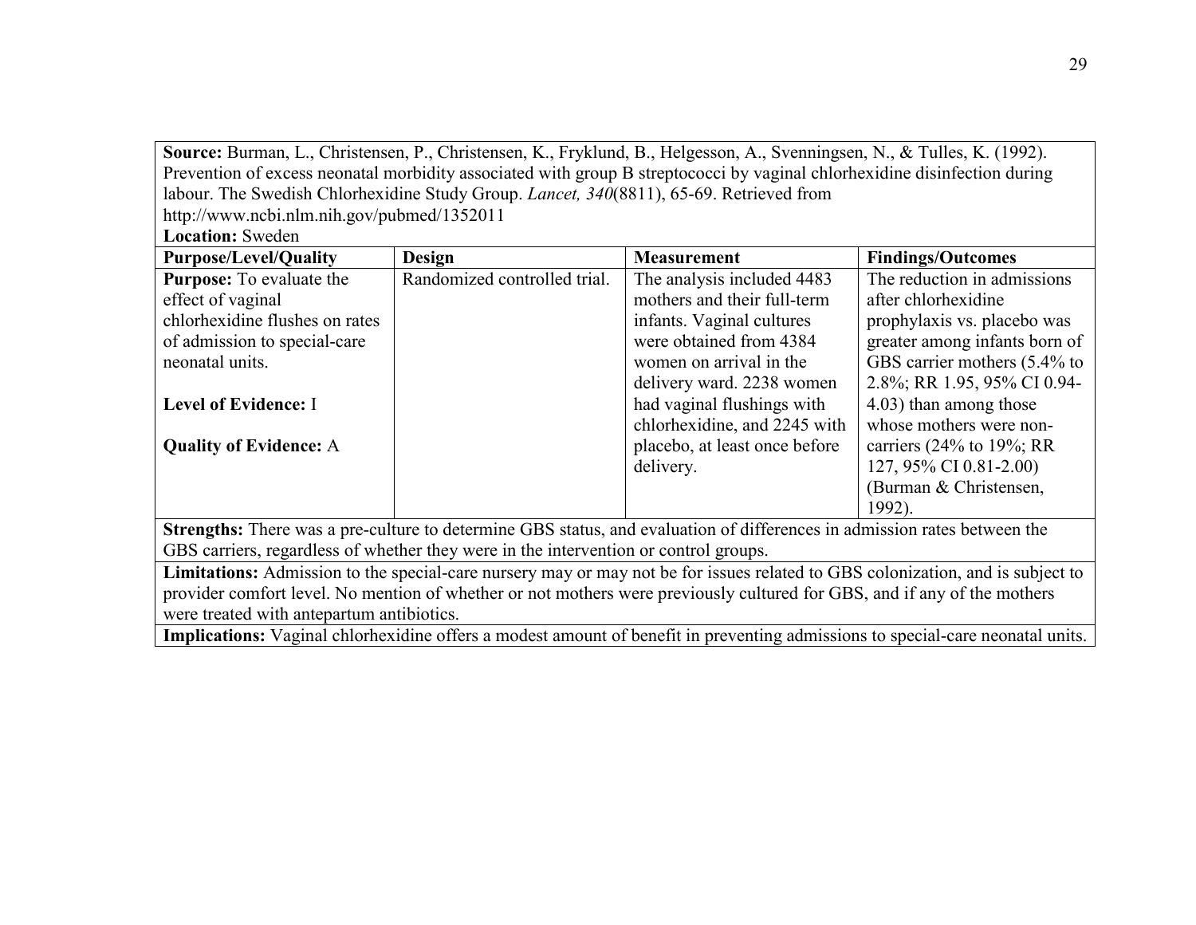**Source:** Burman, L., Christensen, P., Christensen, K., Fryklund, B., Helgesson, A., Svenningsen, N., & Tulles, K. (1992). Prevention of excess neonatal morbidity associated with group B streptococci by vaginal chlorhexidine disinfection during labour. The Swedish Chlorhexidine Study Group. *Lancet, 340*(8811), 65-69. Retrieved from http://www.ncbi.nlm.nih.gov/pubmed/1352011

**Location:** Sweden

| Purpose/Level/Quality | Design | Measurement | Findings/Outcomes |
|---|---|---|---|
| **Purpose:** To evaluate the effect of vaginal chlorhexidine flushes on rates of admission to special-care neonatal units.<br><br>**Level of Evidence:** I<br><br>**Quality of Evidence:** A | Randomized controlled trial. | The analysis included 4483 mothers and their full-term infants. Vaginal cultures were obtained from 4384 women on arrival in the delivery ward. 2238 women had vaginal flushings with chlorhexidine, and 2245 with placebo, at least once before delivery. | The reduction in admissions after chlorhexidine prophylaxis vs. placebo was greater among infants born of GBS carrier mothers (5.4% to 2.8%; RR 1.95, 95% CI 0.94-4.03) than among those whose mothers were non-carriers (24% to 19%; RR 127, 95% CI 0.81-2.00) (Burman & Christensen, 1992). |

**Strengths:** There was a pre-culture to determine GBS status, and evaluation of differences in admission rates between the GBS carriers, regardless of whether they were in the intervention or control groups.

**Limitations:** Admission to the special-care nursery may or may not be for issues related to GBS colonization, and is subject to provider comfort level. No mention of whether or not mothers were previously cultured for GBS, and if any of the mothers were treated with antepartum antibiotics.

**Implications:** Vaginal chlorhexidine offers a modest amount of benefit in preventing admissions to special-care neonatal units.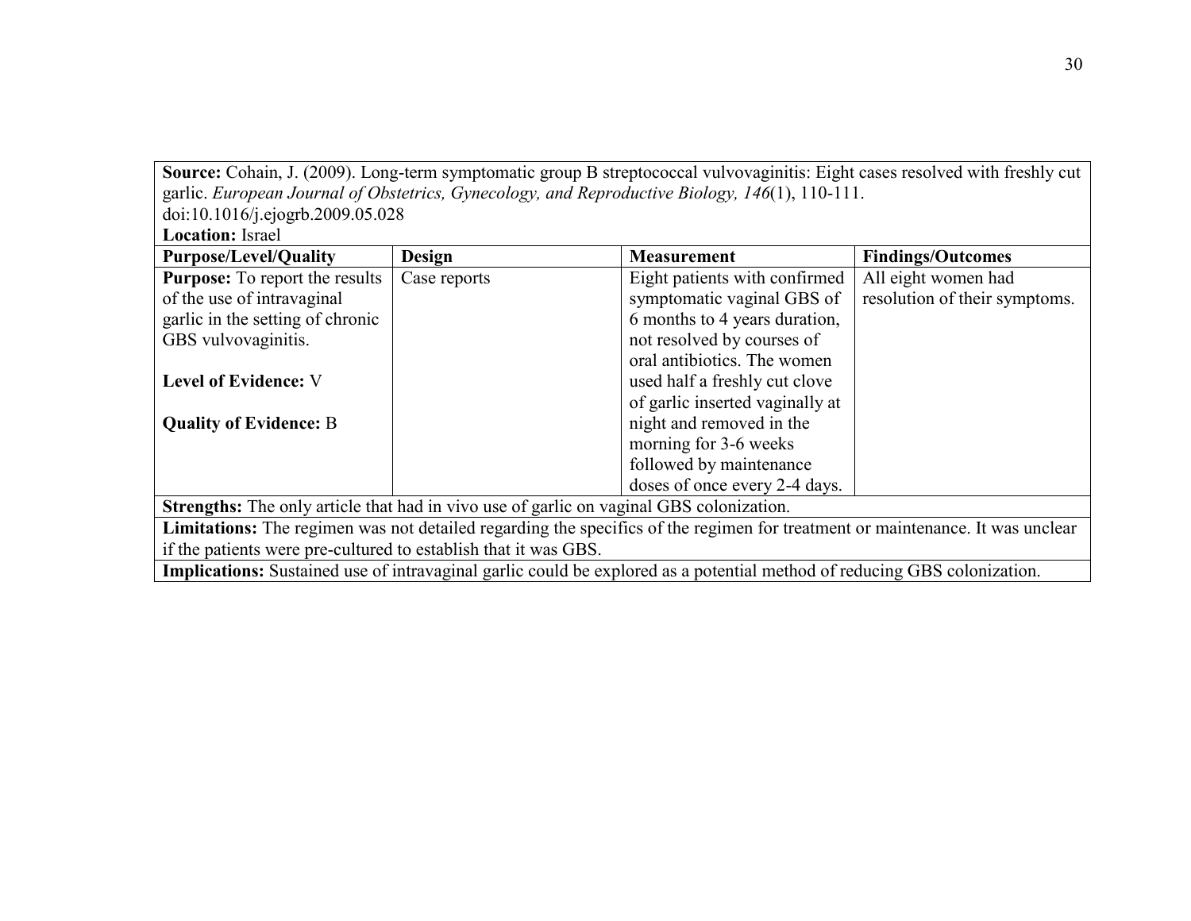| **Source:** Cohain, J. (2009). Long-term symptomatic group B streptococcal vulvovaginitis: Eight cases resolved with freshly cut garlic. *European Journal of Obstetrics, Gynecology, and Reproductive Biology, 146*(1), 110-111. doi:10.1016/j.ejogrb.2009.05.028<br>**Location:** Israel | | | |
|---|---|---|---|
| **Purpose/Level/Quality** | **Design** | **Measurement** | **Findings/Outcomes** |
| **Purpose:** To report the results of the use of intravaginal garlic in the setting of chronic GBS vulvovaginitis.<br><br>**Level of Evidence:** V<br><br>**Quality of Evidence:** B | Case reports | Eight patients with confirmed symptomatic vaginal GBS of 6 months to 4 years duration, not resolved by courses of oral antibiotics. The women used half a freshly cut clove of garlic inserted vaginally at night and removed in the morning for 3-6 weeks followed by maintenance doses of once every 2-4 days. | All eight women had resolution of their symptoms. |
| **Strengths:** The only article that had in vivo use of garlic on vaginal GBS colonization. | | | |
| **Limitations:** The regimen was not detailed regarding the specifics of the regimen for treatment or maintenance. It was unclear if the patients were pre-cultured to establish that it was GBS. | | | |
| **Implications:** Sustained use of intravaginal garlic could be explored as a potential method of reducing GBS colonization. | | | |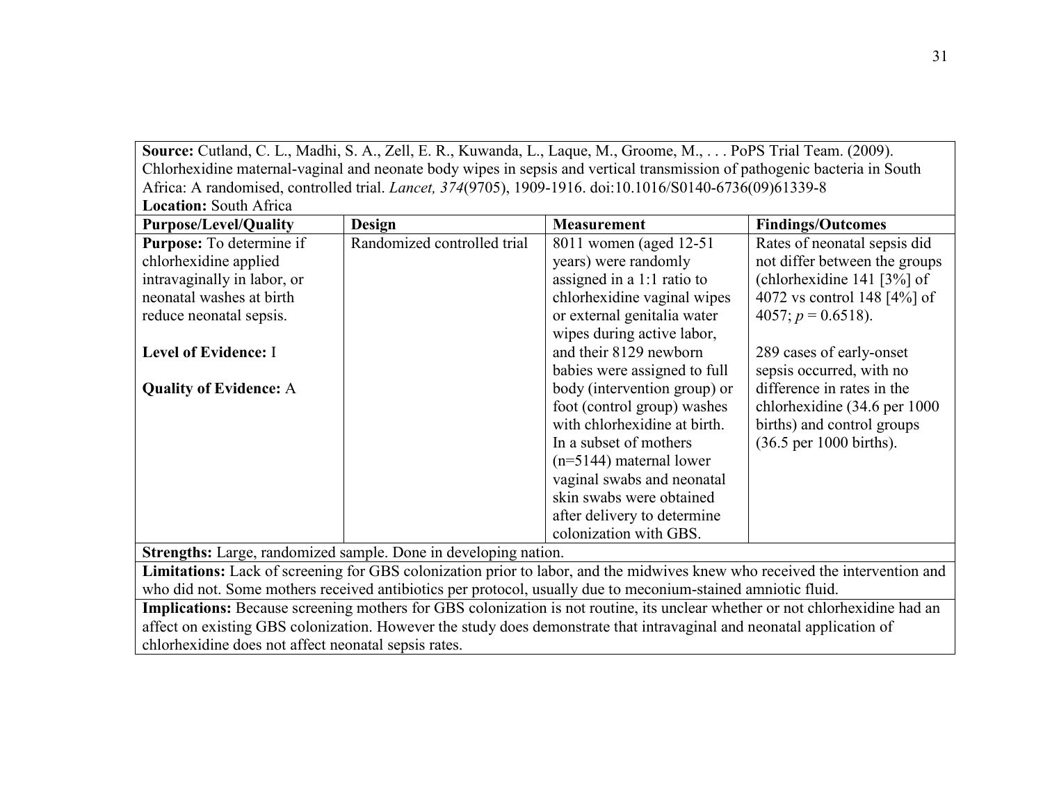| **Source:** Cutland, C. L., Madhi, S. A., Zell, E. R., Kuwanda, L., Laque, M., Groome, M., . . . PoPS Trial Team. (2009). Chlorhexidine maternal-vaginal and neonate body wipes in sepsis and vertical transmission of pathogenic bacteria in South Africa: A randomised, controlled trial. *Lancet, 374*(9705), 1909-1916. doi:10.1016/S0140-6736(09)61339-8<br>**Location:** South Africa | | | |
|---|---|---|---|
| **Purpose/Level/Quality** | **Design** | **Measurement** | **Findings/Outcomes** |
| **Purpose:** To determine if chlorhexidine applied intravaginally in labor, or neonatal washes at birth reduce neonatal sepsis.<br><br>**Level of Evidence:** I<br><br>**Quality of Evidence:** A | Randomized controlled trial | 8011 women (aged 12-51 years) were randomly assigned in a 1:1 ratio to chlorhexidine vaginal wipes or external genitalia water wipes during active labor, and their 8129 newborn babies were assigned to full body (intervention group) or foot (control group) washes with chlorhexidine at birth. In a subset of mothers (n=5144) maternal lower vaginal swabs and neonatal skin swabs were obtained after delivery to determine colonization with GBS. | Rates of neonatal sepsis did not differ between the groups (chlorhexidine 141 [3%] of 4072 vs control 148 [4%] of 4057; $p = 0.6518$).<br><br>289 cases of early-onset sepsis occurred, with no difference in rates in the chlorhexidine (34.6 per 1000 births) and control groups (36.5 per 1000 births). |
| **Strengths:** Large, randomized sample. Done in developing nation. | | | |
| **Limitations:** Lack of screening for GBS colonization prior to labor, and the midwives knew who received the intervention and who did not. Some mothers received antibiotics per protocol, usually due to meconium-stained amniotic fluid. | | | |
| **Implications:** Because screening mothers for GBS colonization is not routine, its unclear whether or not chlorhexidine had an affect on existing GBS colonization. However the study does demonstrate that intravaginal and neonatal application of chlorhexidine does not affect neonatal sepsis rates. | | | |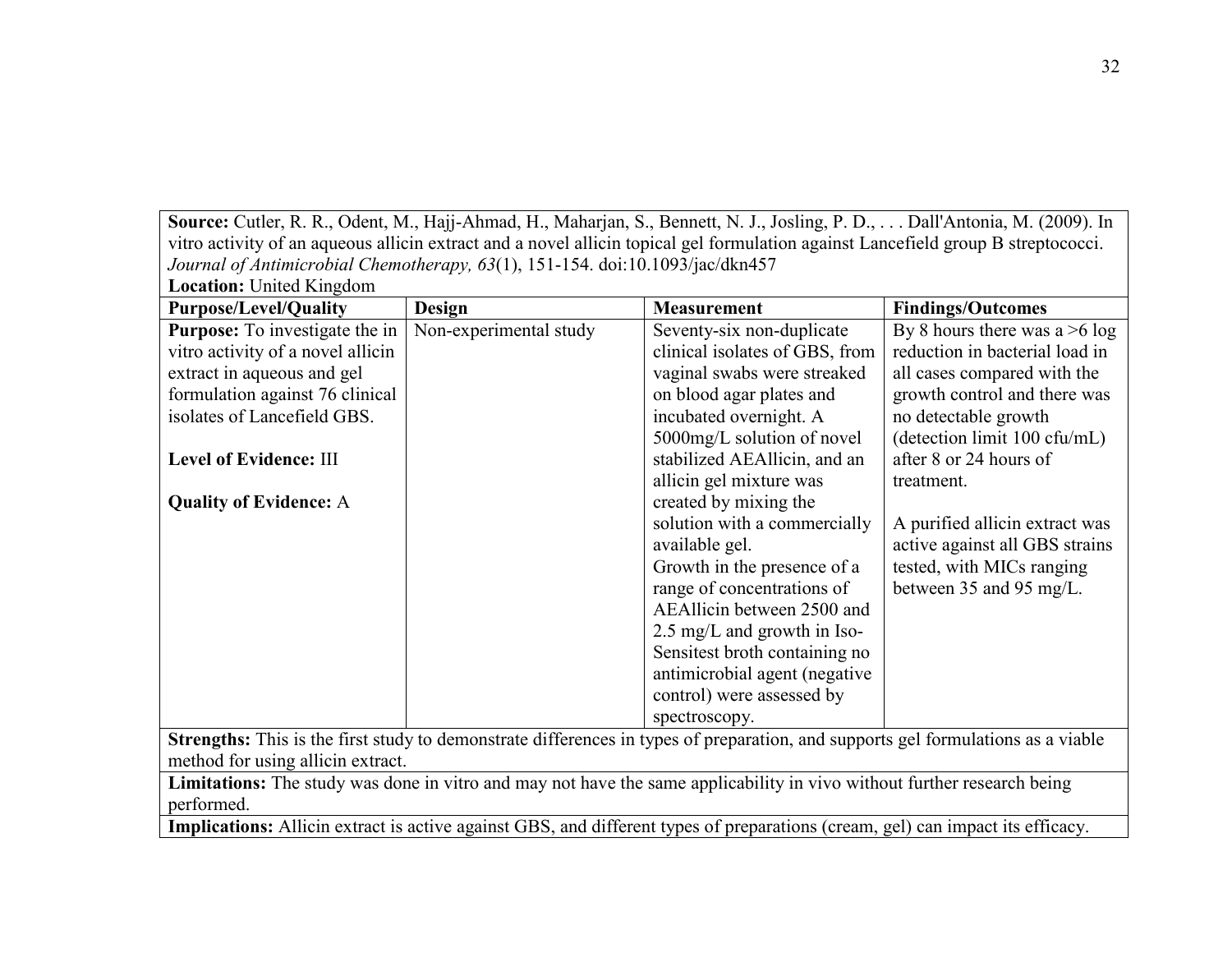**Source:** Cutler, R. R., Odent, M., Hajj-Ahmad, H., Maharjan, S., Bennett, N. J., Josling, P. D., . . . Dall'Antonia, M. (2009). In vitro activity of an aqueous allicin extract and a novel allicin topical gel formulation against Lancefield group B streptococci. *Journal of Antimicrobial Chemotherapy, 63*(1), 151-154. doi:10.1093/jac/dkn457

**Location:** United Kingdom

| Purpose/Level/Quality | Design | Measurement | Findings/Outcomes |
|---|---|---|---|
| **Purpose:** To investigate the in vitro activity of a novel allicin extract in aqueous and gel formulation against 76 clinical isolates of Lancefield GBS.<br><br>**Level of Evidence:** III<br><br>**Quality of Evidence:** A | Non-experimental study | Seventy-six non-duplicate clinical isolates of GBS, from vaginal swabs were streaked on blood agar plates and incubated overnight. A 5000mg/L solution of novel stabilized AEAllicin, and an allicin gel mixture was created by mixing the solution with a commercially available gel.<br>Growth in the presence of a range of concentrations of AEAllicin between 2500 and 2.5 mg/L and growth in Iso-Sensitest broth containing no antimicrobial agent (negative control) were assessed by spectroscopy. | By 8 hours there was a >6 log reduction in bacterial load in all cases compared with the growth control and there was no detectable growth (detection limit 100 cfu/mL) after 8 or 24 hours of treatment.<br><br>A purified allicin extract was active against all GBS strains tested, with MICs ranging between 35 and 95 mg/L. |

**Strengths:** This is the first study to demonstrate differences in types of preparation, and supports gel formulations as a viable method for using allicin extract.

**Limitations:** The study was done in vitro and may not have the same applicability in vivo without further research being performed.

**Implications:** Allicin extract is active against GBS, and different types of preparations (cream, gel) can impact its efficacy.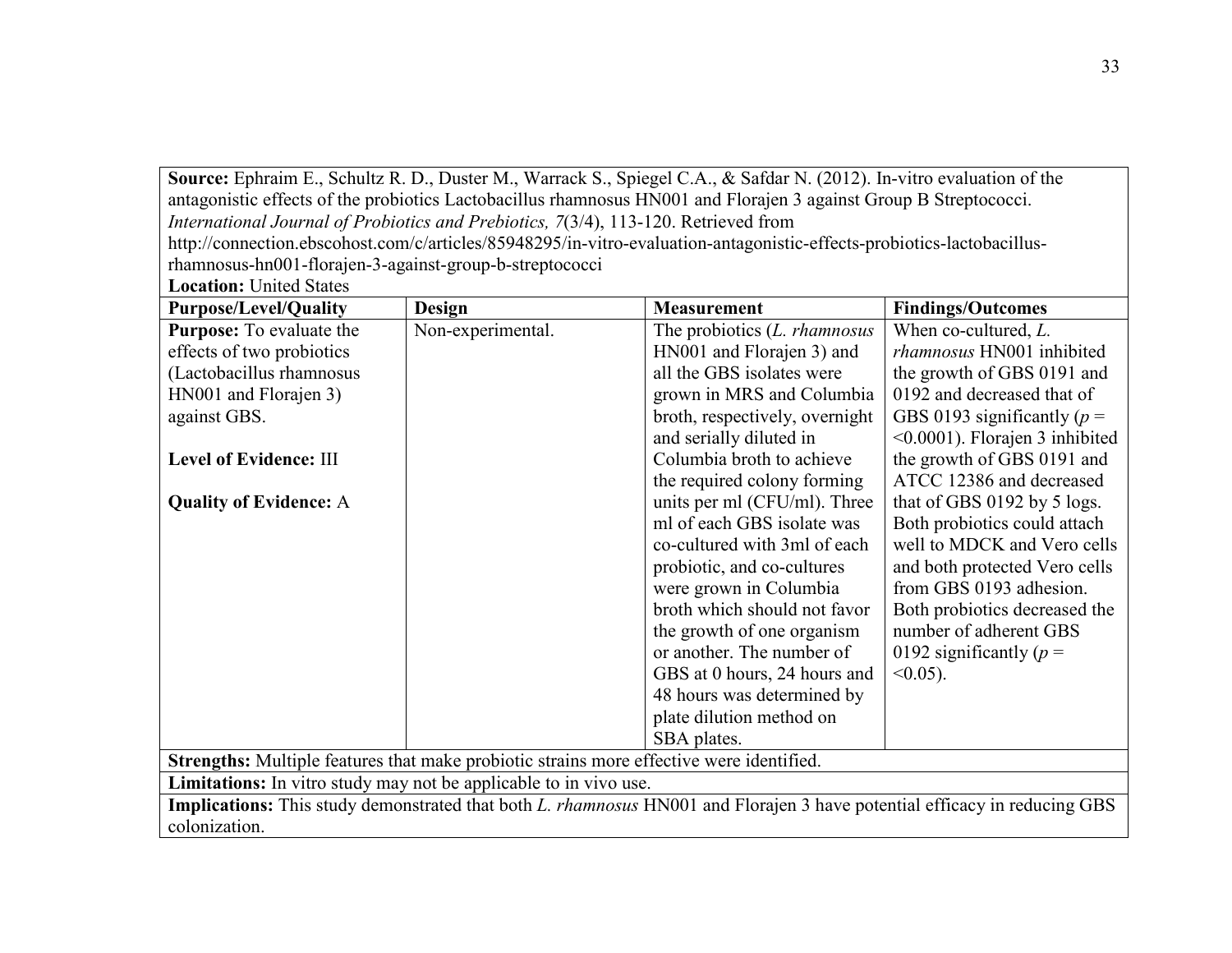**Source:** Ephraim E., Schultz R. D., Duster M., Warrack S., Spiegel C.A., & Safdar N. (2012). In-vitro evaluation of the antagonistic effects of the probiotics Lactobacillus rhamnosus HN001 and Florajen 3 against Group B Streptococci. *International Journal of Probiotics and Prebiotics, 7*(3/4), 113-120. Retrieved from http://connection.ebscohost.com/c/articles/85948295/in-vitro-evaluation-antagonistic-effects-probiotics-lactobacillus-rhamnosus-hn001-florajen-3-against-group-b-streptococci

**Location:** United States

| **Purpose/Level/Quality** | **Design** | **Measurement** | **Findings/Outcomes** |
| --- | --- | --- | --- |
| **Purpose:** To evaluate the effects of two probiotics (Lactobacillus rhamnosus HN001 and Florajen 3) against GBS.<br><br>**Level of Evidence:** III<br><br>**Quality of Evidence:** A | Non-experimental. | The probiotics (*L. rhamnosus* HN001 and Florajen 3) and all the GBS isolates were grown in MRS and Columbia broth, respectively, overnight and serially diluted in Columbia broth to achieve the required colony forming units per ml (CFU/ml). Three ml of each GBS isolate was co-cultured with 3ml of each probiotic, and co-cultures were grown in Columbia broth which should not favor the growth of one organism or another. The number of GBS at 0 hours, 24 hours and 48 hours was determined by plate dilution method on SBA plates. | When co-cultured, *L. rhamnosus* HN001 inhibited the growth of GBS 0191 and 0192 and decreased that of GBS 0193 significantly ($p$ = <0.0001). Florajen 3 inhibited the growth of GBS 0191 and ATCC 12386 and decreased that of GBS 0192 by 5 logs. Both probiotics could attach well to MDCK and Vero cells and both protected Vero cells from GBS 0193 adhesion. Both probiotics decreased the number of adherent GBS 0192 significantly ($p$ = <0.05). |

**Strengths:** Multiple features that make probiotic strains more effective were identified.

**Limitations:** In vitro study may not be applicable to in vivo use.

**Implications:** This study demonstrated that both *L. rhamnosus* HN001 and Florajen 3 have potential efficacy in reducing GBS colonization.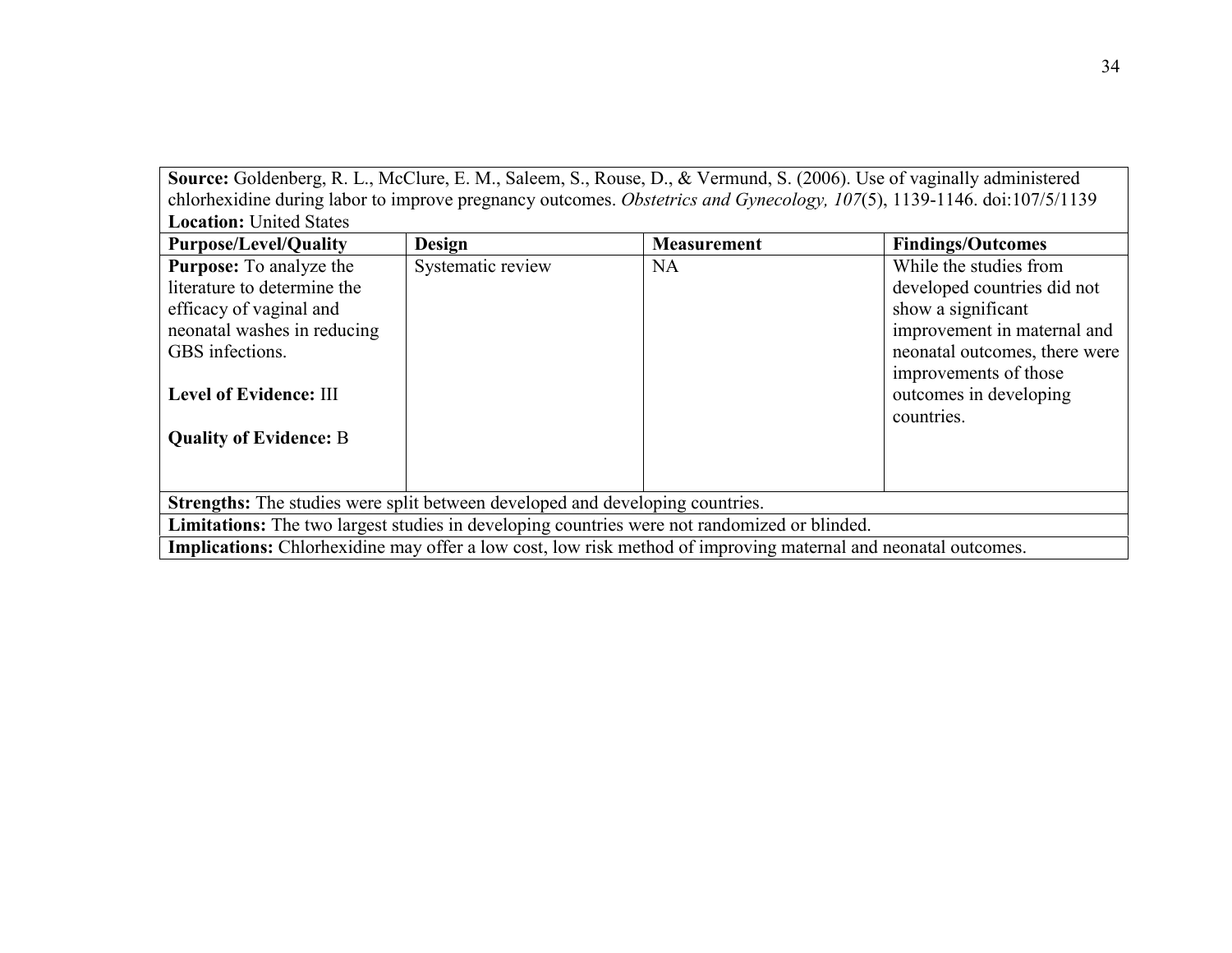| **Source:** Goldenberg, R. L., McClure, E. M., Saleem, S., Rouse, D., & Vermund, S. (2006). Use of vaginally administered chlorhexidine during labor to improve pregnancy outcomes. *Obstetrics and Gynecology, 107*(5), 1139-1146. doi:107/5/1139<br>**Location:** United States | | | |
|---|---|---|---|
| **Purpose/Level/Quality** | **Design** | **Measurement** | **Findings/Outcomes** |
| **Purpose:** To analyze the literature to determine the efficacy of vaginal and neonatal washes in reducing GBS infections.<br><br>**Level of Evidence:** III<br><br>**Quality of Evidence:** B | Systematic review | NA | While the studies from developed countries did not show a significant improvement in maternal and neonatal outcomes, there were improvements of those outcomes in developing countries. |
| **Strengths:** The studies were split between developed and developing countries. | | | |
| **Limitations:** The two largest studies in developing countries were not randomized or blinded. | | | |
| **Implications:** Chlorhexidine may offer a low cost, low risk method of improving maternal and neonatal outcomes. | | | |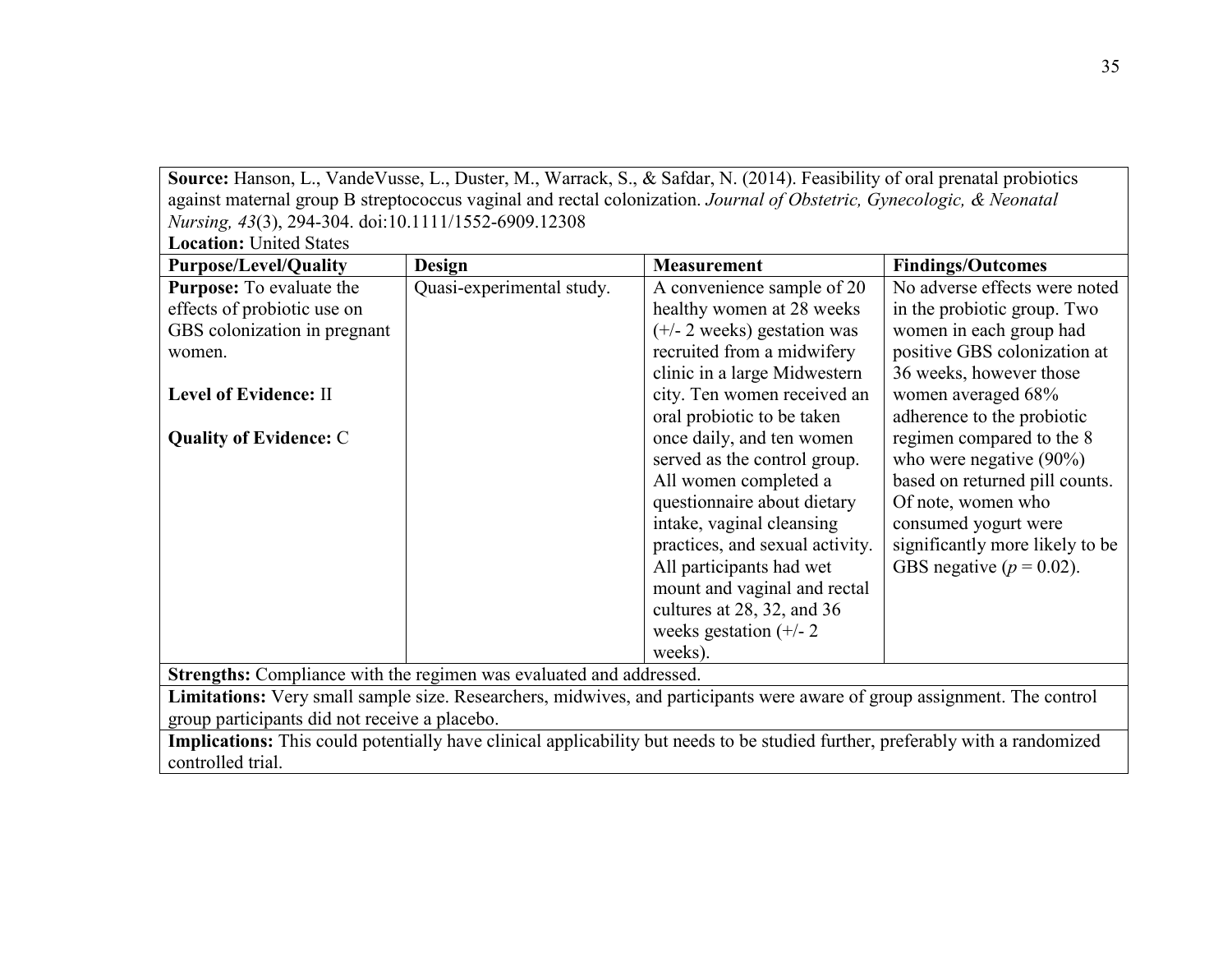**Source:** Hanson, L., VandeVusse, L., Duster, M., Warrack, S., & Safdar, N. (2014). Feasibility of oral prenatal probiotics against maternal group B streptococcus vaginal and rectal colonization. *Journal of Obstetric, Gynecologic, & Neonatal Nursing, 43*(3), 294-304. doi:10.1111/1552-6909.12308
**Location:** United States

| Purpose/Level/Quality | Design | Measurement | Findings/Outcomes |
|---|---|---|---|
| **Purpose:** To evaluate the effects of probiotic use on GBS colonization in pregnant women.<br><br>**Level of Evidence:** II<br><br>**Quality of Evidence:** C | Quasi-experimental study. | A convenience sample of 20 healthy women at 28 weeks (+/- 2 weeks) gestation was recruited from a midwifery clinic in a large Midwestern city. Ten women received an oral probiotic to be taken once daily, and ten women served as the control group. All women completed a questionnaire about dietary intake, vaginal cleansing practices, and sexual activity. All participants had wet mount and vaginal and rectal cultures at 28, 32, and 36 weeks gestation (+/- 2 weeks). | No adverse effects were noted in the probiotic group. Two women in each group had positive GBS colonization at 36 weeks, however those women averaged 68% adherence to the probiotic regimen compared to the 8 who were negative (90%) based on returned pill counts. Of note, women who consumed yogurt were significantly more likely to be GBS negative ($p = 0.02$). |

**Strengths:** Compliance with the regimen was evaluated and addressed.

**Limitations:** Very small sample size. Researchers, midwives, and participants were aware of group assignment. The control group participants did not receive a placebo.

**Implications:** This could potentially have clinical applicability but needs to be studied further, preferably with a randomized controlled trial.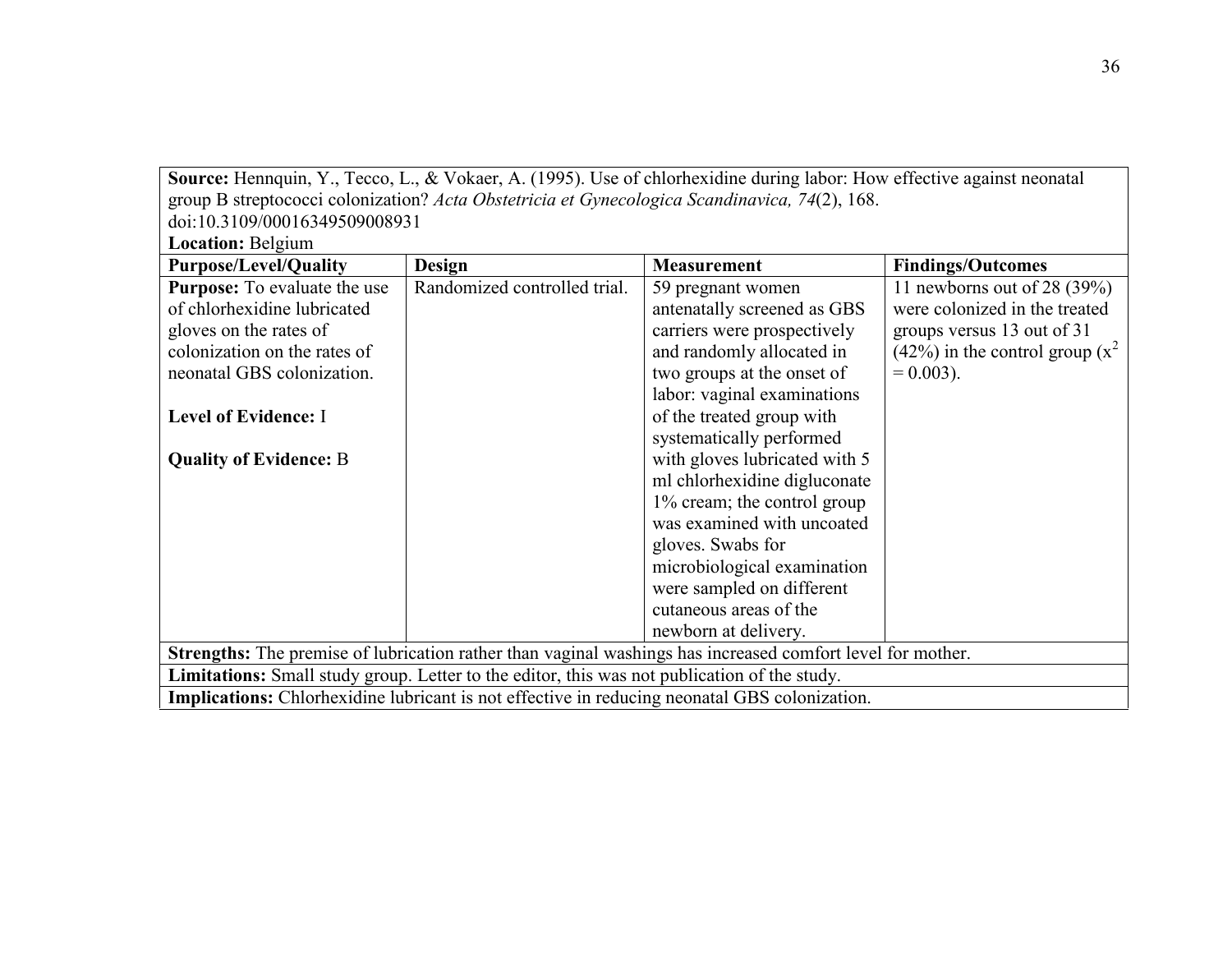| **Source:** Hennquin, Y., Tecco, L., & Vokaer, A. (1995). Use of chlorhexidine during labor: How effective against neonatal group B streptococci colonization? *Acta Obstetricia et Gynecologica Scandinavica, 74*(2), 168. doi:10.3109/00016349509008931 **Location:** Belgium | | | |
|---|---|---|---|
| **Purpose/Level/Quality** | **Design** | **Measurement** | **Findings/Outcomes** |
| **Purpose:** To evaluate the use of chlorhexidine lubricated gloves on the rates of colonization on the rates of neonatal GBS colonization. **Level of Evidence:** I **Quality of Evidence:** B | Randomized controlled trial. | 59 pregnant women antenatally screened as GBS carriers were prospectively and randomly allocated in two groups at the onset of labor: vaginal examinations of the treated group with systematically performed with gloves lubricated with 5 ml chlorhexidine digluconate 1% cream; the control group was examined with uncoated gloves. Swabs for microbiological examination were sampled on different cutaneous areas of the newborn at delivery. | 11 newborns out of 28 (39%) were colonized in the treated groups versus 13 out of 31 (42%) in the control group ($x^2$ = 0.003). |
| **Strengths:** The premise of lubrication rather than vaginal washings has increased comfort level for mother. | | | |
| **Limitations:** Small study group. Letter to the editor, this was not publication of the study. | | | |
| **Implications:** Chlorhexidine lubricant is not effective in reducing neonatal GBS colonization. | | | |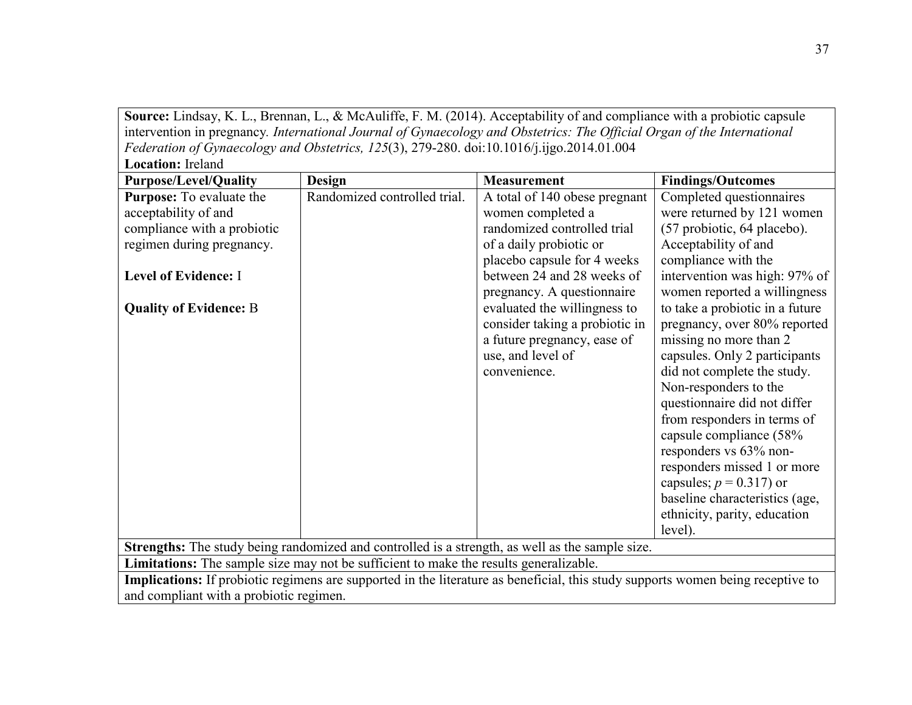| **Source:** Lindsay, K. L., Brennan, L., & McAuliffe, F. M. (2014). Acceptability of and compliance with a probiotic capsule intervention in pregnancy. *International Journal of Gynaecology and Obstetrics: The Official Organ of the International Federation of Gynaecology and Obstetrics, 125*(3), 279-280. doi:10.1016/j.ijgo.2014.01.004<br>**Location:** Ireland | | | |
|---|---|---|---|
| **Purpose/Level/Quality** | **Design** | **Measurement** | **Findings/Outcomes** |
| **Purpose:** To evaluate the acceptability of and compliance with a probiotic regimen during pregnancy.<br><br>**Level of Evidence:** I<br><br>**Quality of Evidence:** B | Randomized controlled trial. | A total of 140 obese pregnant women completed a randomized controlled trial of a daily probiotic or placebo capsule for 4 weeks between 24 and 28 weeks of pregnancy. A questionnaire evaluated the willingness to consider taking a probiotic in a future pregnancy, ease of use, and level of convenience. | Completed questionnaires were returned by 121 women (57 probiotic, 64 placebo). Acceptability of and compliance with the intervention was high: 97% of women reported a willingness to take a probiotic in a future pregnancy, over 80% reported missing no more than 2 capsules. Only 2 participants did not complete the study. Non-responders to the questionnaire did not differ from responders in terms of capsule compliance (58% responders vs 63% non-responders missed 1 or more capsules; $p = 0.317$) or baseline characteristics (age, ethnicity, parity, education level). |
| **Strengths:** The study being randomized and controlled is a strength, as well as the sample size. | | | |
| **Limitations:** The sample size may not be sufficient to make the results generalizable. | | | |
| **Implications:** If probiotic regimens are supported in the literature as beneficial, this study supports women being receptive to and compliant with a probiotic regimen. | | | |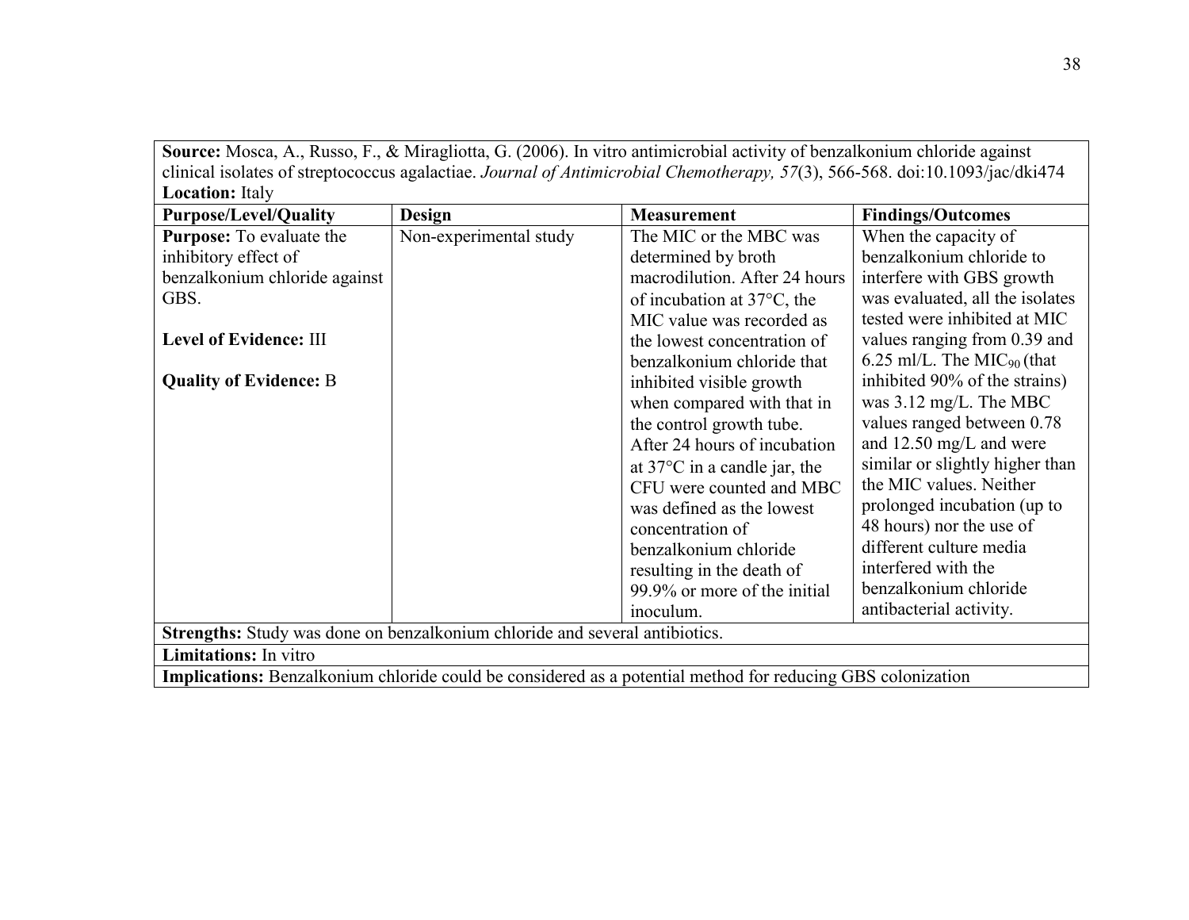**Source:** Mosca, A., Russo, F., & Miragliotta, G. (2006). In vitro antimicrobial activity of benzalkonium chloride against clinical isolates of streptococcus agalactiae. *Journal of Antimicrobial Chemotherapy, 57*(3), 566-568. doi:10.1093/jac/dki474
**Location:** Italy

| Purpose/Level/Quality | Design | Measurement | Findings/Outcomes |
|---|---|---|---|
| **Purpose:** To evaluate the inhibitory effect of benzalkonium chloride against GBS.<br><br>**Level of Evidence:** III<br><br>**Quality of Evidence:** B | Non-experimental study | The MIC or the MBC was determined by broth macrodilution. After 24 hours of incubation at 37°C, the MIC value was recorded as the lowest concentration of benzalkonium chloride that inhibited visible growth when compared with that in the control growth tube. After 24 hours of incubation at 37°C in a candle jar, the CFU were counted and MBC was defined as the lowest concentration of benzalkonium chloride resulting in the death of 99.9% or more of the initial inoculum. | When the capacity of benzalkonium chloride to interfere with GBS growth was evaluated, all the isolates tested were inhibited at MIC values ranging from 0.39 and 6.25 ml/L. The $MIC_{90}$ (that inhibited 90% of the strains) was 3.12 mg/L. The MBC values ranged between 0.78 and 12.50 mg/L and were similar or slightly higher than the MIC values. Neither prolonged incubation (up to 48 hours) nor the use of different culture media interfered with the benzalkonium chloride antibacterial activity. |

**Strengths:** Study was done on benzalkonium chloride and several antibiotics.

**Limitations:** In vitro

**Implications:** Benzalkonium chloride could be considered as a potential method for reducing GBS colonization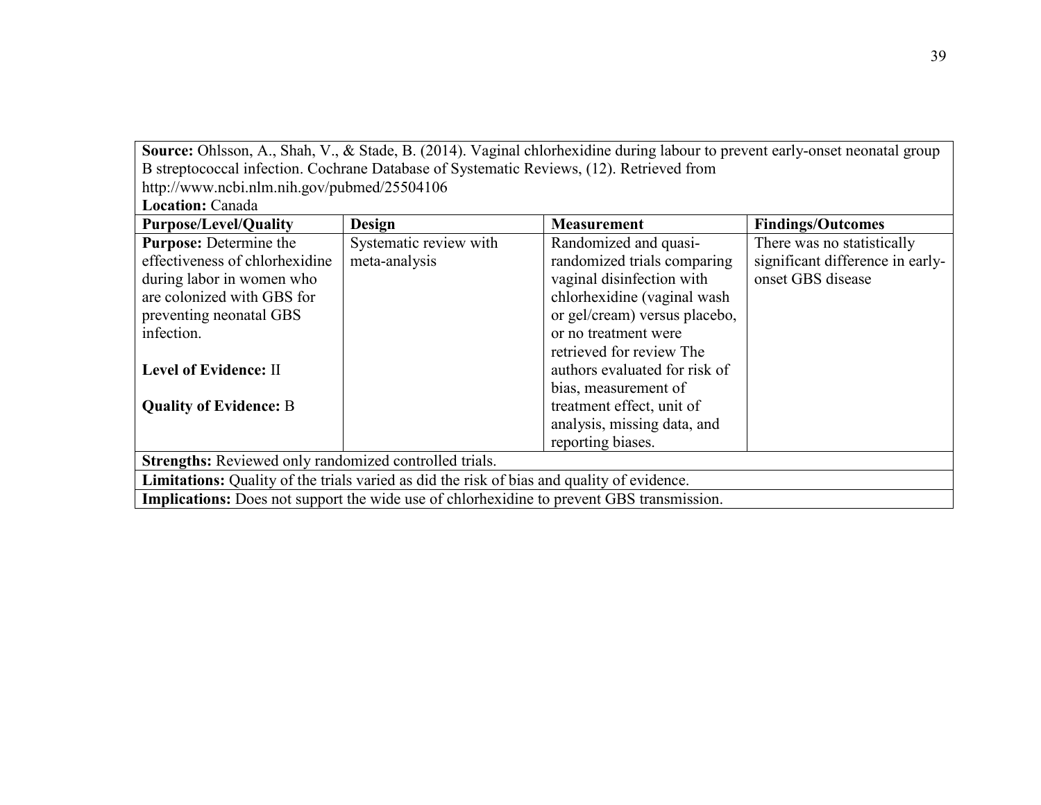**Source:** Ohlsson, A., Shah, V., & Stade, B. (2014). Vaginal chlorhexidine during labour to prevent early-onset neonatal group B streptococcal infection. Cochrane Database of Systematic Reviews, (12). Retrieved from http://www.ncbi.nlm.nih.gov/pubmed/25504106

**Location:** Canada

| **Purpose/Level/Quality** | **Design** | **Measurement** | **Findings/Outcomes** |
|---|---|---|---|
| **Purpose:** Determine the effectiveness of chlorhexidine during labor in women who are colonized with GBS for preventing neonatal GBS infection.<br><br>**Level of Evidence:** II<br><br>**Quality of Evidence:** B | Systematic review with meta-analysis | Randomized and quasi-randomized trials comparing vaginal disinfection with chlorhexidine (vaginal wash or gel/cream) versus placebo, or no treatment were retrieved for review The authors evaluated for risk of bias, measurement of treatment effect, unit of analysis, missing data, and reporting biases. | There was no statistically significant difference in early-onset GBS disease |

**Strengths:** Reviewed only randomized controlled trials.

**Limitations:** Quality of the trials varied as did the risk of bias and quality of evidence.

**Implications:** Does not support the wide use of chlorhexidine to prevent GBS transmission.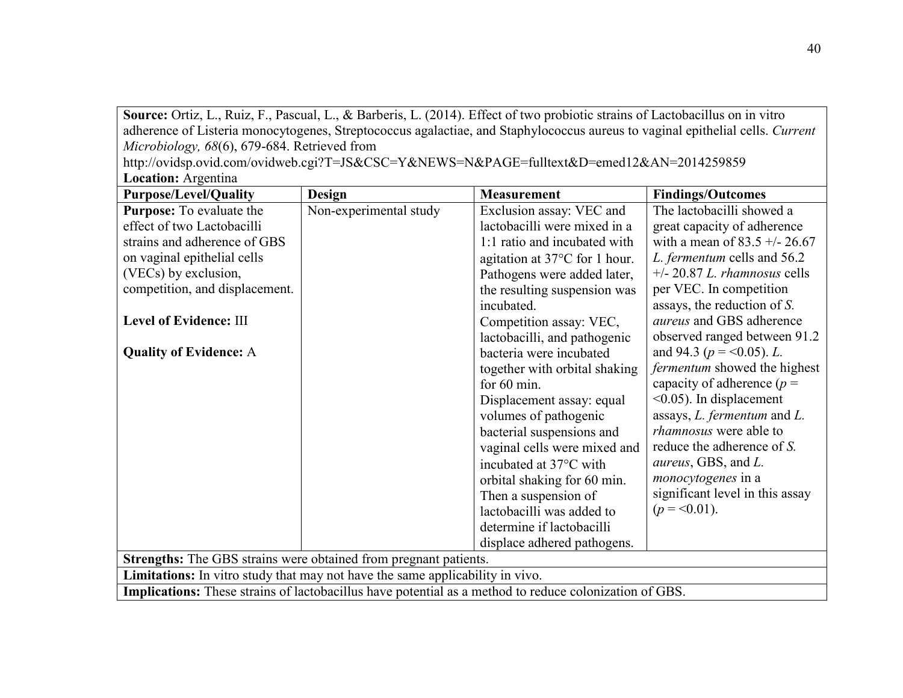**Source:** Ortiz, L., Ruiz, F., Pascual, L., & Barberis, L. (2014). Effect of two probiotic strains of Lactobacillus on in vitro adherence of Listeria monocytogenes, Streptococcus agalactiae, and Staphylococcus aureus to vaginal epithelial cells. *Current Microbiology, 68*(6), 679-684. Retrieved from http://ovidsp.ovid.com/ovidweb.cgi?T=JS&CSC=Y&NEWS=N&PAGE=fulltext&D=emed12&AN=2014259859

**Location:** Argentina

| **Purpose/Level/Quality** | **Design** | **Measurement** | **Findings/Outcomes** |
|---|---|---|---|
| **Purpose:** To evaluate the effect of two Lactobacilli strains and adherence of GBS on vaginal epithelial cells (VECs) by exclusion, competition, and displacement.<br><br>**Level of Evidence:** III<br><br>**Quality of Evidence:** A | Non-experimental study | Exclusion assay: VEC and lactobacilli were mixed in a 1:1 ratio and incubated with agitation at 37°C for 1 hour. Pathogens were added later, the resulting suspension was incubated.<br>Competition assay: VEC, lactobacilli, and pathogenic bacteria were incubated together with orbital shaking for 60 min.<br>Displacement assay: equal volumes of pathogenic bacterial suspensions and vaginal cells were mixed and incubated at 37°C with orbital shaking for 60 min. Then a suspension of lactobacilli was added to determine if lactobacilli displace adhered pathogens. | The lactobacilli showed a great capacity of adherence with a mean of 83.5 +/- 26.67 *L. fermentum* cells and 56.2 +/- 20.87 *L. rhamnosus* cells per VEC. In competition assays, the reduction of *S. aureus* and GBS adherence observed ranged between 91.2 and 94.3 ($p$ = <0.05). *L. fermentum* showed the highest capacity of adherence ($p$ = <0.05). In displacement assays, *L. fermentum* and *L. rhamnosus* were able to reduce the adherence of *S. aureus*, GBS, and *L. monocytogenes* in a significant level in this assay ($p$ = <0.01). |

**Strengths:** The GBS strains were obtained from pregnant patients.

**Limitations:** In vitro study that may not have the same applicability in vivo.

**Implications:** These strains of lactobacillus have potential as a method to reduce colonization of GBS.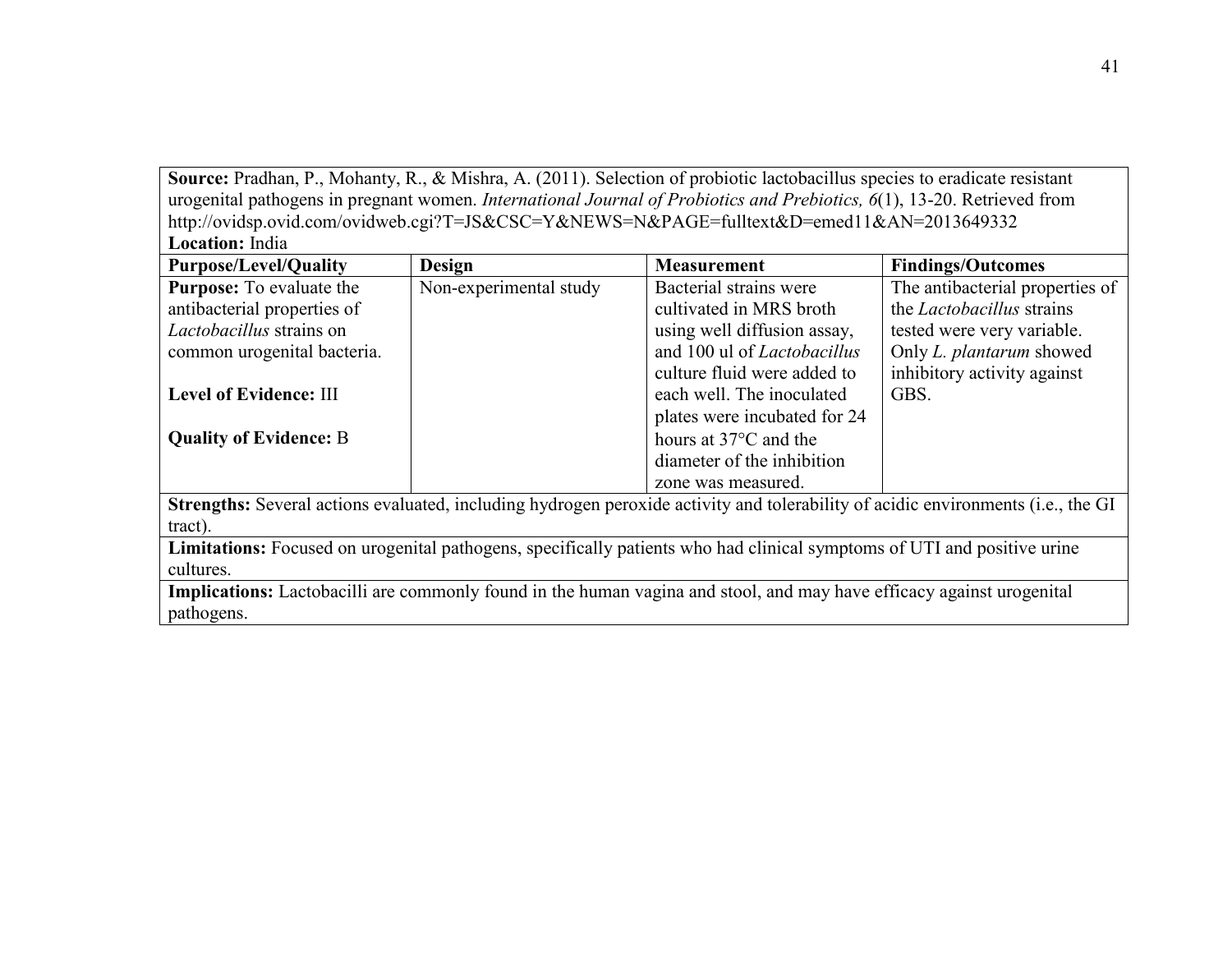**Source:** Pradhan, P., Mohanty, R., & Mishra, A. (2011). Selection of probiotic lactobacillus species to eradicate resistant urogenital pathogens in pregnant women. *International Journal of Probiotics and Prebiotics, 6*(1), 13-20. Retrieved from http://ovidsp.ovid.com/ovidweb.cgi?T=JS&CSC=Y&NEWS=N&PAGE=fulltext&D=emed11&AN=2013649332
**Location:** India

| Purpose/Level/Quality | Design | Measurement | Findings/Outcomes |
|---|---|---|---|
| **Purpose:** To evaluate the antibacterial properties of *Lactobacillus* strains on common urogenital bacteria.<br><br>**Level of Evidence:** III<br><br>**Quality of Evidence:** B | Non-experimental study | Bacterial strains were cultivated in MRS broth using well diffusion assay, and 100 ul of *Lactobacillus* culture fluid were added to each well. The inoculated plates were incubated for 24 hours at 37°C and the diameter of the inhibition zone was measured. | The antibacterial properties of the *Lactobacillus* strains tested were very variable. Only *L. plantarum* showed inhibitory activity against GBS. |

**Strengths:** Several actions evaluated, including hydrogen peroxide activity and tolerability of acidic environments (i.e., the GI tract).

**Limitations:** Focused on urogenital pathogens, specifically patients who had clinical symptoms of UTI and positive urine cultures.

**Implications:** Lactobacilli are commonly found in the human vagina and stool, and may have efficacy against urogenital pathogens.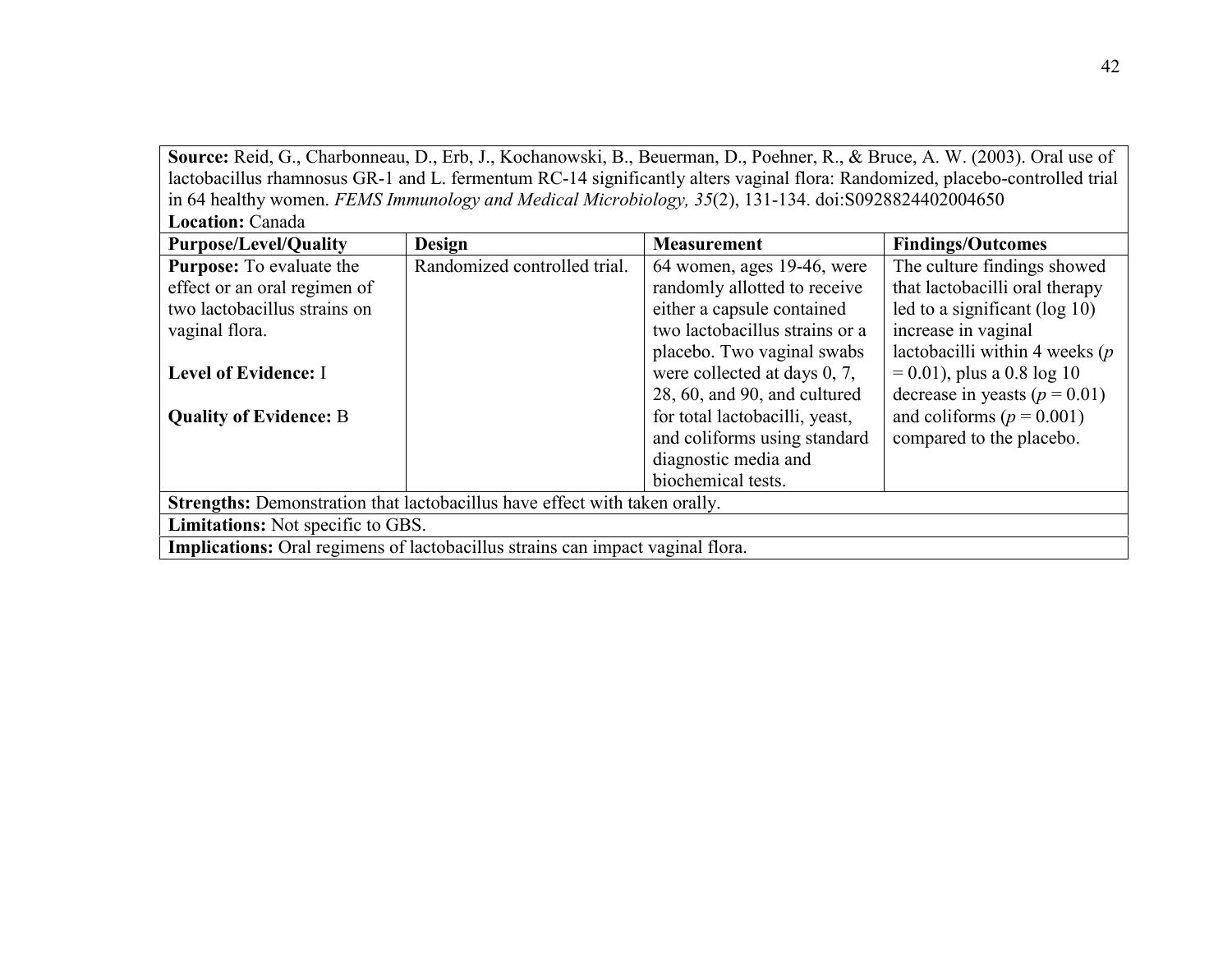**Source:** Reid, G., Charbonneau, D., Erb, J., Kochanowski, B., Beuerman, D., Poehner, R., & Bruce, A. W. (2003). Oral use of lactobacillus rhamnosus GR-1 and L. fermentum RC-14 significantly alters vaginal flora: Randomized, placebo-controlled trial in 64 healthy women. *FEMS Immunology and Medical Microbiology, 35*(2), 131-134. doi:S0928824402004650
**Location:** Canada

| **Purpose/Level/Quality** | **Design** | **Measurement** | **Findings/Outcomes** |
|---|---|---|---|
| **Purpose:** To evaluate the effect or an oral regimen of two lactobacillus strains on vaginal flora.<br><br>**Level of Evidence:** I<br><br>**Quality of Evidence:** B | Randomized controlled trial. | 64 women, ages 19-46, were randomly allotted to receive either a capsule contained two lactobacillus strains or a placebo. Two vaginal swabs were collected at days 0, 7, 28, 60, and 90, and cultured for total lactobacilli, yeast, and coliforms using standard diagnostic media and biochemical tests. | The culture findings showed that lactobacilli oral therapy led to a significant (log 10) increase in vaginal lactobacilli within 4 weeks ($p = 0.01$), plus a 0.8 log 10 decrease in yeasts ($p = 0.01$) and coliforms ($p = 0.001$) compared to the placebo. |

**Strengths:** Demonstration that lactobacillus have effect with taken orally.

**Limitations:** Not specific to GBS.

**Implications:** Oral regimens of lactobacillus strains can impact vaginal flora.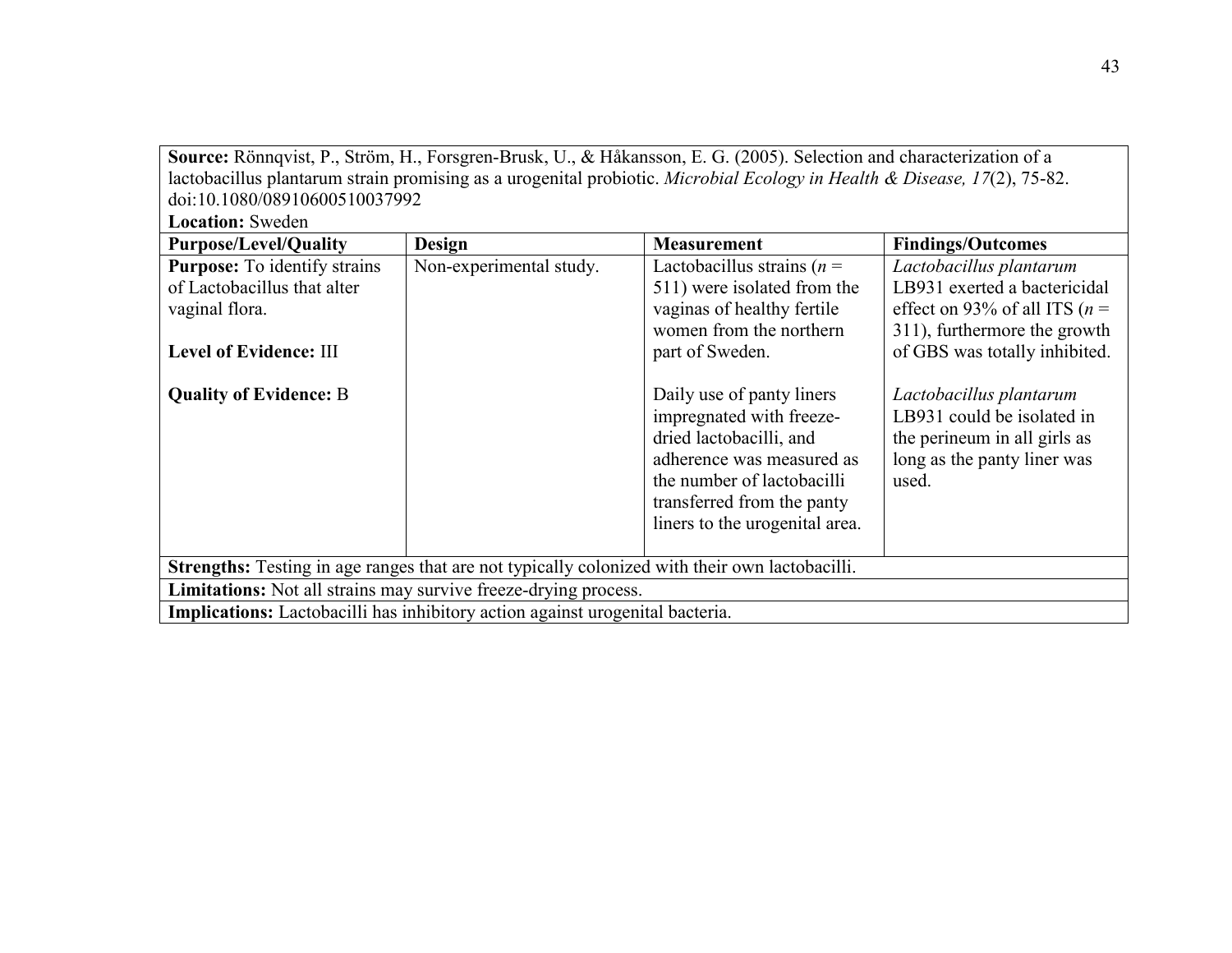**Source:** Rönnqvist, P., Ström, H., Forsgren-Brusk, U., & Håkansson, E. G. (2005). Selection and characterization of a lactobacillus plantarum strain promising as a urogenital probiotic. *Microbial Ecology in Health & Disease, 17*(2), 75-82. doi:10.1080/08910600510037992
**Location:** Sweden

| Purpose/Level/Quality | Design | Measurement | Findings/Outcomes |
|---|---|---|---|
| **Purpose:** To identify strains of Lactobacillus that alter vaginal flora.<br><br>**Level of Evidence:** III<br><br>**Quality of Evidence:** B | Non-experimental study. | Lactobacillus strains (*n* = 511) were isolated from the vaginas of healthy fertile women from the northern part of Sweden.<br><br>Daily use of panty liners impregnated with freeze-dried lactobacilli, and adherence was measured as the number of lactobacilli transferred from the panty liners to the urogenital area. | *Lactobacillus plantarum* LB931 exerted a bactericidal effect on 93% of all ITS (*n* = 311), furthermore the growth of GBS was totally inhibited.<br><br>*Lactobacillus plantarum* LB931 could be isolated in the perineum in all girls as long as the panty liner was used. |

**Strengths:** Testing in age ranges that are not typically colonized with their own lactobacilli.

**Limitations:** Not all strains may survive freeze-drying process.

**Implications:** Lactobacilli has inhibitory action against urogenital bacteria.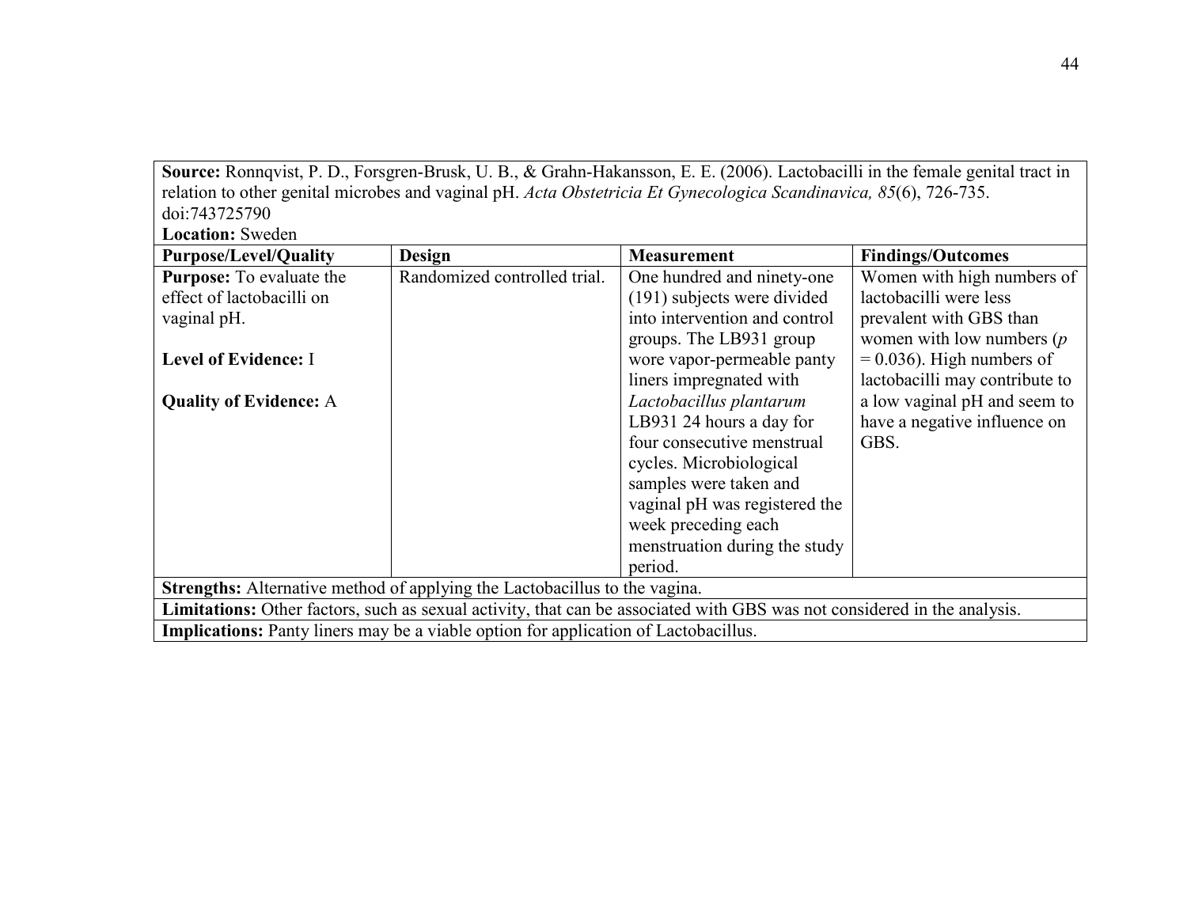**Source:** Ronnqvist, P. D., Forsgren-Brusk, U. B., & Grahn-Hakansson, E. E. (2006). Lactobacilli in the female genital tract in relation to other genital microbes and vaginal pH. *Acta Obstetricia Et Gynecologica Scandinavica, 85*(6), 726-735. doi:743725790

**Location:** Sweden

| Purpose/Level/Quality | Design | Measurement | Findings/Outcomes |
|---|---|---|---|
| **Purpose:** To evaluate the effect of lactobacilli on vaginal pH.<br><br>**Level of Evidence:** I<br><br>**Quality of Evidence:** A | Randomized controlled trial. | One hundred and ninety-one (191) subjects were divided into intervention and control groups. The LB931 group wore vapor-permeable panty liners impregnated with *Lactobacillus plantarum* LB931 24 hours a day for four consecutive menstrual cycles. Microbiological samples were taken and vaginal pH was registered the week preceding each menstruation during the study period. | Women with high numbers of lactobacilli were less prevalent with GBS than women with low numbers ($p = 0.036$). High numbers of lactobacilli may contribute to a low vaginal pH and seem to have a negative influence on GBS. |

**Strengths:** Alternative method of applying the Lactobacillus to the vagina.

**Limitations:** Other factors, such as sexual activity, that can be associated with GBS was not considered in the analysis.

**Implications:** Panty liners may be a viable option for application of Lactobacillus.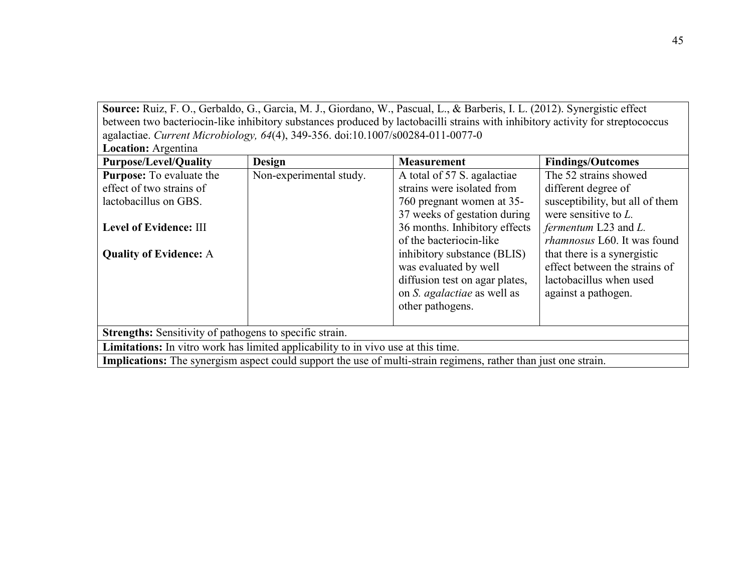**Source:** Ruiz, F. O., Gerbaldo, G., Garcia, M. J., Giordano, W., Pascual, L., & Barberis, I. L. (2012). Synergistic effect between two bacteriocin-like inhibitory substances produced by lactobacilli strains with inhibitory activity for streptococcus agalactiae. *Current Microbiology, 64*(4), 349-356. doi:10.1007/s00284-011-0077-0
**Location:** Argentina

| Purpose/Level/Quality | Design | Measurement | Findings/Outcomes |
|---|---|---|---|
| **Purpose:** To evaluate the effect of two strains of lactobacillus on GBS.<br><br>**Level of Evidence:** III<br><br>**Quality of Evidence:** A | Non-experimental study. | A total of 57 S. agalactiae strains were isolated from 760 pregnant women at 35-37 weeks of gestation during 36 months. Inhibitory effects of the bacteriocin-like inhibitory substance (BLIS) was evaluated by well diffusion test on agar plates, on *S. agalactiae* as well as other pathogens. | The 52 strains showed different degree of susceptibility, but all of them were sensitive to *L. fermentum* L23 and *L. rhamnosus* L60. It was found that there is a synergistic effect between the strains of lactobacillus when used against a pathogen. |

**Strengths:** Sensitivity of pathogens to specific strain.

**Limitations:** In vitro work has limited applicability to in vivo use at this time.

**Implications:** The synergism aspect could support the use of multi-strain regimens, rather than just one strain.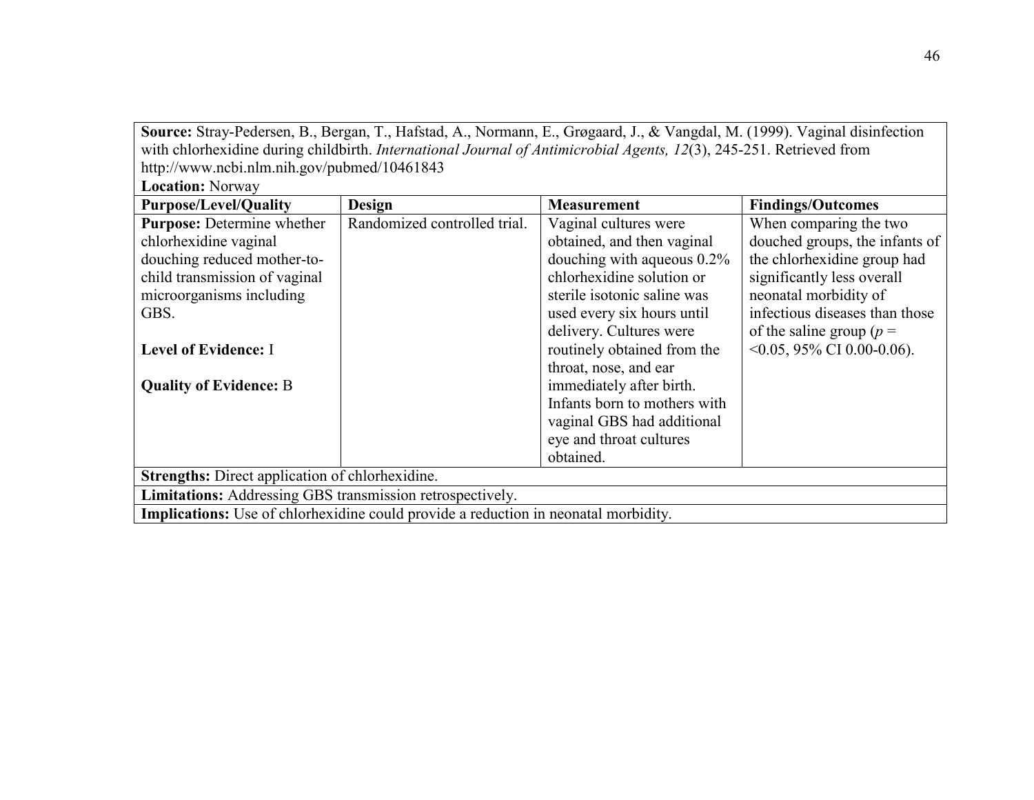**Source:** Stray-Pedersen, B., Bergan, T., Hafstad, A., Normann, E., Grøgaard, J., & Vangdal, M. (1999). Vaginal disinfection with chlorhexidine during childbirth. *International Journal of Antimicrobial Agents, 12*(3), 245-251. Retrieved from http://www.ncbi.nlm.nih.gov/pubmed/10461843

**Location:** Norway

| **Purpose/Level/Quality** | **Design** | **Measurement** | **Findings/Outcomes** |
|---|---|---|---|
| **Purpose:** Determine whether chlorhexidine vaginal douching reduced mother-to-child transmission of vaginal microorganisms including GBS.<br><br>**Level of Evidence:** I<br><br>**Quality of Evidence:** B | Randomized controlled trial. | Vaginal cultures were obtained, and then vaginal douching with aqueous 0.2% chlorhexidine solution or sterile isotonic saline was used every six hours until delivery. Cultures were routinely obtained from the throat, nose, and ear immediately after birth. Infants born to mothers with vaginal GBS had additional eye and throat cultures obtained. | When comparing the two douched groups, the infants of the chlorhexidine group had significantly less overall neonatal morbidity of infectious diseases than those of the saline group ($p$ = <0.05, 95% CI 0.00-0.06). |

**Strengths:** Direct application of chlorhexidine.

**Limitations:** Addressing GBS transmission retrospectively.

**Implications:** Use of chlorhexidine could provide a reduction in neonatal morbidity.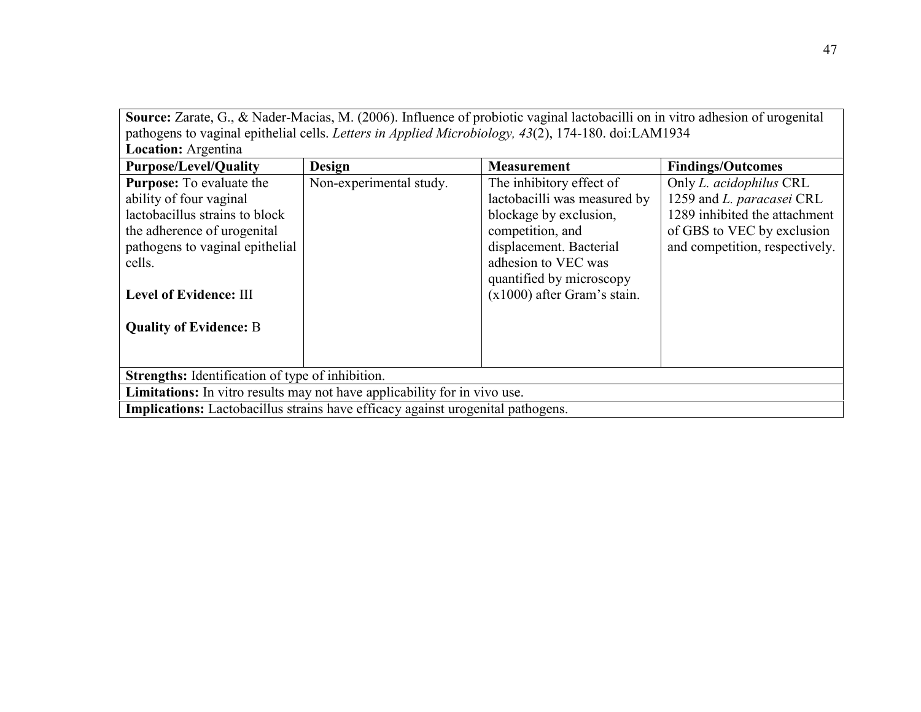**Source:** Zarate, G., & Nader-Macias, M. (2006). Influence of probiotic vaginal lactobacilli on in vitro adhesion of urogenital pathogens to vaginal epithelial cells. *Letters in Applied Microbiology, 43*(2), 174-180. doi:LAM1934
**Location:** Argentina

| Purpose/Level/Quality | Design | Measurement | Findings/Outcomes |
|---|---|---|---|
| **Purpose:** To evaluate the ability of four vaginal lactobacillus strains to block the adherence of urogenital pathogens to vaginal epithelial cells.<br><br>**Level of Evidence:** III<br><br>**Quality of Evidence:** B | Non-experimental study. | The inhibitory effect of lactobacilli was measured by blockage by exclusion, competition, and displacement. Bacterial adhesion to VEC was quantified by microscopy (x1000) after Gram's stain. | Only *L. acidophilus* CRL 1259 and *L. paracasei* CRL 1289 inhibited the attachment of GBS to VEC by exclusion and competition, respectively. |

**Strengths:** Identification of type of inhibition.

**Limitations:** In vitro results may not have applicability for in vivo use.

**Implications:** Lactobacillus strains have efficacy against urogenital pathogens.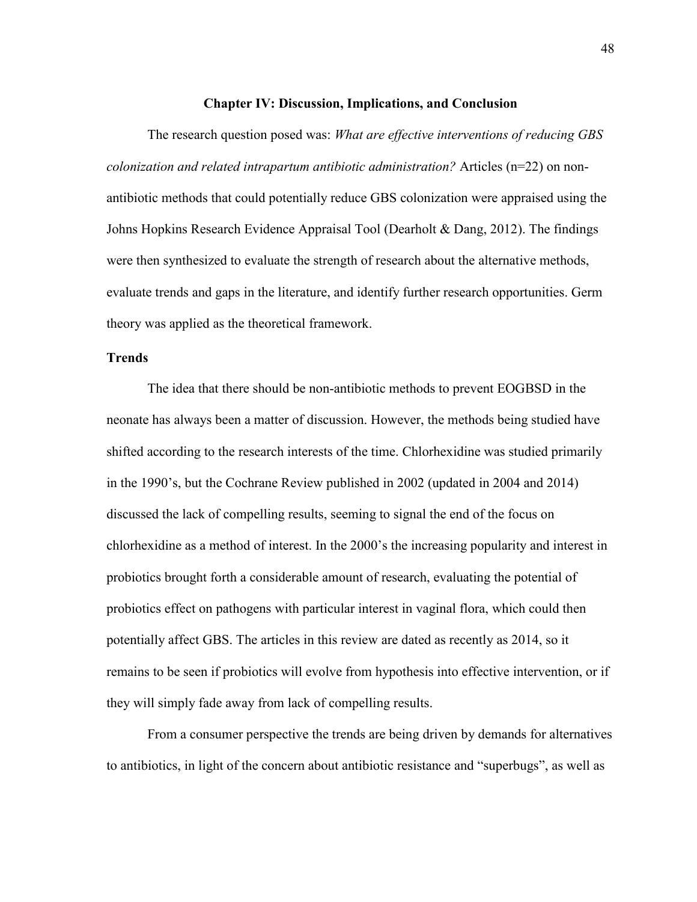# Chapter IV: Discussion, Implications, and Conclusion

The research question posed was: *What are effective interventions of reducing GBS colonization and related intrapartum antibiotic administration?* Articles (n=22) on non-antibiotic methods that could potentially reduce GBS colonization were appraised using the Johns Hopkins Research Evidence Appraisal Tool (Dearholt & Dang, 2012). The findings were then synthesized to evaluate the strength of research about the alternative methods, evaluate trends and gaps in the literature, and identify further research opportunities. Germ theory was applied as the theoretical framework.

## Trends

The idea that there should be non-antibiotic methods to prevent EOGBSD in the neonate has always been a matter of discussion. However, the methods being studied have shifted according to the research interests of the time. Chlorhexidine was studied primarily in the 1990's, but the Cochrane Review published in 2002 (updated in 2004 and 2014) discussed the lack of compelling results, seeming to signal the end of the focus on chlorhexidine as a method of interest. In the 2000's the increasing popularity and interest in probiotics brought forth a considerable amount of research, evaluating the potential of probiotics effect on pathogens with particular interest in vaginal flora, which could then potentially affect GBS. The articles in this review are dated as recently as 2014, so it remains to be seen if probiotics will evolve from hypothesis into effective intervention, or if they will simply fade away from lack of compelling results.

From a consumer perspective the trends are being driven by demands for alternatives to antibiotics, in light of the concern about antibiotic resistance and "superbugs", as well as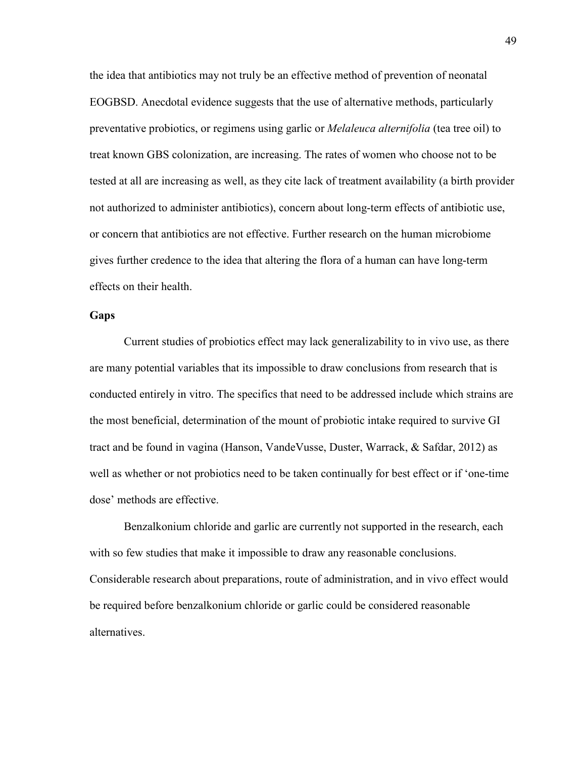the idea that antibiotics may not truly be an effective method of prevention of neonatal EOGBSD. Anecdotal evidence suggests that the use of alternative methods, particularly preventative probiotics, or regimens using garlic or *Melaleuca alternifolia* (tea tree oil) to treat known GBS colonization, are increasing. The rates of women who choose not to be tested at all are increasing as well, as they cite lack of treatment availability (a birth provider not authorized to administer antibiotics), concern about long-term effects of antibiotic use, or concern that antibiotics are not effective. Further research on the human microbiome gives further credence to the idea that altering the flora of a human can have long-term effects on their health.

**Gaps**

Current studies of probiotics effect may lack generalizability to in vivo use, as there are many potential variables that its impossible to draw conclusions from research that is conducted entirely in vitro. The specifics that need to be addressed include which strains are the most beneficial, determination of the mount of probiotic intake required to survive GI tract and be found in vagina (Hanson, VandeVusse, Duster, Warrack, & Safdar, 2012) as well as whether or not probiotics need to be taken continually for best effect or if 'one-time dose' methods are effective.

Benzalkonium chloride and garlic are currently not supported in the research, each with so few studies that make it impossible to draw any reasonable conclusions. Considerable research about preparations, route of administration, and in vivo effect would be required before benzalkonium chloride or garlic could be considered reasonable alternatives.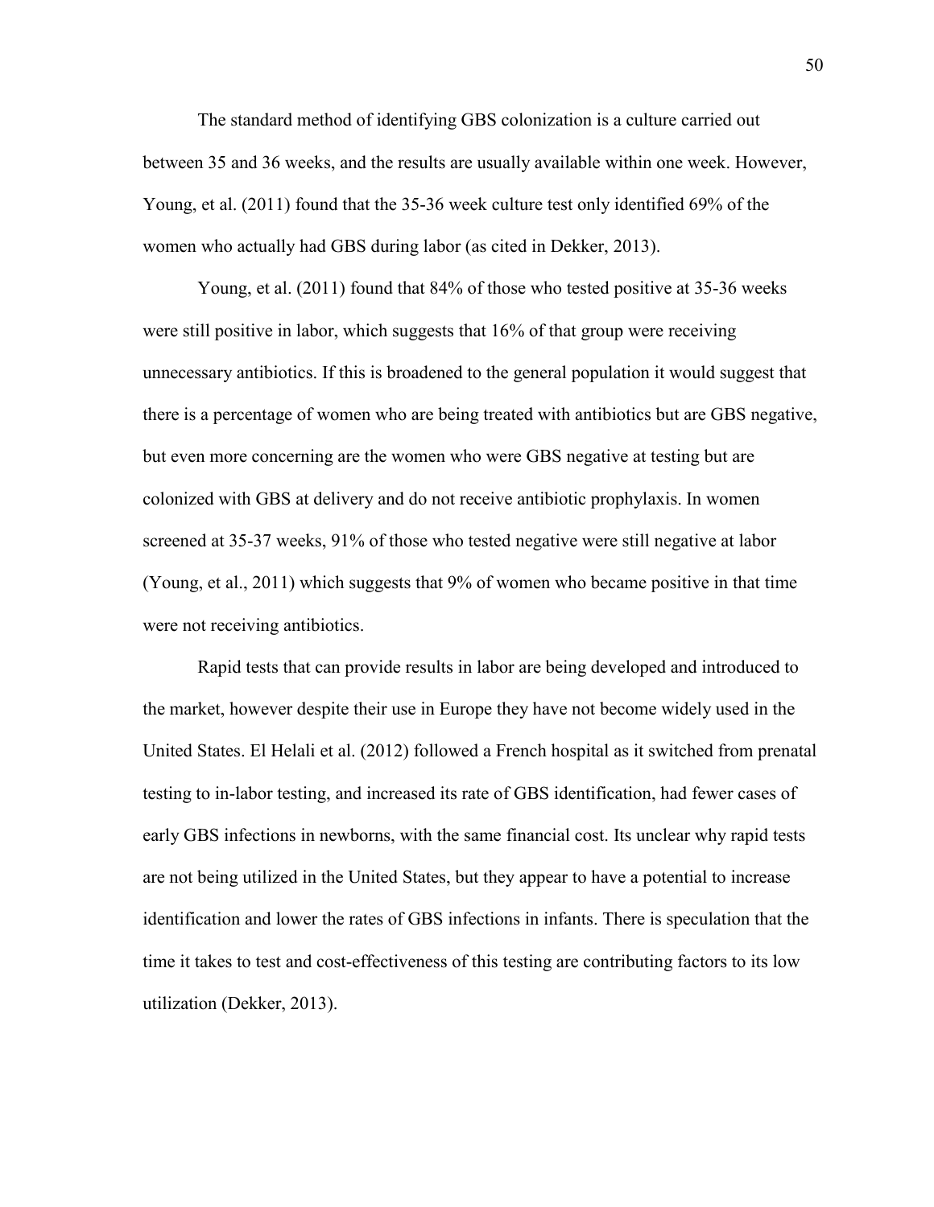The standard method of identifying GBS colonization is a culture carried out between 35 and 36 weeks, and the results are usually available within one week. However, Young, et al. (2011) found that the 35-36 week culture test only identified 69% of the women who actually had GBS during labor (as cited in Dekker, 2013).

Young, et al. (2011) found that 84% of those who tested positive at 35-36 weeks were still positive in labor, which suggests that 16% of that group were receiving unnecessary antibiotics. If this is broadened to the general population it would suggest that there is a percentage of women who are being treated with antibiotics but are GBS negative, but even more concerning are the women who were GBS negative at testing but are colonized with GBS at delivery and do not receive antibiotic prophylaxis. In women screened at 35-37 weeks, 91% of those who tested negative were still negative at labor (Young, et al., 2011) which suggests that 9% of women who became positive in that time were not receiving antibiotics.

Rapid tests that can provide results in labor are being developed and introduced to the market, however despite their use in Europe they have not become widely used in the United States. El Helali et al. (2012) followed a French hospital as it switched from prenatal testing to in-labor testing, and increased its rate of GBS identification, had fewer cases of early GBS infections in newborns, with the same financial cost. Its unclear why rapid tests are not being utilized in the United States, but they appear to have a potential to increase identification and lower the rates of GBS infections in infants. There is speculation that the time it takes to test and cost-effectiveness of this testing are contributing factors to its low utilization (Dekker, 2013).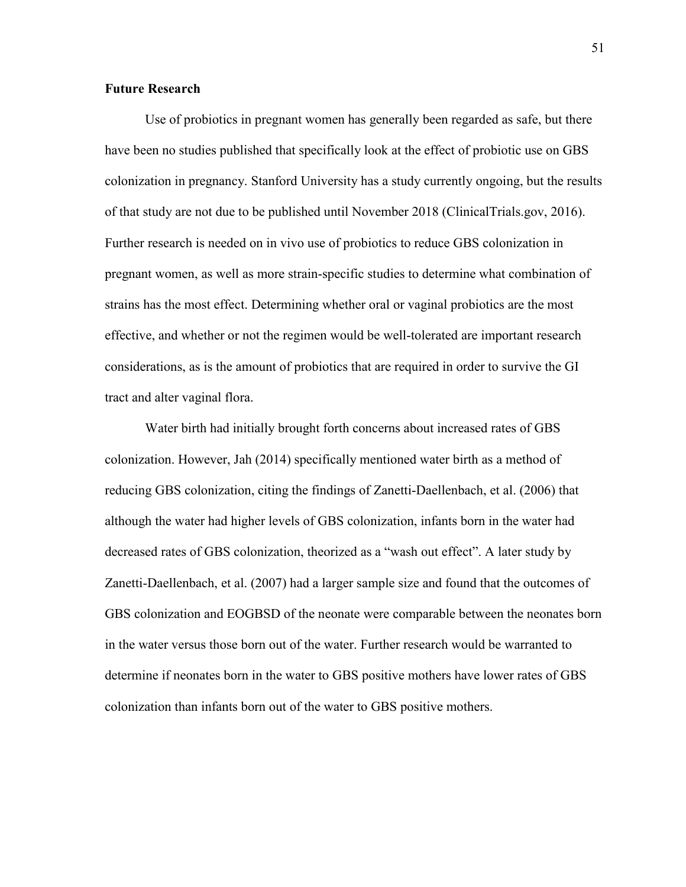## Future Research

Use of probiotics in pregnant women has generally been regarded as safe, but there have been no studies published that specifically look at the effect of probiotic use on GBS colonization in pregnancy. Stanford University has a study currently ongoing, but the results of that study are not due to be published until November 2018 (ClinicalTrials.gov, 2016). Further research is needed on in vivo use of probiotics to reduce GBS colonization in pregnant women, as well as more strain-specific studies to determine what combination of strains has the most effect. Determining whether oral or vaginal probiotics are the most effective, and whether or not the regimen would be well-tolerated are important research considerations, as is the amount of probiotics that are required in order to survive the GI tract and alter vaginal flora.

Water birth had initially brought forth concerns about increased rates of GBS colonization. However, Jah (2014) specifically mentioned water birth as a method of reducing GBS colonization, citing the findings of Zanetti-Daellenbach, et al. (2006) that although the water had higher levels of GBS colonization, infants born in the water had decreased rates of GBS colonization, theorized as a "wash out effect". A later study by Zanetti-Daellenbach, et al. (2007) had a larger sample size and found that the outcomes of GBS colonization and EOGBSD of the neonate were comparable between the neonates born in the water versus those born out of the water. Further research would be warranted to determine if neonates born in the water to GBS positive mothers have lower rates of GBS colonization than infants born out of the water to GBS positive mothers.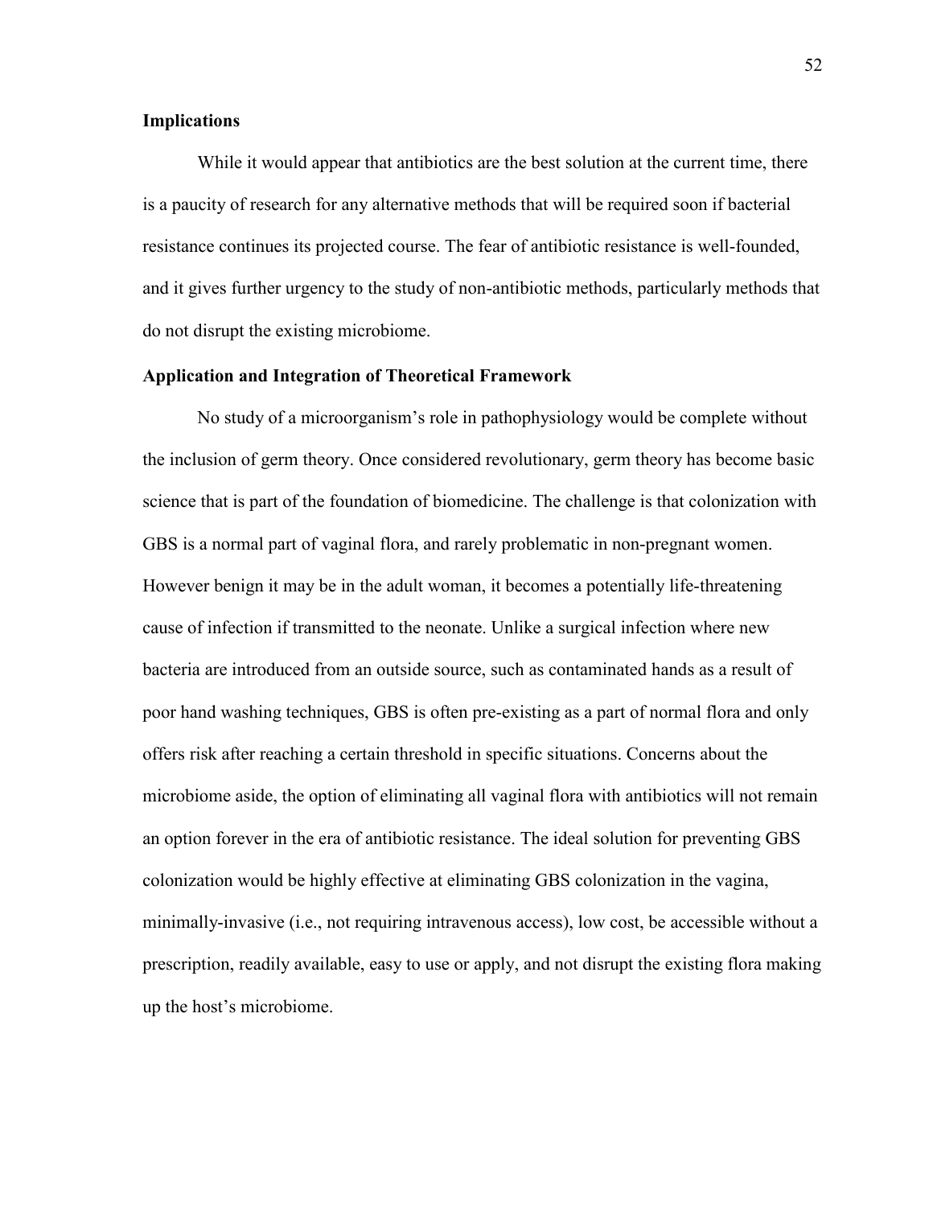## Implications

While it would appear that antibiotics are the best solution at the current time, there is a paucity of research for any alternative methods that will be required soon if bacterial resistance continues its projected course. The fear of antibiotic resistance is well-founded, and it gives further urgency to the study of non-antibiotic methods, particularly methods that do not disrupt the existing microbiome.

## Application and Integration of Theoretical Framework

No study of a microorganism's role in pathophysiology would be complete without the inclusion of germ theory. Once considered revolutionary, germ theory has become basic science that is part of the foundation of biomedicine. The challenge is that colonization with GBS is a normal part of vaginal flora, and rarely problematic in non-pregnant women. However benign it may be in the adult woman, it becomes a potentially life-threatening cause of infection if transmitted to the neonate. Unlike a surgical infection where new bacteria are introduced from an outside source, such as contaminated hands as a result of poor hand washing techniques, GBS is often pre-existing as a part of normal flora and only offers risk after reaching a certain threshold in specific situations. Concerns about the microbiome aside, the option of eliminating all vaginal flora with antibiotics will not remain an option forever in the era of antibiotic resistance. The ideal solution for preventing GBS colonization would be highly effective at eliminating GBS colonization in the vagina, minimally-invasive (i.e., not requiring intravenous access), low cost, be accessible without a prescription, readily available, easy to use or apply, and not disrupt the existing flora making up the host's microbiome.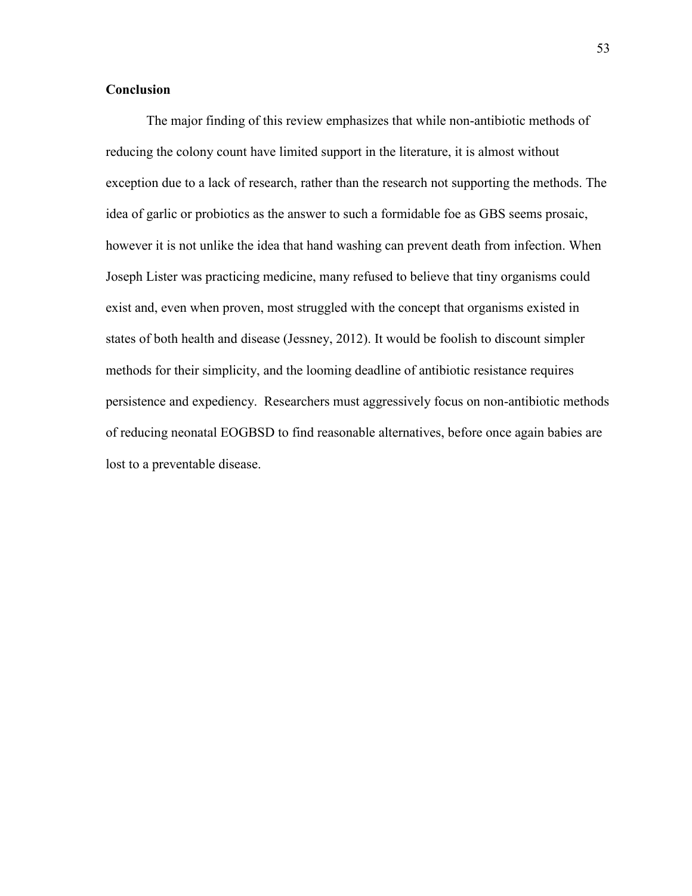## Conclusion

The major finding of this review emphasizes that while non-antibiotic methods of reducing the colony count have limited support in the literature, it is almost without exception due to a lack of research, rather than the research not supporting the methods. The idea of garlic or probiotics as the answer to such a formidable foe as GBS seems prosaic, however it is not unlike the idea that hand washing can prevent death from infection. When Joseph Lister was practicing medicine, many refused to believe that tiny organisms could exist and, even when proven, most struggled with the concept that organisms existed in states of both health and disease (Jessney, 2012). It would be foolish to discount simpler methods for their simplicity, and the looming deadline of antibiotic resistance requires persistence and expediency. Researchers must aggressively focus on non-antibiotic methods of reducing neonatal EOGBSD to find reasonable alternatives, before once again babies are lost to a preventable disease.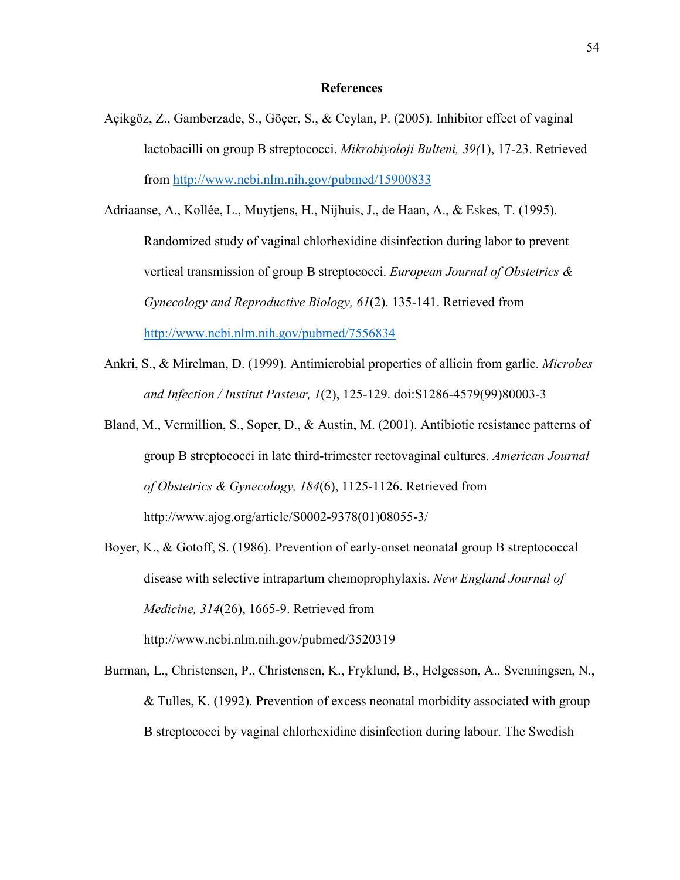# References

Açikgöz, Z., Gamberzade, S., Göçer, S., & Ceylan, P. (2005). Inhibitor effect of vaginal lactobacilli on group B streptococci. *Mikrobiyoloji Bulteni, 39(*1), 17-23. Retrieved from http://www.ncbi.nlm.nih.gov/pubmed/15900833

Adriaanse, A., Kollée, L., Muytjens, H., Nijhuis, J., de Haan, A., & Eskes, T. (1995). Randomized study of vaginal chlorhexidine disinfection during labor to prevent vertical transmission of group B streptococci. *European Journal of Obstetrics & Gynecology and Reproductive Biology, 61*(2). 135-141. Retrieved from http://www.ncbi.nlm.nih.gov/pubmed/7556834

Ankri, S., & Mirelman, D. (1999). Antimicrobial properties of allicin from garlic. *Microbes and Infection / Institut Pasteur, 1*(2), 125-129. doi:S1286-4579(99)80003-3

Bland, M., Vermillion, S., Soper, D., & Austin, M. (2001). Antibiotic resistance patterns of group B streptococci in late third-trimester rectovaginal cultures. *American Journal of Obstetrics & Gynecology, 184*(6), 1125-1126. Retrieved from http://www.ajog.org/article/S0002-9378(01)08055-3/

Boyer, K., & Gotoff, S. (1986). Prevention of early-onset neonatal group B streptococcal disease with selective intrapartum chemoprophylaxis. *New England Journal of Medicine, 314*(26), 1665-9. Retrieved from http://www.ncbi.nlm.nih.gov/pubmed/3520319

Burman, L., Christensen, P., Christensen, K., Fryklund, B., Helgesson, A., Svenningsen, N., & Tulles, K. (1992). Prevention of excess neonatal morbidity associated with group B streptococci by vaginal chlorhexidine disinfection during labour. The Swedish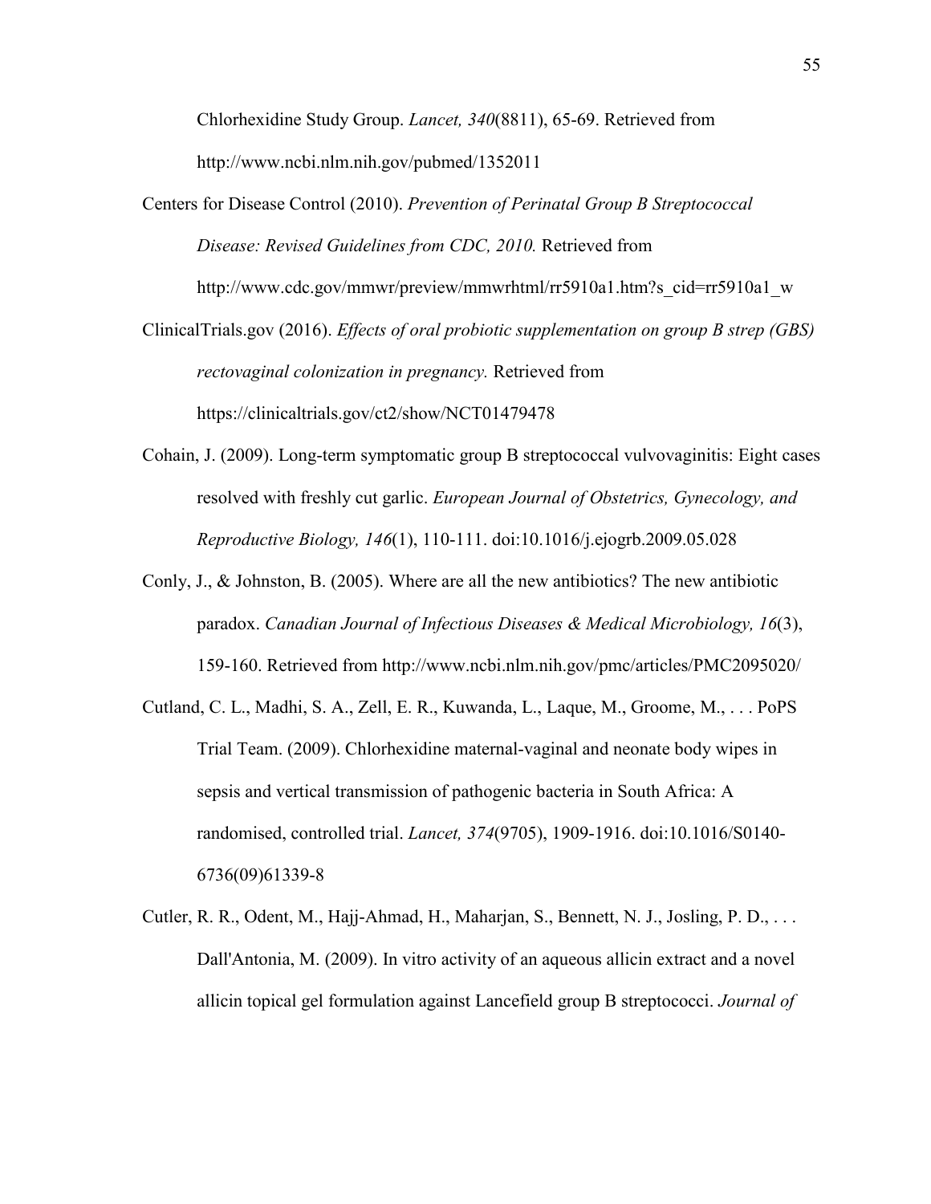Chlorhexidine Study Group. *Lancet, 340*(8811), 65-69. Retrieved from http://www.ncbi.nlm.nih.gov/pubmed/1352011

Centers for Disease Control (2010). *Prevention of Perinatal Group B Streptococcal Disease: Revised Guidelines from CDC, 2010.* Retrieved from http://www.cdc.gov/mmwr/preview/mmwrhtml/rr5910a1.htm?s_cid=rr5910a1_w

ClinicalTrials.gov (2016). *Effects of oral probiotic supplementation on group B strep (GBS) rectovaginal colonization in pregnancy.* Retrieved from https://clinicaltrials.gov/ct2/show/NCT01479478

Cohain, J. (2009). Long-term symptomatic group B streptococcal vulvovaginitis: Eight cases resolved with freshly cut garlic. *European Journal of Obstetrics, Gynecology, and Reproductive Biology, 146*(1), 110-111. doi:10.1016/j.ejogrb.2009.05.028

Conly, J., & Johnston, B. (2005). Where are all the new antibiotics? The new antibiotic paradox. *Canadian Journal of Infectious Diseases & Medical Microbiology, 16*(3), 159-160. Retrieved from http://www.ncbi.nlm.nih.gov/pmc/articles/PMC2095020/

Cutland, C. L., Madhi, S. A., Zell, E. R., Kuwanda, L., Laque, M., Groome, M., . . . PoPS Trial Team. (2009). Chlorhexidine maternal-vaginal and neonate body wipes in sepsis and vertical transmission of pathogenic bacteria in South Africa: A randomised, controlled trial. *Lancet, 374*(9705), 1909-1916. doi:10.1016/S0140-6736(09)61339-8

Cutler, R. R., Odent, M., Hajj-Ahmad, H., Maharjan, S., Bennett, N. J., Josling, P. D., . . . Dall'Antonia, M. (2009). In vitro activity of an aqueous allicin extract and a novel allicin topical gel formulation against Lancefield group B streptococci. *Journal of*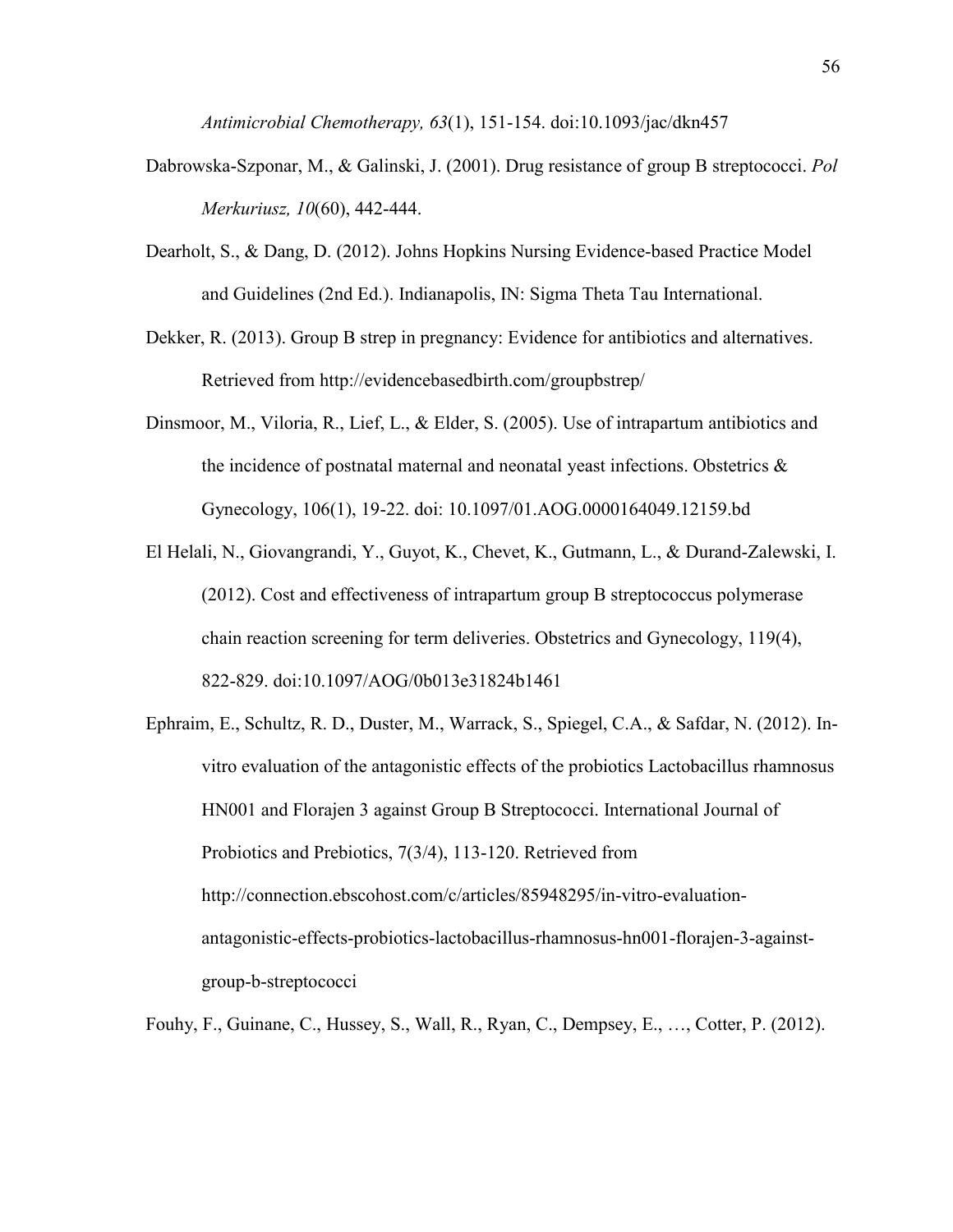*Antimicrobial Chemotherapy, 63*(1), 151-154. doi:10.1093/jac/dkn457

Dabrowska-Szponar, M., & Galinski, J. (2001). Drug resistance of group B streptococci. *Pol Merkuriusz, 10*(60), 442-444.

Dearholt, S., & Dang, D. (2012). Johns Hopkins Nursing Evidence-based Practice Model and Guidelines (2nd Ed.). Indianapolis, IN: Sigma Theta Tau International.

Dekker, R. (2013). Group B strep in pregnancy: Evidence for antibiotics and alternatives. Retrieved from http://evidencebasedbirth.com/groupbstrep/

Dinsmoor, M., Viloria, R., Lief, L., & Elder, S. (2005). Use of intrapartum antibiotics and the incidence of postnatal maternal and neonatal yeast infections. Obstetrics & Gynecology, 106(1), 19-22. doi: 10.1097/01.AOG.0000164049.12159.bd

El Helali, N., Giovangrandi, Y., Guyot, K., Chevet, K., Gutmann, L., & Durand-Zalewski, I. (2012). Cost and effectiveness of intrapartum group B streptococcus polymerase chain reaction screening for term deliveries. Obstetrics and Gynecology, 119(4), 822-829. doi:10.1097/AOG/0b013e31824b1461

Ephraim, E., Schultz, R. D., Duster, M., Warrack, S., Spiegel, C.A., & Safdar, N. (2012). In-vitro evaluation of the antagonistic effects of the probiotics Lactobacillus rhamnosus HN001 and Florajen 3 against Group B Streptococci. International Journal of Probiotics and Prebiotics, 7(3/4), 113-120. Retrieved from http://connection.ebscohost.com/c/articles/85948295/in-vitro-evaluation-antagonistic-effects-probiotics-lactobacillus-rhamnosus-hn001-florajen-3-against-group-b-streptococci

Fouhy, F., Guinane, C., Hussey, S., Wall, R., Ryan, C., Dempsey, E., …, Cotter, P. (2012).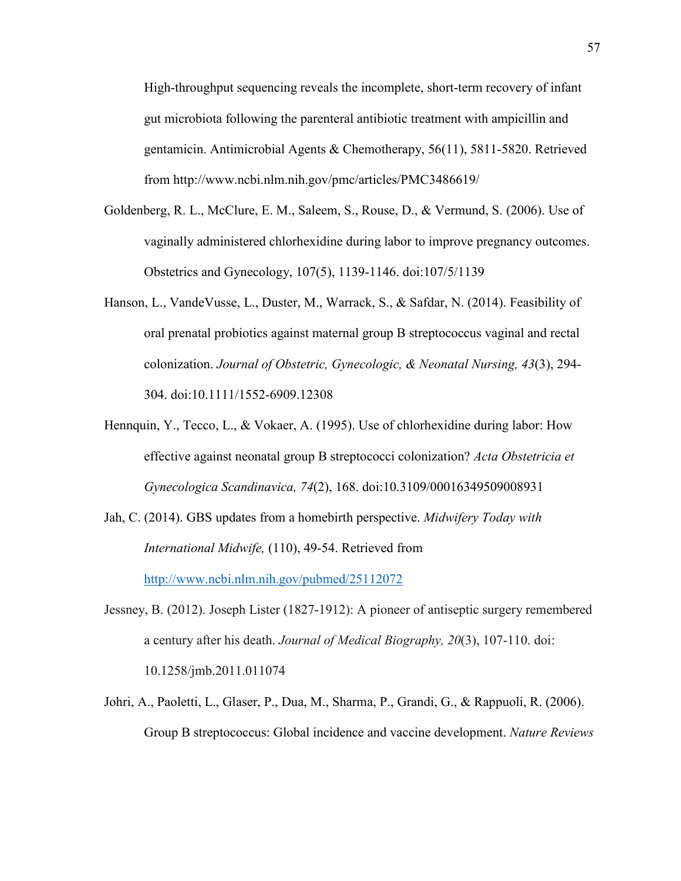High-throughput sequencing reveals the incomplete, short-term recovery of infant gut microbiota following the parenteral antibiotic treatment with ampicillin and gentamicin. Antimicrobial Agents & Chemotherapy, 56(11), 5811-5820. Retrieved from http://www.ncbi.nlm.nih.gov/pmc/articles/PMC3486619/

Goldenberg, R. L., McClure, E. M., Saleem, S., Rouse, D., & Vermund, S. (2006). Use of vaginally administered chlorhexidine during labor to improve pregnancy outcomes. Obstetrics and Gynecology, 107(5), 1139-1146. doi:107/5/1139

Hanson, L., VandeVusse, L., Duster, M., Warrack, S., & Safdar, N. (2014). Feasibility of oral prenatal probiotics against maternal group B streptococcus vaginal and rectal colonization. *Journal of Obstetric, Gynecologic, & Neonatal Nursing, 43*(3), 294-304. doi:10.1111/1552-6909.12308

Hennquin, Y., Tecco, L., & Vokaer, A. (1995). Use of chlorhexidine during labor: How effective against neonatal group B streptococci colonization? *Acta Obstetricia et Gynecologica Scandinavica, 74*(2), 168. doi:10.3109/00016349509008931

Jah, C. (2014). GBS updates from a homebirth perspective. *Midwifery Today with International Midwife,* (110), 49-54. Retrieved from http://www.ncbi.nlm.nih.gov/pubmed/25112072

Jessney, B. (2012). Joseph Lister (1827-1912): A pioneer of antiseptic surgery remembered a century after his death. *Journal of Medical Biography, 20*(3), 107-110. doi: 10.1258/jmb.2011.011074

Johri, A., Paoletti, L., Glaser, P., Dua, M., Sharma, P., Grandi, G., & Rappuoli, R. (2006). Group B streptococcus: Global incidence and vaccine development. *Nature Reviews*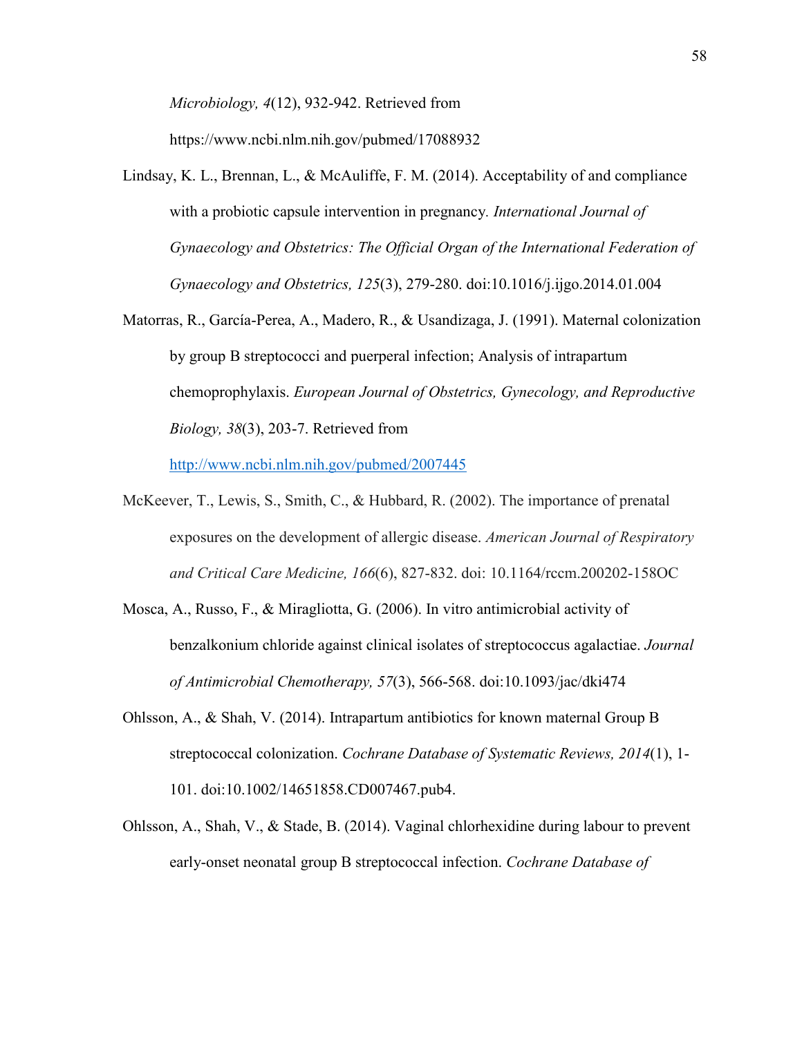*Microbiology, 4*(12), 932-942. Retrieved from https://www.ncbi.nlm.nih.gov/pubmed/17088932

Lindsay, K. L., Brennan, L., & McAuliffe, F. M. (2014). Acceptability of and compliance with a probiotic capsule intervention in pregnancy. *International Journal of Gynaecology and Obstetrics: The Official Organ of the International Federation of Gynaecology and Obstetrics, 125*(3), 279-280. doi:10.1016/j.ijgo.2014.01.004

Matorras, R., García-Perea, A., Madero, R., & Usandizaga, J. (1991). Maternal colonization by group B streptococci and puerperal infection; Analysis of intrapartum chemoprophylaxis. *European Journal of Obstetrics, Gynecology, and Reproductive Biology, 38*(3), 203-7. Retrieved from http://www.ncbi.nlm.nih.gov/pubmed/2007445

McKeever, T., Lewis, S., Smith, C., & Hubbard, R. (2002). The importance of prenatal exposures on the development of allergic disease. *American Journal of Respiratory and Critical Care Medicine, 166*(6), 827-832. doi: 10.1164/rccm.200202-158OC

Mosca, A., Russo, F., & Miragliotta, G. (2006). In vitro antimicrobial activity of benzalkonium chloride against clinical isolates of streptococcus agalactiae. *Journal of Antimicrobial Chemotherapy, 57*(3), 566-568. doi:10.1093/jac/dki474

Ohlsson, A., & Shah, V. (2014). Intrapartum antibiotics for known maternal Group B streptococcal colonization. *Cochrane Database of Systematic Reviews, 2014*(1), 1-101. doi:10.1002/14651858.CD007467.pub4.

Ohlsson, A., Shah, V., & Stade, B. (2014). Vaginal chlorhexidine during labour to prevent early-onset neonatal group B streptococcal infection. *Cochrane Database of*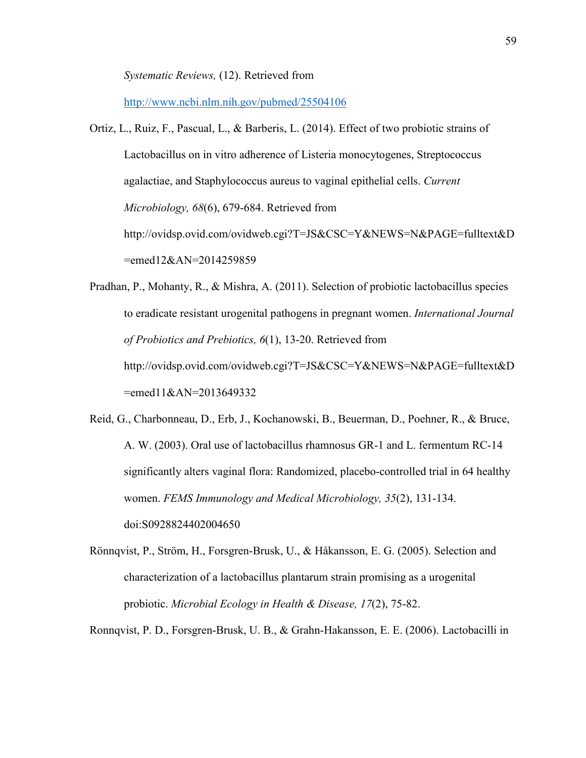*Systematic Reviews,* (12). Retrieved from http://www.ncbi.nlm.nih.gov/pubmed/25504106

Ortiz, L., Ruiz, F., Pascual, L., & Barberis, L. (2014). Effect of two probiotic strains of Lactobacillus on in vitro adherence of Listeria monocytogenes, Streptococcus agalactiae, and Staphylococcus aureus to vaginal epithelial cells. *Current Microbiology, 68*(6), 679-684. Retrieved from http://ovidsp.ovid.com/ovidweb.cgi?T=JS&CSC=Y&NEWS=N&PAGE=fulltext&D=emed12&AN=2014259859

Pradhan, P., Mohanty, R., & Mishra, A. (2011). Selection of probiotic lactobacillus species to eradicate resistant urogenital pathogens in pregnant women. *International Journal of Probiotics and Prebiotics, 6*(1), 13-20. Retrieved from http://ovidsp.ovid.com/ovidweb.cgi?T=JS&CSC=Y&NEWS=N&PAGE=fulltext&D=emed11&AN=2013649332

Reid, G., Charbonneau, D., Erb, J., Kochanowski, B., Beuerman, D., Poehner, R., & Bruce, A. W. (2003). Oral use of lactobacillus rhamnosus GR-1 and L. fermentum RC-14 significantly alters vaginal flora: Randomized, placebo-controlled trial in 64 healthy women. *FEMS Immunology and Medical Microbiology, 35*(2), 131-134. doi:S0928824402004650

Rönnqvist, P., Ström, H., Forsgren-Brusk, U., & Håkansson, E. G. (2005). Selection and characterization of a lactobacillus plantarum strain promising as a urogenital probiotic. *Microbial Ecology in Health & Disease, 17*(2), 75-82.

Ronnqvist, P. D., Forsgren-Brusk, U. B., & Grahn-Hakansson, E. E. (2006). Lactobacilli in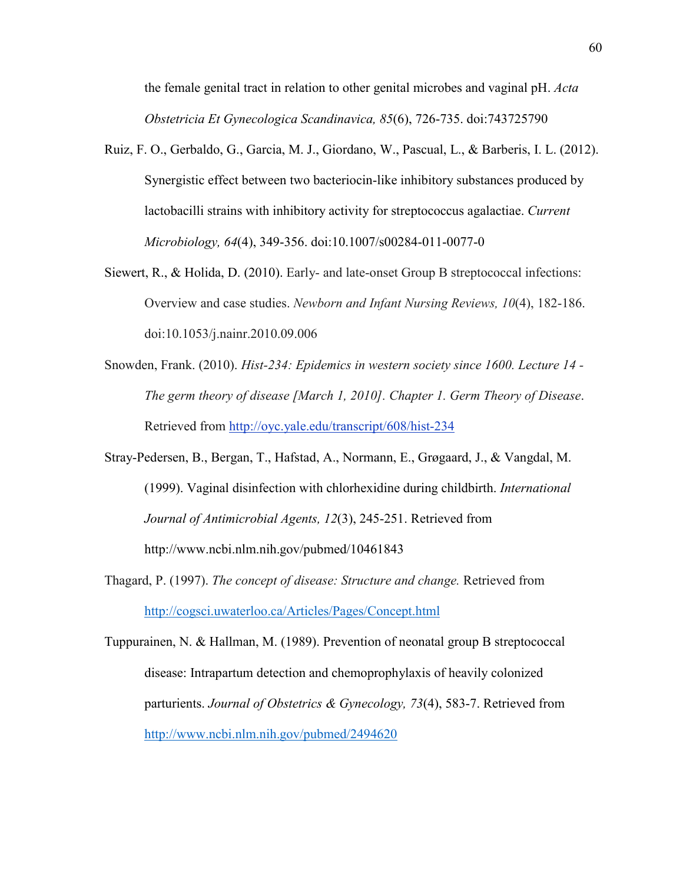the female genital tract in relation to other genital microbes and vaginal pH. *Acta Obstetricia Et Gynecologica Scandinavica, 85*(6), 726-735. doi:743725790

Ruiz, F. O., Gerbaldo, G., Garcia, M. J., Giordano, W., Pascual, L., & Barberis, I. L. (2012). Synergistic effect between two bacteriocin-like inhibitory substances produced by lactobacilli strains with inhibitory activity for streptococcus agalactiae. *Current Microbiology, 64*(4), 349-356. doi:10.1007/s00284-011-0077-0

Siewert, R., & Holida, D. (2010). Early- and late-onset Group B streptococcal infections: Overview and case studies. *Newborn and Infant Nursing Reviews, 10*(4), 182-186. doi:10.1053/j.nainr.2010.09.006

Snowden, Frank. (2010). *Hist-234: Epidemics in western society since 1600. Lecture 14 - The germ theory of disease [March 1, 2010]. Chapter 1. Germ Theory of Disease*. Retrieved from http://oyc.yale.edu/transcript/608/hist-234

Stray-Pedersen, B., Bergan, T., Hafstad, A., Normann, E., Grøgaard, J., & Vangdal, M. (1999). Vaginal disinfection with chlorhexidine during childbirth. *International Journal of Antimicrobial Agents, 12*(3), 245-251. Retrieved from http://www.ncbi.nlm.nih.gov/pubmed/10461843

Thagard, P. (1997). *The concept of disease: Structure and change.* Retrieved from http://cogsci.uwaterloo.ca/Articles/Pages/Concept.html

Tuppurainen, N. & Hallman, M. (1989). Prevention of neonatal group B streptococcal disease: Intrapartum detection and chemoprophylaxis of heavily colonized parturients. *Journal of Obstetrics & Gynecology, 73*(4), 583-7. Retrieved from http://www.ncbi.nlm.nih.gov/pubmed/2494620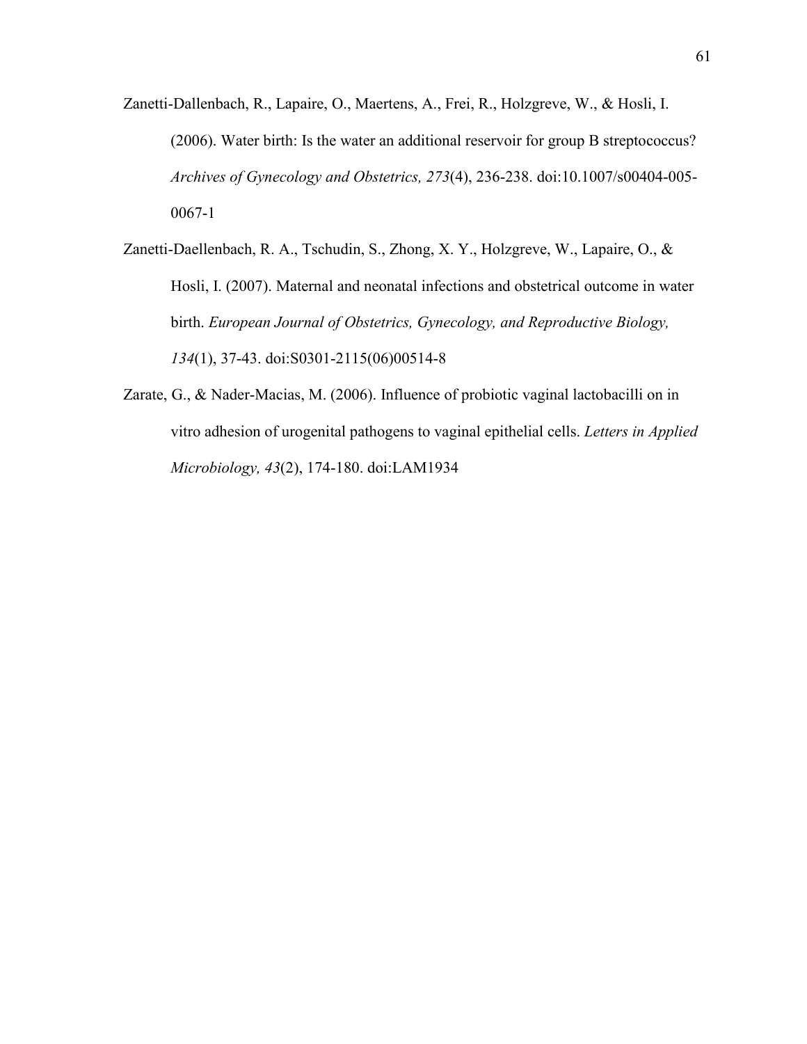Zanetti-Dallenbach, R., Lapaire, O., Maertens, A., Frei, R., Holzgreve, W., & Hosli, I. (2006). Water birth: Is the water an additional reservoir for group B streptococcus? *Archives of Gynecology and Obstetrics, 273*(4), 236-238. doi:10.1007/s00404-005-0067-1

Zanetti-Daellenbach, R. A., Tschudin, S., Zhong, X. Y., Holzgreve, W., Lapaire, O., & Hosli, I. (2007). Maternal and neonatal infections and obstetrical outcome in water birth. *European Journal of Obstetrics, Gynecology, and Reproductive Biology, 134*(1), 37-43. doi:S0301-2115(06)00514-8

Zarate, G., & Nader-Macias, M. (2006). Influence of probiotic vaginal lactobacilli on in vitro adhesion of urogenital pathogens to vaginal epithelial cells. *Letters in Applied Microbiology, 43*(2), 174-180. doi:LAM1934